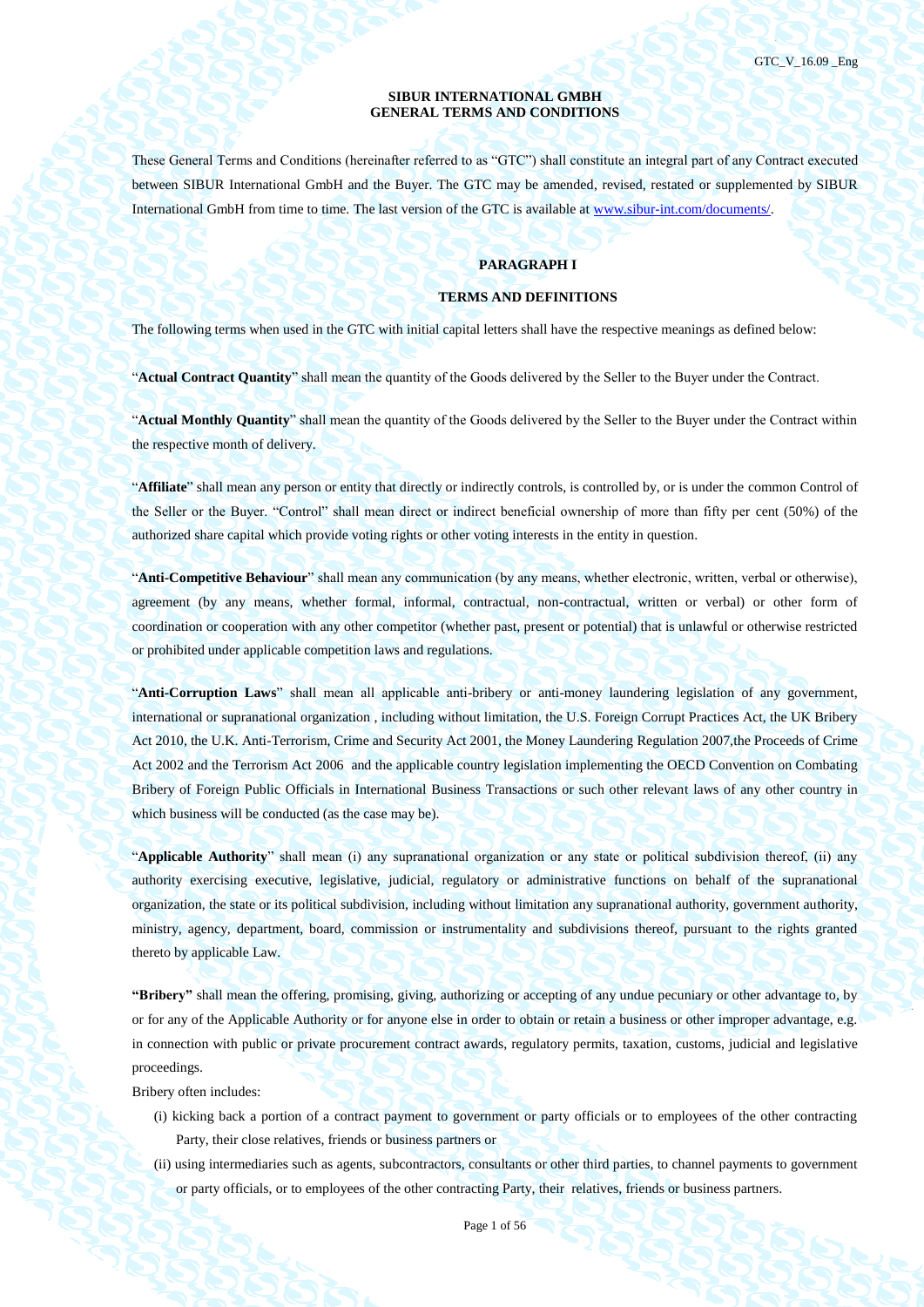**SIBUR INTERNATIONAL GMBH**
**GENERAL TERMS AND CONDITIONS**

These General Terms and Conditions (hereinafter referred to as "GTC") shall constitute an integral part of any Contract executed between SIBUR International GmbH and the Buyer. The GTC may be amended, revised, restated or supplemented by SIBUR International GmbH from time to time. The last version of the GTC is available at www.sibur-int.com/documents/.

## PARAGRAPH I

## TERMS AND DEFINITIONS

The following terms when used in the GTC with initial capital letters shall have the respective meanings as defined below:

"**Actual Contract Quantity**" shall mean the quantity of the Goods delivered by the Seller to the Buyer under the Contract.

"**Actual Monthly Quantity**" shall mean the quantity of the Goods delivered by the Seller to the Buyer under the Contract within the respective month of delivery.

"**Affiliate**" shall mean any person or entity that directly or indirectly controls, is controlled by, or is under the common Control of the Seller or the Buyer. "Control" shall mean direct or indirect beneficial ownership of more than fifty per cent (50%) of the authorized share capital which provide voting rights or other voting interests in the entity in question.

"**Anti-Competitive Behaviour**" shall mean any communication (by any means, whether electronic, written, verbal or otherwise), agreement (by any means, whether formal, informal, contractual, non-contractual, written or verbal) or other form of coordination or cooperation with any other competitor (whether past, present or potential) that is unlawful or otherwise restricted or prohibited under applicable competition laws and regulations.

"**Anti-Corruption Laws**" shall mean all applicable anti-bribery or anti-money laundering legislation of any government, international or supranational organization , including without limitation, the U.S. Foreign Corrupt Practices Act, the UK Bribery Act 2010, the U.K. Anti-Terrorism, Crime and Security Act 2001, the Money Laundering Regulation 2007,the Proceeds of Crime Act 2002 and the Terrorism Act 2006 and the applicable country legislation implementing the OECD Convention on Combating Bribery of Foreign Public Officials in International Business Transactions or such other relevant laws of any other country in which business will be conducted (as the case may be).

"**Applicable Authority**" shall mean (i) any supranational organization or any state or political subdivision thereof, (ii) any authority exercising executive, legislative, judicial, regulatory or administrative functions on behalf of the supranational organization, the state or its political subdivision, including without limitation any supranational authority, government authority, ministry, agency, department, board, commission or instrumentality and subdivisions thereof, pursuant to the rights granted thereto by applicable Law.

**"Bribery"** shall mean the offering, promising, giving, authorizing or accepting of any undue pecuniary or other advantage to, by or for any of the Applicable Authority or for anyone else in order to obtain or retain a business or other improper advantage, e.g. in connection with public or private procurement contract awards, regulatory permits, taxation, customs, judicial and legislative proceedings.

Bribery often includes:

(i) kicking back a portion of a contract payment to government or party officials or to employees of the other contracting Party, their close relatives, friends or business partners or

(ii) using intermediaries such as agents, subcontractors, consultants or other third parties, to channel payments to government or party officials, or to employees of the other contracting Party, their relatives, friends or business partners.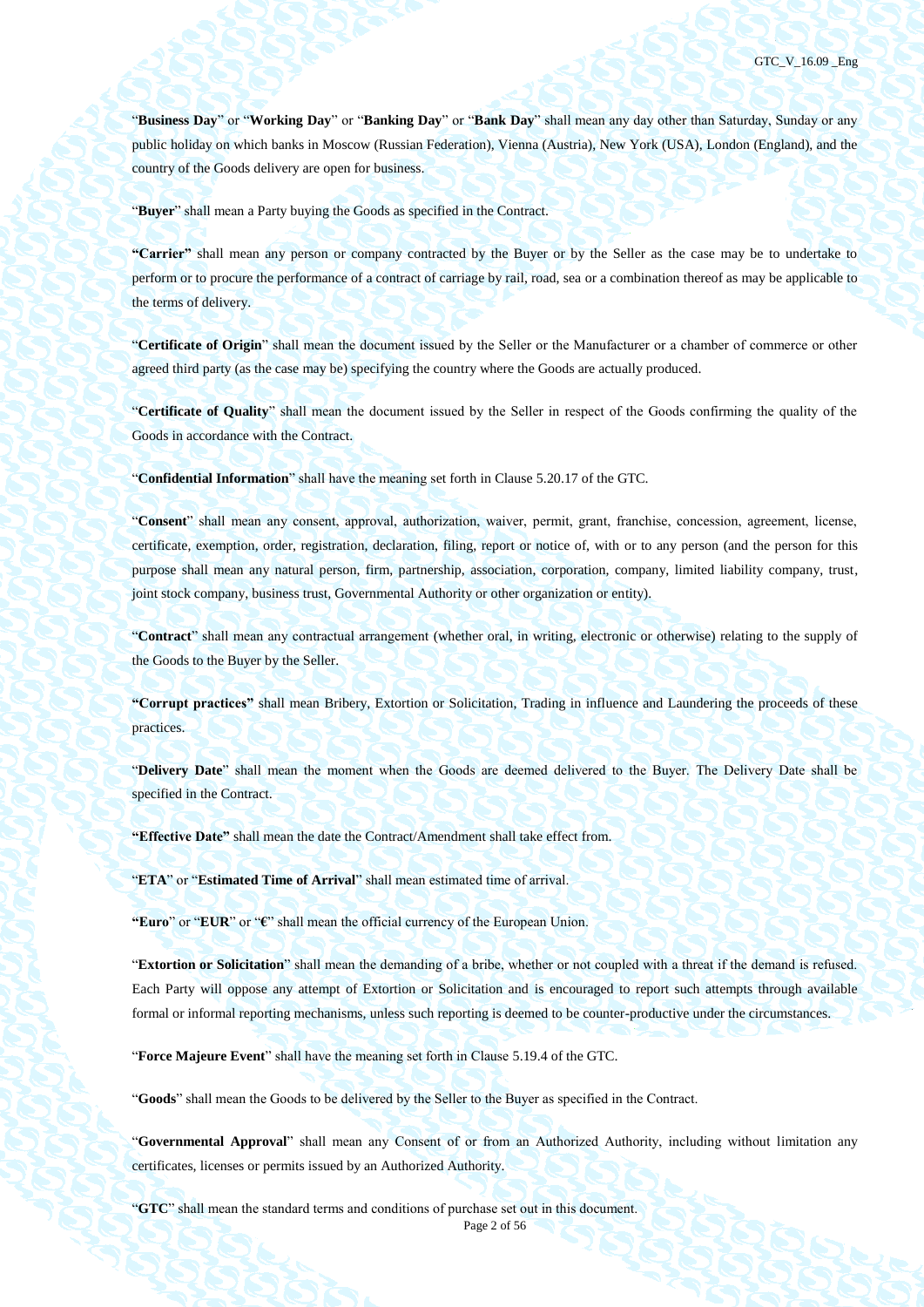"**Business Day**" or "**Working Day**" or "**Banking Day**" or "**Bank Day**" shall mean any day other than Saturday, Sunday or any public holiday on which banks in Moscow (Russian Federation), Vienna (Austria), New York (USA), London (England), and the country of the Goods delivery are open for business.

"**Buyer**" shall mean a Party buying the Goods as specified in the Contract.

**"Carrier"** shall mean any person or company contracted by the Buyer or by the Seller as the case may be to undertake to perform or to procure the performance of a contract of carriage by rail, road, sea or a combination thereof as may be applicable to the terms of delivery.

"**Certificate of Origin**" shall mean the document issued by the Seller or the Manufacturer or a chamber of commerce or other agreed third party (as the case may be) specifying the country where the Goods are actually produced.

"**Certificate of Quality**" shall mean the document issued by the Seller in respect of the Goods confirming the quality of the Goods in accordance with the Contract.

"**Confidential Information**" shall have the meaning set forth in Clause 5.20.17 of the GTC.

"**Consent**" shall mean any consent, approval, authorization, waiver, permit, grant, franchise, concession, agreement, license, certificate, exemption, order, registration, declaration, filing, report or notice of, with or to any person (and the person for this purpose shall mean any natural person, firm, partnership, association, corporation, company, limited liability company, trust, joint stock company, business trust, Governmental Authority or other organization or entity).

"**Contract**" shall mean any contractual arrangement (whether oral, in writing, electronic or otherwise) relating to the supply of the Goods to the Buyer by the Seller.

**"Corrupt practices"** shall mean Bribery, Extortion or Solicitation, Trading in influence and Laundering the proceeds of these practices.

"**Delivery Date**" shall mean the moment when the Goods are deemed delivered to the Buyer. The Delivery Date shall be specified in the Contract.

**"Effective Date"** shall mean the date the Contract/Amendment shall take effect from.

"**ETA**" or "**Estimated Time of Arrival**" shall mean estimated time of arrival.

**"Euro"** or "**EUR**" or "**€**" shall mean the official currency of the European Union.

"**Extortion or Solicitation**" shall mean the demanding of a bribe, whether or not coupled with a threat if the demand is refused. Each Party will oppose any attempt of Extortion or Solicitation and is encouraged to report such attempts through available formal or informal reporting mechanisms, unless such reporting is deemed to be counter-productive under the circumstances.

"**Force Majeure Event**" shall have the meaning set forth in Clause 5.19.4 of the GTC.

"**Goods**" shall mean the Goods to be delivered by the Seller to the Buyer as specified in the Contract.

"**Governmental Approval**" shall mean any Consent of or from an Authorized Authority, including without limitation any certificates, licenses or permits issued by an Authorized Authority.

"**GTC**" shall mean the standard terms and conditions of purchase set out in this document.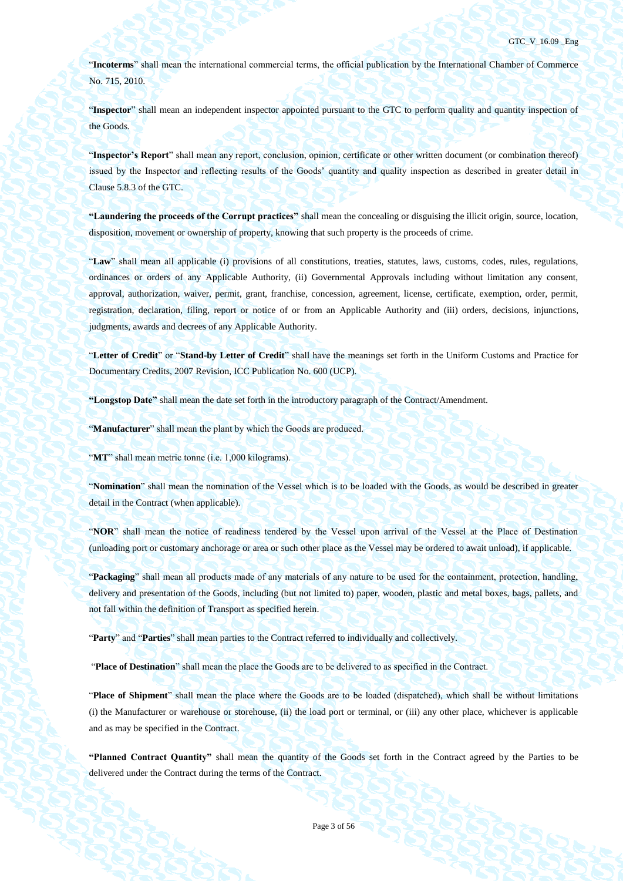"**Incoterms**" shall mean the international commercial terms, the official publication by the International Chamber of Commerce No. 715, 2010.

"**Inspector**" shall mean an independent inspector appointed pursuant to the GTC to perform quality and quantity inspection of the Goods.

"**Inspector's Report**" shall mean any report, conclusion, opinion, certificate or other written document (or combination thereof) issued by the Inspector and reflecting results of the Goods' quantity and quality inspection as described in greater detail in Clause 5.8.3 of the GTC.

**"Laundering the proceeds of the Corrupt practices"** shall mean the concealing or disguising the illicit origin, source, location, disposition, movement or ownership of property, knowing that such property is the proceeds of crime.

"**Law**" shall mean all applicable (i) provisions of all constitutions, treaties, statutes, laws, customs, codes, rules, regulations, ordinances or orders of any Applicable Authority, (ii) Governmental Approvals including without limitation any consent, approval, authorization, waiver, permit, grant, franchise, concession, agreement, license, certificate, exemption, order, permit, registration, declaration, filing, report or notice of or from an Applicable Authority and (iii) orders, decisions, injunctions, judgments, awards and decrees of any Applicable Authority.

"**Letter of Credit**" or "**Stand-by Letter of Credit**" shall have the meanings set forth in the Uniform Customs and Practice for Documentary Credits, 2007 Revision, ICC Publication No. 600 (UCP).

**"Longstop Date"** shall mean the date set forth in the introductory paragraph of the Contract/Amendment.

"**Manufacturer**" shall mean the plant by which the Goods are produced.

"**MT**" shall mean metric tonne (i.e. 1,000 kilograms).

"**Nomination**" shall mean the nomination of the Vessel which is to be loaded with the Goods, as would be described in greater detail in the Contract (when applicable).

"**NOR**" shall mean the notice of readiness tendered by the Vessel upon arrival of the Vessel at the Place of Destination (unloading port or customary anchorage or area or such other place as the Vessel may be ordered to await unload), if applicable.

"**Packaging**" shall mean all products made of any materials of any nature to be used for the containment, protection, handling, delivery and presentation of the Goods, including (but not limited to) paper, wooden, plastic and metal boxes, bags, pallets, and not fall within the definition of Transport as specified herein.

"**Party**" and "**Parties**" shall mean parties to the Contract referred to individually and collectively.

"**Place of Destination**" shall mean the place the Goods are to be delivered to as specified in the Contract.

"**Place of Shipment**" shall mean the place where the Goods are to be loaded (dispatched), which shall be without limitations (i) the Manufacturer or warehouse or storehouse, (ii) the load port or terminal, or (iii) any other place, whichever is applicable and as may be specified in the Contract.

**"Planned Contract Quantity"** shall mean the quantity of the Goods set forth in the Contract agreed by the Parties to be delivered under the Contract during the terms of the Contract.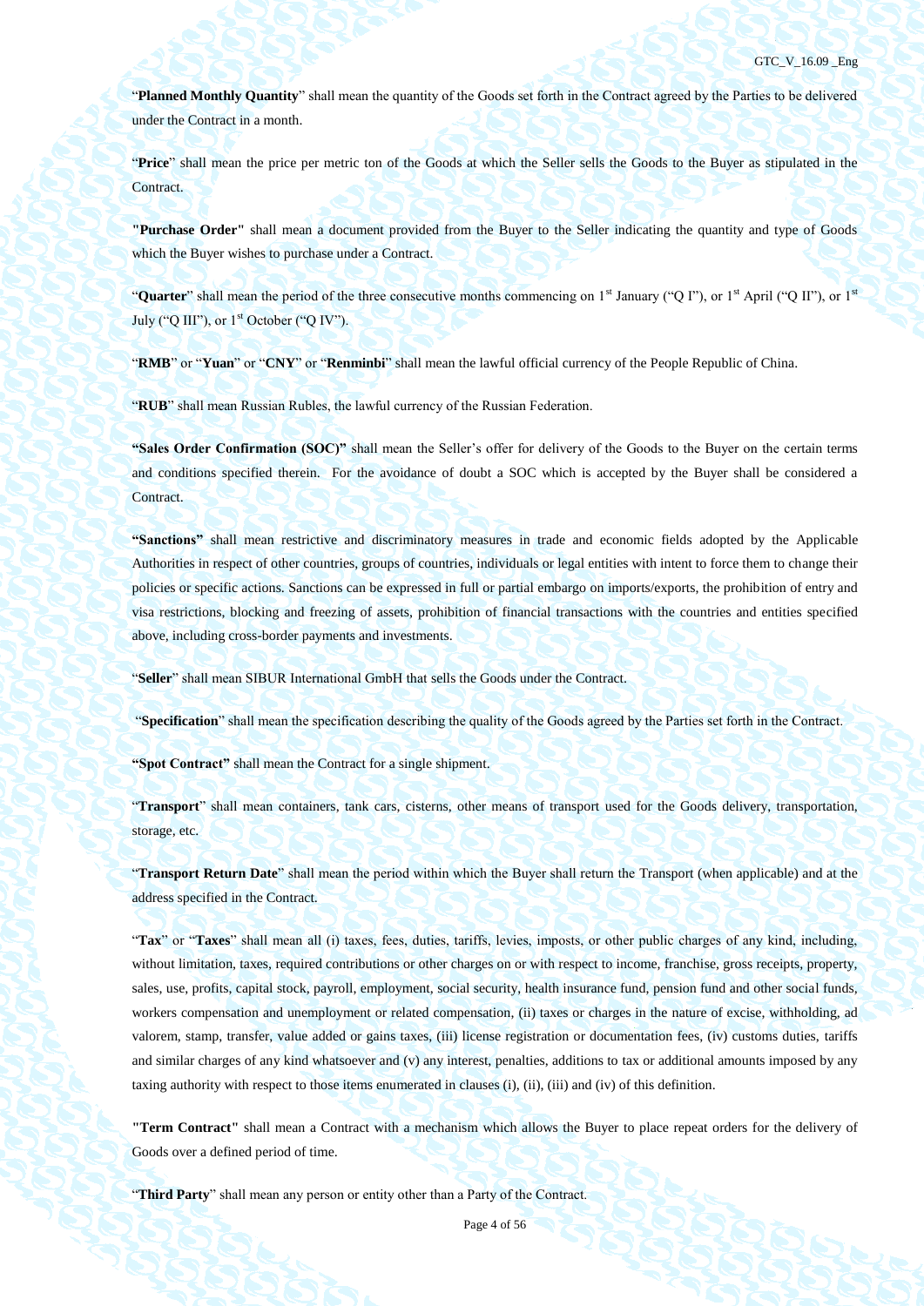"**Planned Monthly Quantity**" shall mean the quantity of the Goods set forth in the Contract agreed by the Parties to be delivered under the Contract in a month.

"**Price**" shall mean the price per metric ton of the Goods at which the Seller sells the Goods to the Buyer as stipulated in the Contract.

**"Purchase Order"** shall mean a document provided from the Buyer to the Seller indicating the quantity and type of Goods which the Buyer wishes to purchase under a Contract.

"**Quarter**" shall mean the period of the three consecutive months commencing on 1st January ("Q I"), or 1st April ("Q II"), or 1st July ("Q III"), or 1st October ("Q IV").

"**RMB**" or "**Yuan**" or "**CNY**" or "**Renminbi**" shall mean the lawful official currency of the People Republic of China.

"**RUB**" shall mean Russian Rubles, the lawful currency of the Russian Federation.

**"Sales Order Confirmation (SOC)"** shall mean the Seller's offer for delivery of the Goods to the Buyer on the certain terms and conditions specified therein. For the avoidance of doubt a SOC which is accepted by the Buyer shall be considered a Contract.

**"Sanctions"** shall mean restrictive and discriminatory measures in trade and economic fields adopted by the Applicable Authorities in respect of other countries, groups of countries, individuals or legal entities with intent to force them to change their policies or specific actions. Sanctions can be expressed in full or partial embargo on imports/exports, the prohibition of entry and visa restrictions, blocking and freezing of assets, prohibition of financial transactions with the countries and entities specified above, including cross-border payments and investments.

"**Seller**" shall mean SIBUR International GmbH that sells the Goods under the Contract.

"**Specification**" shall mean the specification describing the quality of the Goods agreed by the Parties set forth in the Contract.

**"Spot Contract"** shall mean the Contract for a single shipment.

"**Transport**" shall mean containers, tank cars, cisterns, other means of transport used for the Goods delivery, transportation, storage, etc.

"**Transport Return Date**" shall mean the period within which the Buyer shall return the Transport (when applicable) and at the address specified in the Contract.

"**Tax**" or "**Taxes**" shall mean all (i) taxes, fees, duties, tariffs, levies, imposts, or other public charges of any kind, including, without limitation, taxes, required contributions or other charges on or with respect to income, franchise, gross receipts, property, sales, use, profits, capital stock, payroll, employment, social security, health insurance fund, pension fund and other social funds, workers compensation and unemployment or related compensation, (ii) taxes or charges in the nature of excise, withholding, ad valorem, stamp, transfer, value added or gains taxes, (iii) license registration or documentation fees, (iv) customs duties, tariffs and similar charges of any kind whatsoever and (v) any interest, penalties, additions to tax or additional amounts imposed by any taxing authority with respect to those items enumerated in clauses (i), (ii), (iii) and (iv) of this definition.

**"Term Contract"** shall mean a Contract with a mechanism which allows the Buyer to place repeat orders for the delivery of Goods over a defined period of time.

"**Third Party**" shall mean any person or entity other than a Party of the Contract.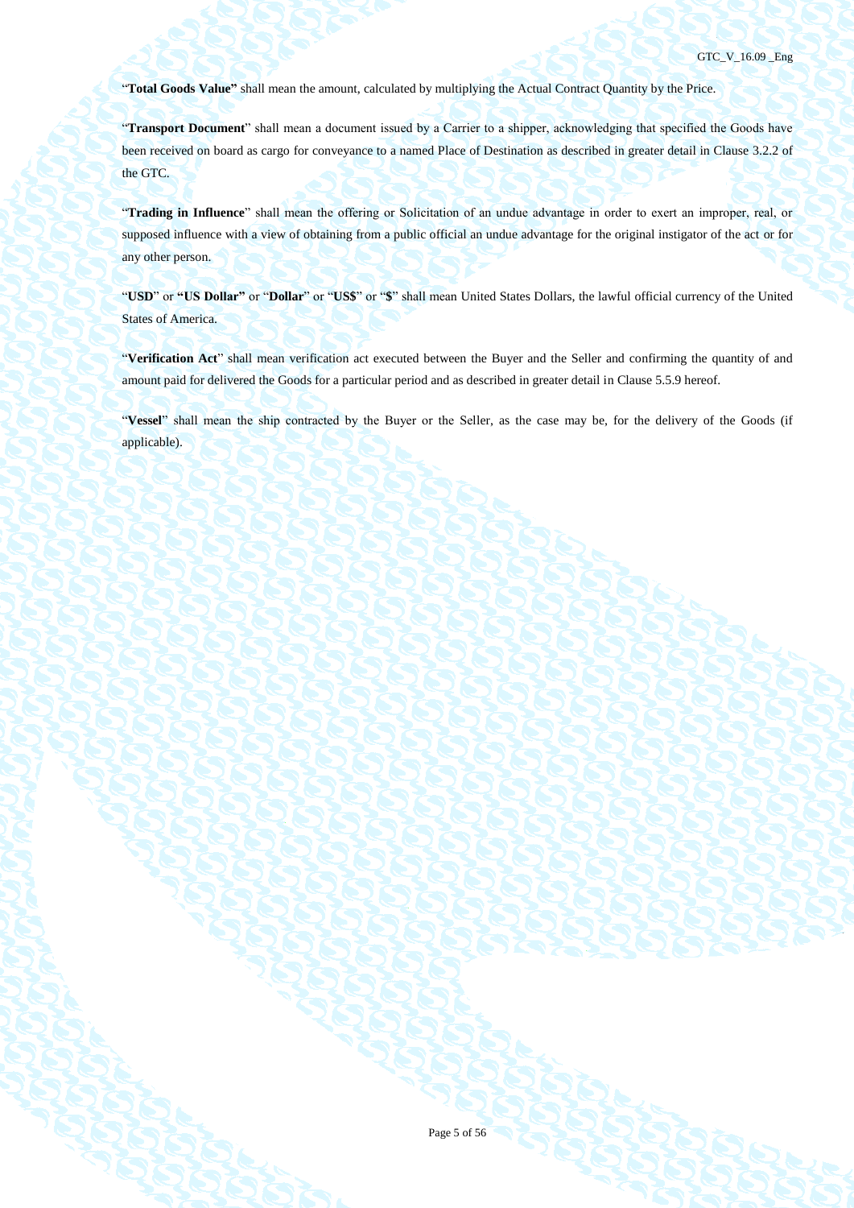"**Total Goods Value"** shall mean the amount, calculated by multiplying the Actual Contract Quantity by the Price.

"**Transport Document**" shall mean a document issued by a Carrier to a shipper, acknowledging that specified the Goods have been received on board as cargo for conveyance to a named Place of Destination as described in greater detail in Clause 3.2.2 of the GTC.

"**Trading in Influence**" shall mean the offering or Solicitation of an undue advantage in order to exert an improper, real, or supposed influence with a view of obtaining from a public official an undue advantage for the original instigator of the act or for any other person.

"**USD**" or **"US Dollar"** or "**Dollar**" or "**US$**" or "**$**" shall mean United States Dollars, the lawful official currency of the United States of America.

"**Verification Act**" shall mean verification act executed between the Buyer and the Seller and confirming the quantity of and amount paid for delivered the Goods for a particular period and as described in greater detail in Clause 5.5.9 hereof.

"**Vessel**" shall mean the ship contracted by the Buyer or the Seller, as the case may be, for the delivery of the Goods (if applicable).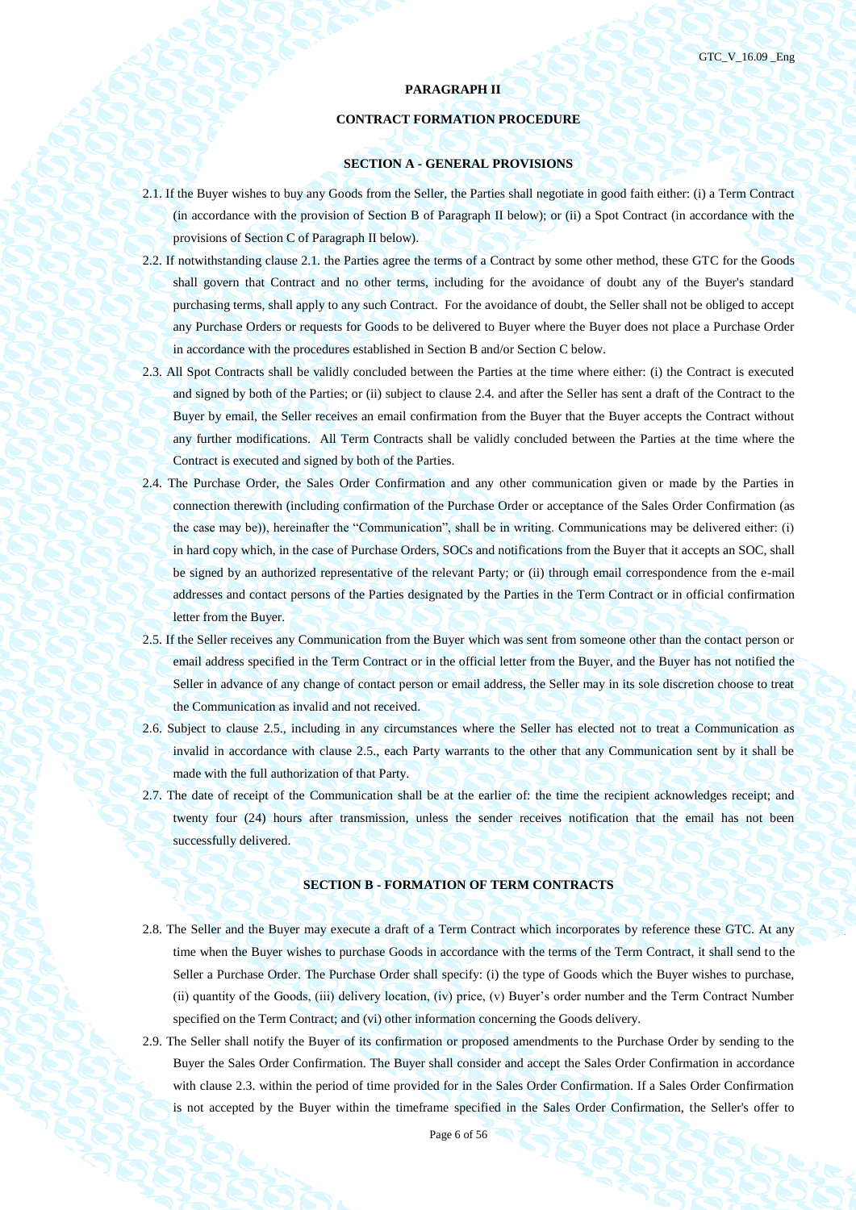## PARAGRAPH II

## CONTRACT FORMATION PROCEDURE

### SECTION A - GENERAL PROVISIONS

2.1. If the Buyer wishes to buy any Goods from the Seller, the Parties shall negotiate in good faith either: (i) a Term Contract (in accordance with the provision of Section B of Paragraph II below); or (ii) a Spot Contract (in accordance with the provisions of Section C of Paragraph II below).

2.2. If notwithstanding clause 2.1. the Parties agree the terms of a Contract by some other method, these GTC for the Goods shall govern that Contract and no other terms, including for the avoidance of doubt any of the Buyer's standard purchasing terms, shall apply to any such Contract. For the avoidance of doubt, the Seller shall not be obliged to accept any Purchase Orders or requests for Goods to be delivered to Buyer where the Buyer does not place a Purchase Order in accordance with the procedures established in Section B and/or Section C below.

2.3. All Spot Contracts shall be validly concluded between the Parties at the time where either: (i) the Contract is executed and signed by both of the Parties; or (ii) subject to clause 2.4. and after the Seller has sent a draft of the Contract to the Buyer by email, the Seller receives an email confirmation from the Buyer that the Buyer accepts the Contract without any further modifications. All Term Contracts shall be validly concluded between the Parties at the time where the Contract is executed and signed by both of the Parties.

2.4. The Purchase Order, the Sales Order Confirmation and any other communication given or made by the Parties in connection therewith (including confirmation of the Purchase Order or acceptance of the Sales Order Confirmation (as the case may be)), hereinafter the "Communication", shall be in writing. Communications may be delivered either: (i) in hard copy which, in the case of Purchase Orders, SOCs and notifications from the Buyer that it accepts an SOC, shall be signed by an authorized representative of the relevant Party; or (ii) through email correspondence from the e-mail addresses and contact persons of the Parties designated by the Parties in the Term Contract or in official confirmation letter from the Buyer.

2.5. If the Seller receives any Communication from the Buyer which was sent from someone other than the contact person or email address specified in the Term Contract or in the official letter from the Buyer, and the Buyer has not notified the Seller in advance of any change of contact person or email address, the Seller may in its sole discretion choose to treat the Communication as invalid and not received.

2.6. Subject to clause 2.5., including in any circumstances where the Seller has elected not to treat a Communication as invalid in accordance with clause 2.5., each Party warrants to the other that any Communication sent by it shall be made with the full authorization of that Party.

2.7. The date of receipt of the Communication shall be at the earlier of: the time the recipient acknowledges receipt; and twenty four (24) hours after transmission, unless the sender receives notification that the email has not been successfully delivered.

### SECTION B - FORMATION OF TERM CONTRACTS

2.8. The Seller and the Buyer may execute a draft of a Term Contract which incorporates by reference these GTC. At any time when the Buyer wishes to purchase Goods in accordance with the terms of the Term Contract, it shall send to the Seller a Purchase Order. The Purchase Order shall specify: (i) the type of Goods which the Buyer wishes to purchase, (ii) quantity of the Goods, (iii) delivery location, (iv) price, (v) Buyer's order number and the Term Contract Number specified on the Term Contract; and (vi) other information concerning the Goods delivery.

2.9. The Seller shall notify the Buyer of its confirmation or proposed amendments to the Purchase Order by sending to the Buyer the Sales Order Confirmation. The Buyer shall consider and accept the Sales Order Confirmation in accordance with clause 2.3. within the period of time provided for in the Sales Order Confirmation. If a Sales Order Confirmation is not accepted by the Buyer within the timeframe specified in the Sales Order Confirmation, the Seller's offer to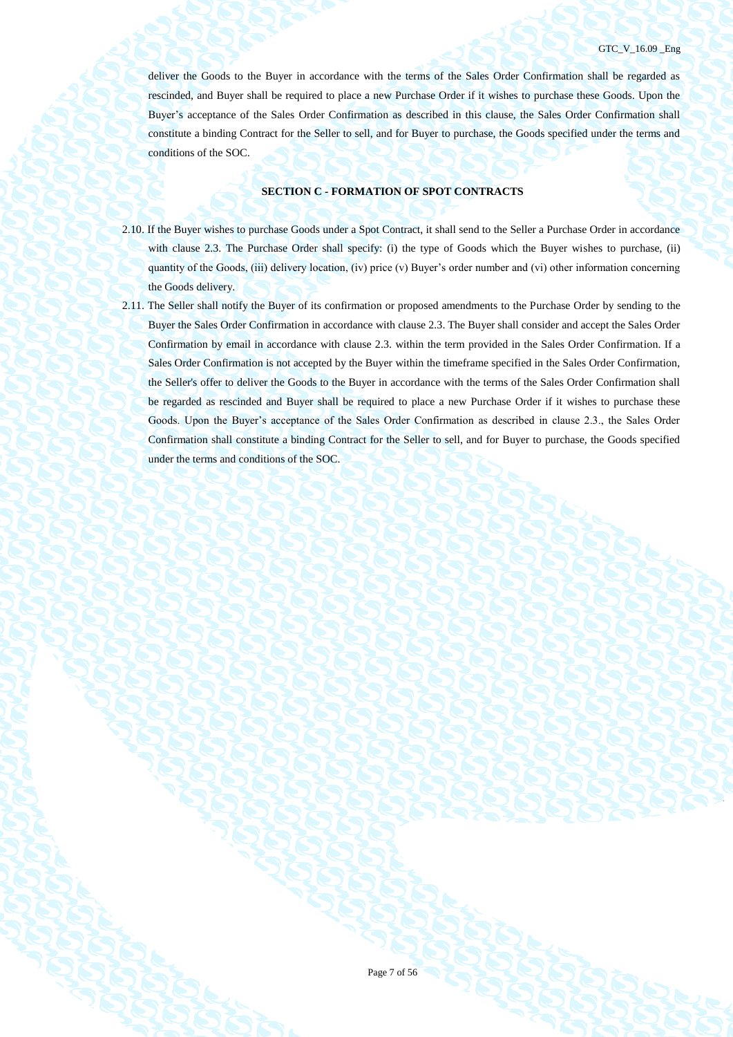deliver the Goods to the Buyer in accordance with the terms of the Sales Order Confirmation shall be regarded as rescinded, and Buyer shall be required to place a new Purchase Order if it wishes to purchase these Goods. Upon the Buyer's acceptance of the Sales Order Confirmation as described in this clause, the Sales Order Confirmation shall constitute a binding Contract for the Seller to sell, and for Buyer to purchase, the Goods specified under the terms and conditions of the SOC.

## SECTION C - FORMATION OF SPOT CONTRACTS

2.10. If the Buyer wishes to purchase Goods under a Spot Contract, it shall send to the Seller a Purchase Order in accordance with clause 2.3. The Purchase Order shall specify: (i) the type of Goods which the Buyer wishes to purchase, (ii) quantity of the Goods, (iii) delivery location, (iv) price (v) Buyer's order number and (vi) other information concerning the Goods delivery.

2.11. The Seller shall notify the Buyer of its confirmation or proposed amendments to the Purchase Order by sending to the Buyer the Sales Order Confirmation in accordance with clause 2.3. The Buyer shall consider and accept the Sales Order Confirmation by email in accordance with clause 2.3. within the term provided in the Sales Order Confirmation. If a Sales Order Confirmation is not accepted by the Buyer within the timeframe specified in the Sales Order Confirmation, the Seller's offer to deliver the Goods to the Buyer in accordance with the terms of the Sales Order Confirmation shall be regarded as rescinded and Buyer shall be required to place a new Purchase Order if it wishes to purchase these Goods. Upon the Buyer's acceptance of the Sales Order Confirmation as described in clause 2.3., the Sales Order Confirmation shall constitute a binding Contract for the Seller to sell, and for Buyer to purchase, the Goods specified under the terms and conditions of the SOC.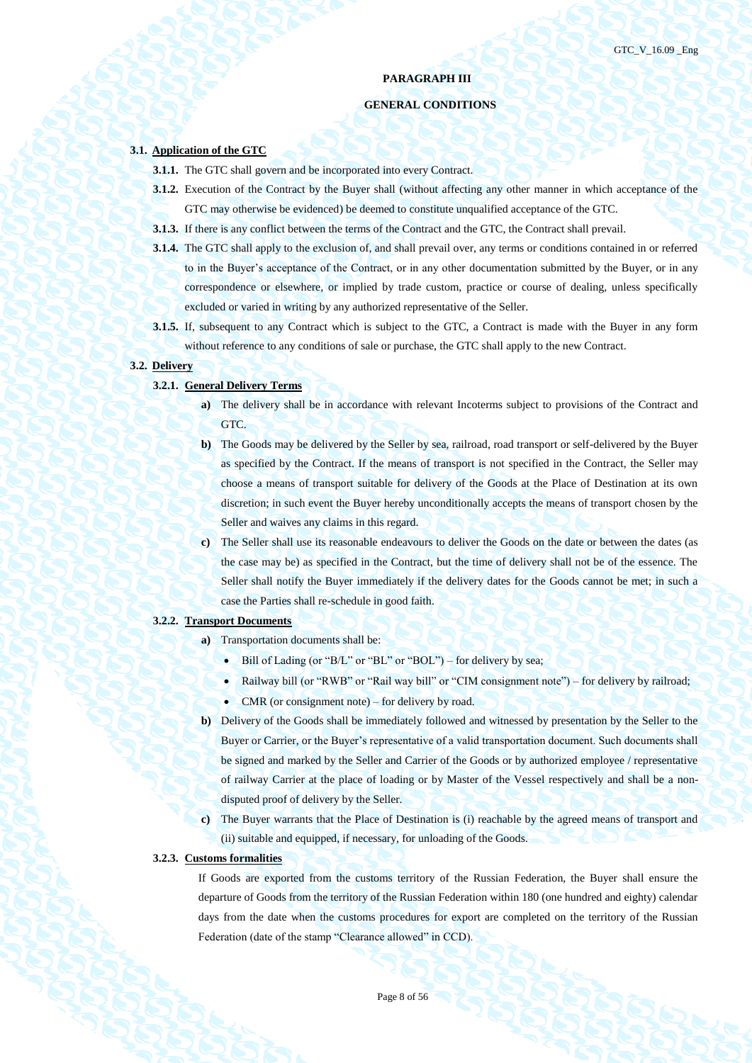# PARAGRAPH III

## GENERAL CONDITIONS

**3.1. Application of the GTC**

**3.1.1.** The GTC shall govern and be incorporated into every Contract.

**3.1.2.** Execution of the Contract by the Buyer shall (without affecting any other manner in which acceptance of the GTC may otherwise be evidenced) be deemed to constitute unqualified acceptance of the GTC.

**3.1.3.** If there is any conflict between the terms of the Contract and the GTC, the Contract shall prevail.

**3.1.4.** The GTC shall apply to the exclusion of, and shall prevail over, any terms or conditions contained in or referred to in the Buyer's acceptance of the Contract, or in any other documentation submitted by the Buyer, or in any correspondence or elsewhere, or implied by trade custom, practice or course of dealing, unless specifically excluded or varied in writing by any authorized representative of the Seller.

**3.1.5.** If, subsequent to any Contract which is subject to the GTC, a Contract is made with the Buyer in any form without reference to any conditions of sale or purchase, the GTC shall apply to the new Contract.

**3.2. Delivery**

**3.2.1. General Delivery Terms**

**a)** The delivery shall be in accordance with relevant Incoterms subject to provisions of the Contract and GTC.

**b)** The Goods may be delivered by the Seller by sea, railroad, road transport or self-delivered by the Buyer as specified by the Contract. If the means of transport is not specified in the Contract, the Seller may choose a means of transport suitable for delivery of the Goods at the Place of Destination at its own discretion; in such event the Buyer hereby unconditionally accepts the means of transport chosen by the Seller and waives any claims in this regard.

**c)** The Seller shall use its reasonable endeavours to deliver the Goods on the date or between the dates (as the case may be) as specified in the Contract, but the time of delivery shall not be of the essence. The Seller shall notify the Buyer immediately if the delivery dates for the Goods cannot be met; in such a case the Parties shall re-schedule in good faith.

**3.2.2. Transport Documents**

**a)** Transportation documents shall be:

- Bill of Lading (or "B/L" or "BL" or "BOL") – for delivery by sea;
- Railway bill (or "RWB" or "Rail way bill" or "CIM consignment note") – for delivery by railroad;
- CMR (or consignment note) – for delivery by road.

**b)** Delivery of the Goods shall be immediately followed and witnessed by presentation by the Seller to the Buyer or Carrier, or the Buyer's representative of a valid transportation document. Such documents shall be signed and marked by the Seller and Carrier of the Goods or by authorized employee / representative of railway Carrier at the place of loading or by Master of the Vessel respectively and shall be a non-disputed proof of delivery by the Seller.

**c)** The Buyer warrants that the Place of Destination is (i) reachable by the agreed means of transport and (ii) suitable and equipped, if necessary, for unloading of the Goods.

**3.2.3. Customs formalities**

If Goods are exported from the customs territory of the Russian Federation, the Buyer shall ensure the departure of Goods from the territory of the Russian Federation within 180 (one hundred and eighty) calendar days from the date when the customs procedures for export are completed on the territory of the Russian Federation (date of the stamp "Clearance allowed" in CCD).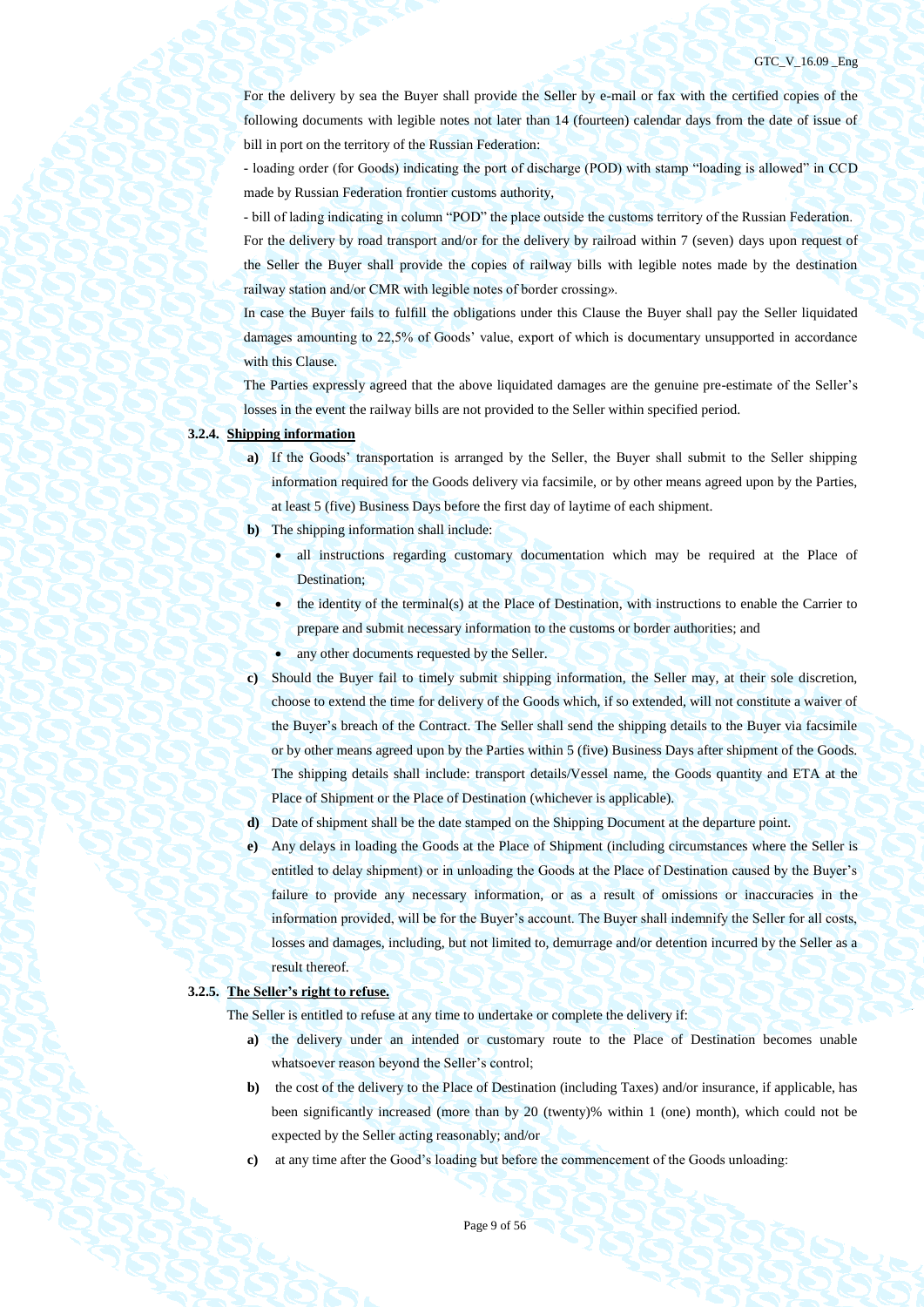For the delivery by sea the Buyer shall provide the Seller by e-mail or fax with the certified copies of the following documents with legible notes not later than 14 (fourteen) calendar days from the date of issue of bill in port on the territory of the Russian Federation:

- loading order (for Goods) indicating the port of discharge (POD) with stamp "loading is allowed" in CCD made by Russian Federation frontier customs authority,

- bill of lading indicating in column "POD" the place outside the customs territory of the Russian Federation.

For the delivery by road transport and/or for the delivery by railroad within 7 (seven) days upon request of the Seller the Buyer shall provide the copies of railway bills with legible notes made by the destination railway station and/or CMR with legible notes of border crossing».

In case the Buyer fails to fulfill the obligations under this Clause the Buyer shall pay the Seller liquidated damages amounting to 22,5% of Goods' value, export of which is documentary unsupported in accordance with this Clause.

The Parties expressly agreed that the above liquidated damages are the genuine pre-estimate of the Seller's losses in the event the railway bills are not provided to the Seller within specified period.

**3.2.4. Shipping information**

**a)** If the Goods' transportation is arranged by the Seller, the Buyer shall submit to the Seller shipping information required for the Goods delivery via facsimile, or by other means agreed upon by the Parties, at least 5 (five) Business Days before the first day of laytime of each shipment.

**b)** The shipping information shall include:

- all instructions regarding customary documentation which may be required at the Place of Destination;
- the identity of the terminal(s) at the Place of Destination, with instructions to enable the Carrier to prepare and submit necessary information to the customs or border authorities; and
- any other documents requested by the Seller.

**c)** Should the Buyer fail to timely submit shipping information, the Seller may, at their sole discretion, choose to extend the time for delivery of the Goods which, if so extended, will not constitute a waiver of the Buyer's breach of the Contract. The Seller shall send the shipping details to the Buyer via facsimile or by other means agreed upon by the Parties within 5 (five) Business Days after shipment of the Goods. The shipping details shall include: transport details/Vessel name, the Goods quantity and ETA at the Place of Shipment or the Place of Destination (whichever is applicable).

**d)** Date of shipment shall be the date stamped on the Shipping Document at the departure point.

**e)** Any delays in loading the Goods at the Place of Shipment (including circumstances where the Seller is entitled to delay shipment) or in unloading the Goods at the Place of Destination caused by the Buyer's failure to provide any necessary information, or as a result of omissions or inaccuracies in the information provided, will be for the Buyer's account. The Buyer shall indemnify the Seller for all costs, losses and damages, including, but not limited to, demurrage and/or detention incurred by the Seller as a result thereof.

**3.2.5. The Seller's right to refuse.**

The Seller is entitled to refuse at any time to undertake or complete the delivery if:

**a)** the delivery under an intended or customary route to the Place of Destination becomes unable whatsoever reason beyond the Seller's control;

**b)** the cost of the delivery to the Place of Destination (including Taxes) and/or insurance, if applicable, has been significantly increased (more than by 20 (twenty)% within 1 (one) month), which could not be expected by the Seller acting reasonably; and/or

**c)** at any time after the Good's loading but before the commencement of the Goods unloading: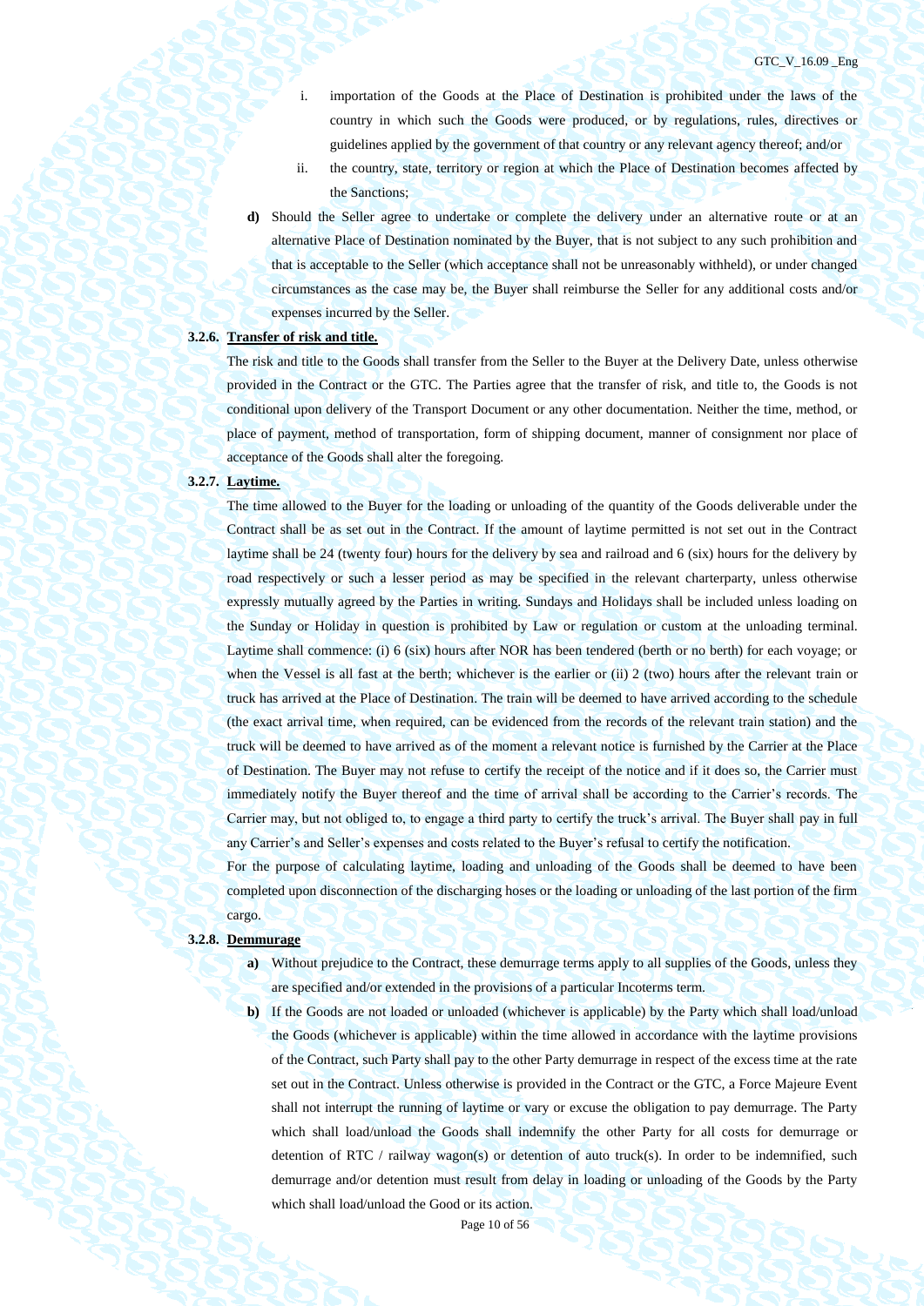i. importation of the Goods at the Place of Destination is prohibited under the laws of the country in which such the Goods were produced, or by regulations, rules, directives or guidelines applied by the government of that country or any relevant agency thereof; and/or

ii. the country, state, territory or region at which the Place of Destination becomes affected by the Sanctions;

**d)** Should the Seller agree to undertake or complete the delivery under an alternative route or at an alternative Place of Destination nominated by the Buyer, that is not subject to any such prohibition and that is acceptable to the Seller (which acceptance shall not be unreasonably withheld), or under changed circumstances as the case may be, the Buyer shall reimburse the Seller for any additional costs and/or expenses incurred by the Seller.

**3.2.6. Transfer of risk and title.**

The risk and title to the Goods shall transfer from the Seller to the Buyer at the Delivery Date, unless otherwise provided in the Contract or the GTC. The Parties agree that the transfer of risk, and title to, the Goods is not conditional upon delivery of the Transport Document or any other documentation. Neither the time, method, or place of payment, method of transportation, form of shipping document, manner of consignment nor place of acceptance of the Goods shall alter the foregoing.

**3.2.7. Laytime.**

The time allowed to the Buyer for the loading or unloading of the quantity of the Goods deliverable under the Contract shall be as set out in the Contract. If the amount of laytime permitted is not set out in the Contract laytime shall be 24 (twenty four) hours for the delivery by sea and railroad and 6 (six) hours for the delivery by road respectively or such a lesser period as may be specified in the relevant charterparty, unless otherwise expressly mutually agreed by the Parties in writing. Sundays and Holidays shall be included unless loading on the Sunday or Holiday in question is prohibited by Law or regulation or custom at the unloading terminal. Laytime shall commence: (i) 6 (six) hours after NOR has been tendered (berth or no berth) for each voyage; or when the Vessel is all fast at the berth; whichever is the earlier or (ii) 2 (two) hours after the relevant train or truck has arrived at the Place of Destination. The train will be deemed to have arrived according to the schedule (the exact arrival time, when required, can be evidenced from the records of the relevant train station) and the truck will be deemed to have arrived as of the moment a relevant notice is furnished by the Carrier at the Place of Destination. The Buyer may not refuse to certify the receipt of the notice and if it does so, the Carrier must immediately notify the Buyer thereof and the time of arrival shall be according to the Carrier's records. The Carrier may, but not obliged to, to engage a third party to certify the truck's arrival. The Buyer shall pay in full any Carrier's and Seller's expenses and costs related to the Buyer's refusal to certify the notification.

For the purpose of calculating laytime, loading and unloading of the Goods shall be deemed to have been completed upon disconnection of the discharging hoses or the loading or unloading of the last portion of the firm cargo.

**3.2.8. Demmurage**

**a)** Without prejudice to the Contract, these demurrage terms apply to all supplies of the Goods, unless they are specified and/or extended in the provisions of a particular Incoterms term.

**b)** If the Goods are not loaded or unloaded (whichever is applicable) by the Party which shall load/unload the Goods (whichever is applicable) within the time allowed in accordance with the laytime provisions of the Contract, such Party shall pay to the other Party demurrage in respect of the excess time at the rate set out in the Contract. Unless otherwise is provided in the Contract or the GTC, a Force Majeure Event shall not interrupt the running of laytime or vary or excuse the obligation to pay demurrage. The Party which shall load/unload the Goods shall indemnify the other Party for all costs for demurrage or detention of RTC / railway wagon(s) or detention of auto truck(s). In order to be indemnified, such demurrage and/or detention must result from delay in loading or unloading of the Goods by the Party which shall load/unload the Good or its action.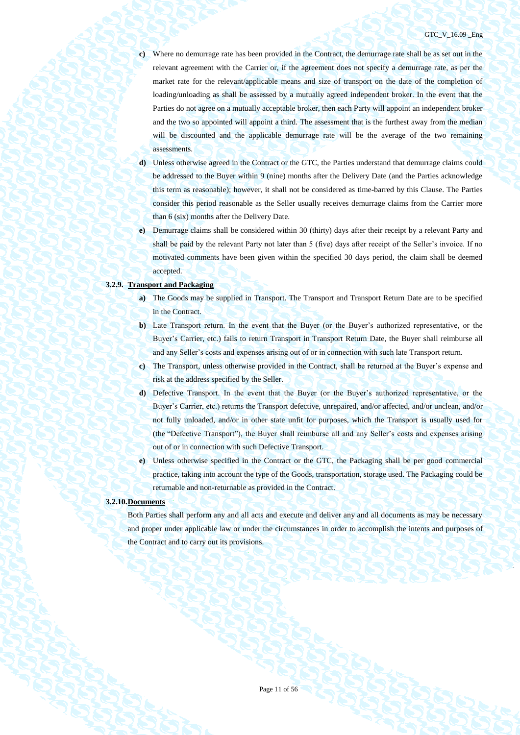**c)** Where no demurrage rate has been provided in the Contract, the demurrage rate shall be as set out in the relevant agreement with the Carrier or, if the agreement does not specify a demurrage rate, as per the market rate for the relevant/applicable means and size of transport on the date of the completion of loading/unloading as shall be assessed by a mutually agreed independent broker. In the event that the Parties do not agree on a mutually acceptable broker, then each Party will appoint an independent broker and the two so appointed will appoint a third. The assessment that is the furthest away from the median will be discounted and the applicable demurrage rate will be the average of the two remaining assessments.

**d)** Unless otherwise agreed in the Contract or the GTC, the Parties understand that demurrage claims could be addressed to the Buyer within 9 (nine) months after the Delivery Date (and the Parties acknowledge this term as reasonable); however, it shall not be considered as time-barred by this Clause. The Parties consider this period reasonable as the Seller usually receives demurrage claims from the Carrier more than 6 (six) months after the Delivery Date.

**e)** Demurrage claims shall be considered within 30 (thirty) days after their receipt by a relevant Party and shall be paid by the relevant Party not later than 5 (five) days after receipt of the Seller's invoice. If no motivated comments have been given within the specified 30 days period, the claim shall be deemed accepted.

**3.2.9. Transport and Packaging**

**a)** The Goods may be supplied in Transport. The Transport and Transport Return Date are to be specified in the Contract.

**b)** Late Transport return. In the event that the Buyer (or the Buyer's authorized representative, or the Buyer's Carrier, etc.) fails to return Transport in Transport Return Date, the Buyer shall reimburse all and any Seller's costs and expenses arising out of or in connection with such late Transport return.

**c)** The Transport, unless otherwise provided in the Contract, shall be returned at the Buyer's expense and risk at the address specified by the Seller.

**d)** Defective Transport. In the event that the Buyer (or the Buyer's authorized representative, or the Buyer's Carrier, etc.) returns the Transport defective, unrepaired, and/or affected, and/or unclean, and/or not fully unloaded, and/or in other state unfit for purposes, which the Transport is usually used for (the "Defective Transport"), the Buyer shall reimburse all and any Seller's costs and expenses arising out of or in connection with such Defective Transport.

**e)** Unless otherwise specified in the Contract or the GTC, the Packaging shall be per good commercial practice, taking into account the type of the Goods, transportation, storage used. The Packaging could be returnable and non-returnable as provided in the Contract.

**3.2.10. Documents**

Both Parties shall perform any and all acts and execute and deliver any and all documents as may be necessary and proper under applicable law or under the circumstances in order to accomplish the intents and purposes of the Contract and to carry out its provisions.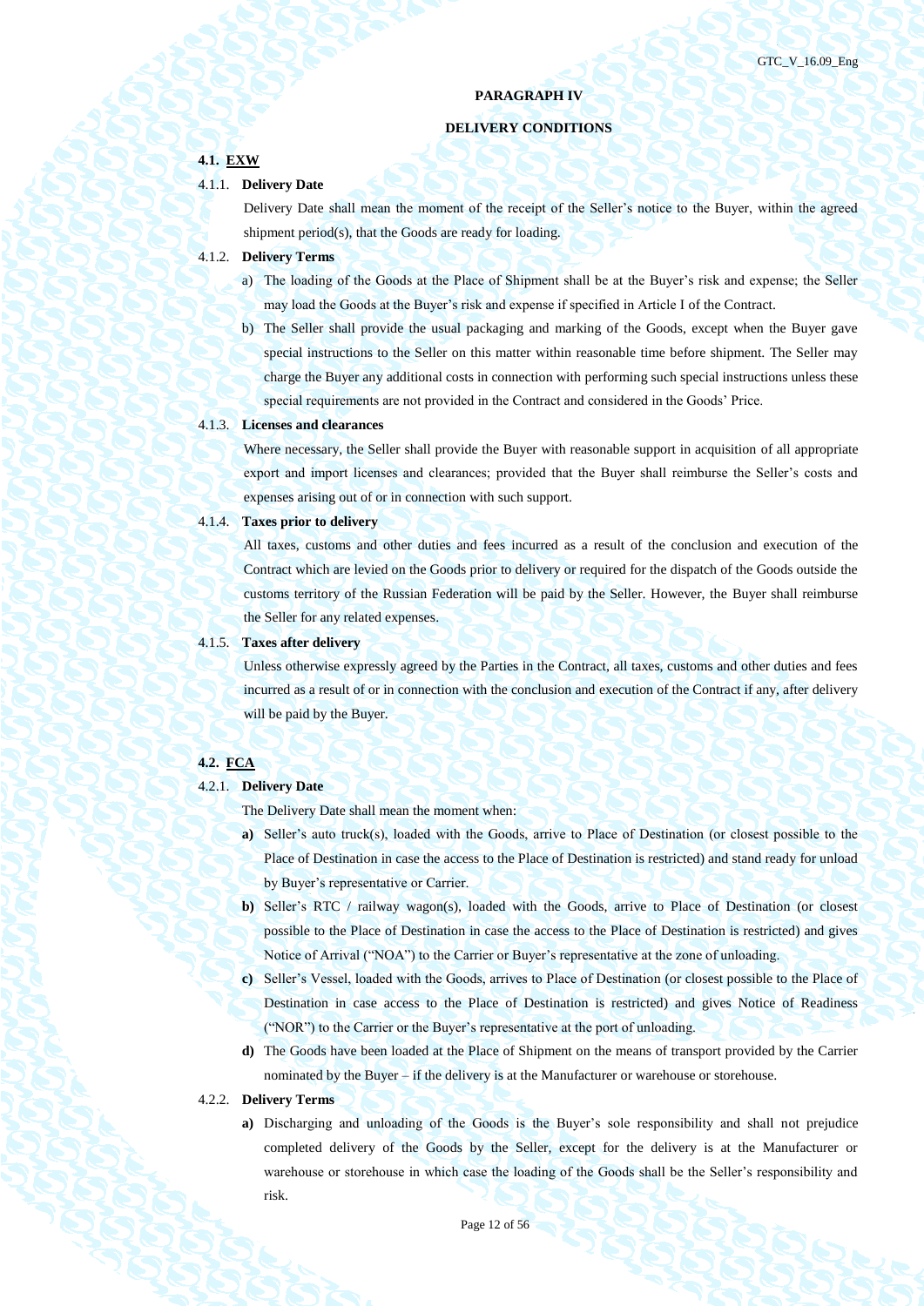## PARAGRAPH IV

## DELIVERY CONDITIONS

### 4.1. EXW

4.1.1. **Delivery Date**

Delivery Date shall mean the moment of the receipt of the Seller's notice to the Buyer, within the agreed shipment period(s), that the Goods are ready for loading.

4.1.2. **Delivery Terms**

a) The loading of the Goods at the Place of Shipment shall be at the Buyer's risk and expense; the Seller may load the Goods at the Buyer's risk and expense if specified in Article I of the Contract.

b) The Seller shall provide the usual packaging and marking of the Goods, except when the Buyer gave special instructions to the Seller on this matter within reasonable time before shipment. The Seller may charge the Buyer any additional costs in connection with performing such special instructions unless these special requirements are not provided in the Contract and considered in the Goods' Price.

4.1.3. **Licenses and clearances**

Where necessary, the Seller shall provide the Buyer with reasonable support in acquisition of all appropriate export and import licenses and clearances; provided that the Buyer shall reimburse the Seller's costs and expenses arising out of or in connection with such support.

4.1.4. **Taxes prior to delivery**

All taxes, customs and other duties and fees incurred as a result of the conclusion and execution of the Contract which are levied on the Goods prior to delivery or required for the dispatch of the Goods outside the customs territory of the Russian Federation will be paid by the Seller. However, the Buyer shall reimburse the Seller for any related expenses.

4.1.5. **Taxes after delivery**

Unless otherwise expressly agreed by the Parties in the Contract, all taxes, customs and other duties and fees incurred as a result of or in connection with the conclusion and execution of the Contract if any, after delivery will be paid by the Buyer.

### 4.2. FCA

4.2.1. **Delivery Date**

The Delivery Date shall mean the moment when:

**a)** Seller's auto truck(s), loaded with the Goods, arrive to Place of Destination (or closest possible to the Place of Destination in case the access to the Place of Destination is restricted) and stand ready for unload by Buyer's representative or Carrier.

**b)** Seller's RTC / railway wagon(s), loaded with the Goods, arrive to Place of Destination (or closest possible to the Place of Destination in case the access to the Place of Destination is restricted) and gives Notice of Arrival ("NOA") to the Carrier or Buyer's representative at the zone of unloading.

**c)** Seller's Vessel, loaded with the Goods, arrives to Place of Destination (or closest possible to the Place of Destination in case access to the Place of Destination is restricted) and gives Notice of Readiness ("NOR") to the Carrier or the Buyer's representative at the port of unloading.

**d)** The Goods have been loaded at the Place of Shipment on the means of transport provided by the Carrier nominated by the Buyer – if the delivery is at the Manufacturer or warehouse or storehouse.

4.2.2. **Delivery Terms**

**a)** Discharging and unloading of the Goods is the Buyer's sole responsibility and shall not prejudice completed delivery of the Goods by the Seller, except for the delivery is at the Manufacturer or warehouse or storehouse in which case the loading of the Goods shall be the Seller's responsibility and risk.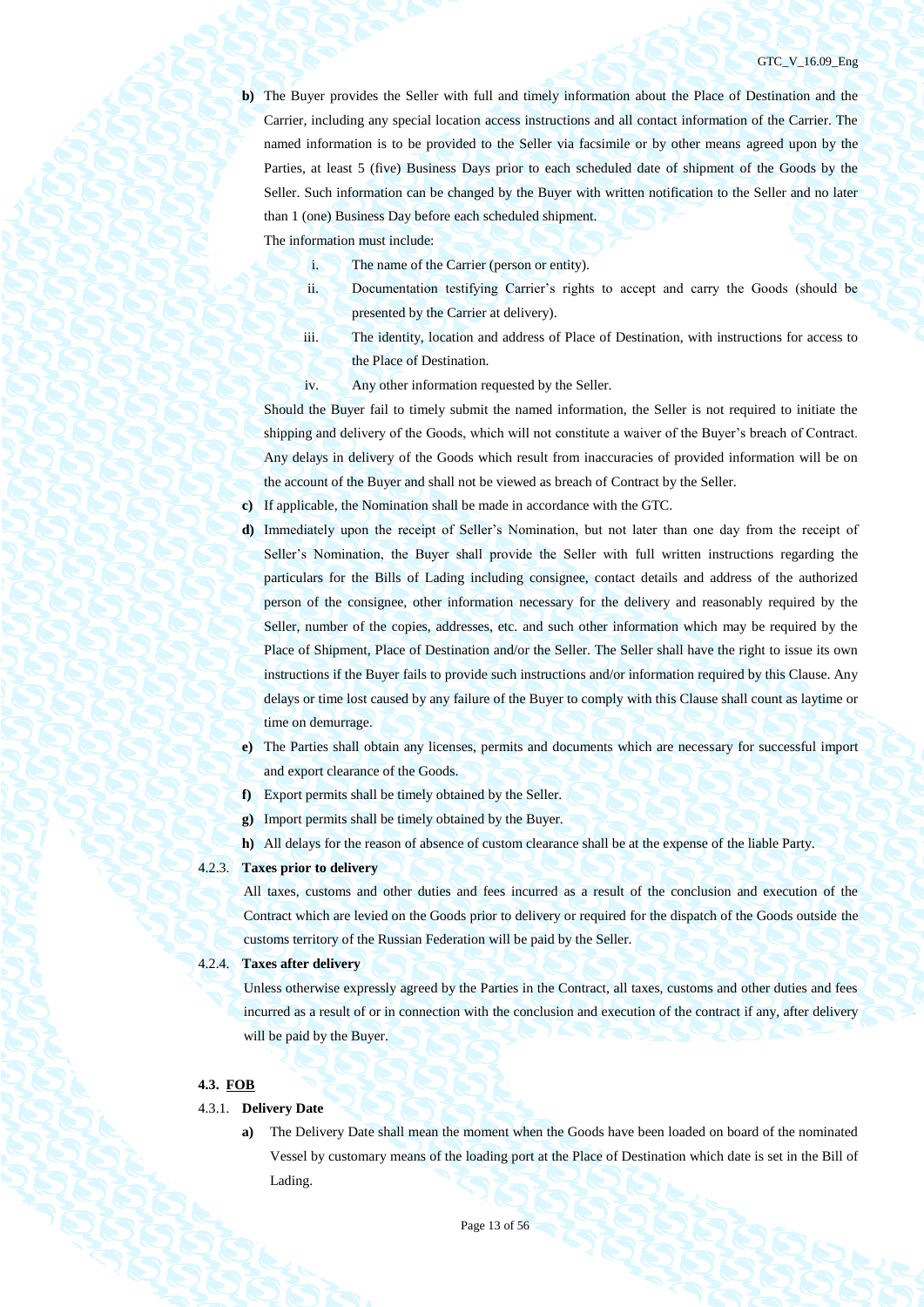**b)** The Buyer provides the Seller with full and timely information about the Place of Destination and the Carrier, including any special location access instructions and all contact information of the Carrier. The named information is to be provided to the Seller via facsimile or by other means agreed upon by the Parties, at least 5 (five) Business Days prior to each scheduled date of shipment of the Goods by the Seller. Such information can be changed by the Buyer with written notification to the Seller and no later than 1 (one) Business Day before each scheduled shipment.

The information must include:

i. The name of the Carrier (person or entity).

ii. Documentation testifying Carrier's rights to accept and carry the Goods (should be presented by the Carrier at delivery).

iii. The identity, location and address of Place of Destination, with instructions for access to the Place of Destination.

iv. Any other information requested by the Seller.

Should the Buyer fail to timely submit the named information, the Seller is not required to initiate the shipping and delivery of the Goods, which will not constitute a waiver of the Buyer's breach of Contract. Any delays in delivery of the Goods which result from inaccuracies of provided information will be on the account of the Buyer and shall not be viewed as breach of Contract by the Seller.

**c)** If applicable, the Nomination shall be made in accordance with the GTC.

**d)** Immediately upon the receipt of Seller's Nomination, but not later than one day from the receipt of Seller's Nomination, the Buyer shall provide the Seller with full written instructions regarding the particulars for the Bills of Lading including consignee, contact details and address of the authorized person of the consignee, other information necessary for the delivery and reasonably required by the Seller, number of the copies, addresses, etc. and such other information which may be required by the Place of Shipment, Place of Destination and/or the Seller. The Seller shall have the right to issue its own instructions if the Buyer fails to provide such instructions and/or information required by this Clause. Any delays or time lost caused by any failure of the Buyer to comply with this Clause shall count as laytime or time on demurrage.

**e)** The Parties shall obtain any licenses, permits and documents which are necessary for successful import and export clearance of the Goods.

**f)** Export permits shall be timely obtained by the Seller.

**g)** Import permits shall be timely obtained by the Buyer.

**h)** All delays for the reason of absence of custom clearance shall be at the expense of the liable Party.

4.2.3. **Taxes prior to delivery**

All taxes, customs and other duties and fees incurred as a result of the conclusion and execution of the Contract which are levied on the Goods prior to delivery or required for the dispatch of the Goods outside the customs territory of the Russian Federation will be paid by the Seller.

4.2.4. **Taxes after delivery**

Unless otherwise expressly agreed by the Parties in the Contract, all taxes, customs and other duties and fees incurred as a result of or in connection with the conclusion and execution of the contract if any, after delivery will be paid by the Buyer.

### 4.3. FOB

4.3.1. **Delivery Date**

**a)** The Delivery Date shall mean the moment when the Goods have been loaded on board of the nominated Vessel by customary means of the loading port at the Place of Destination which date is set in the Bill of Lading.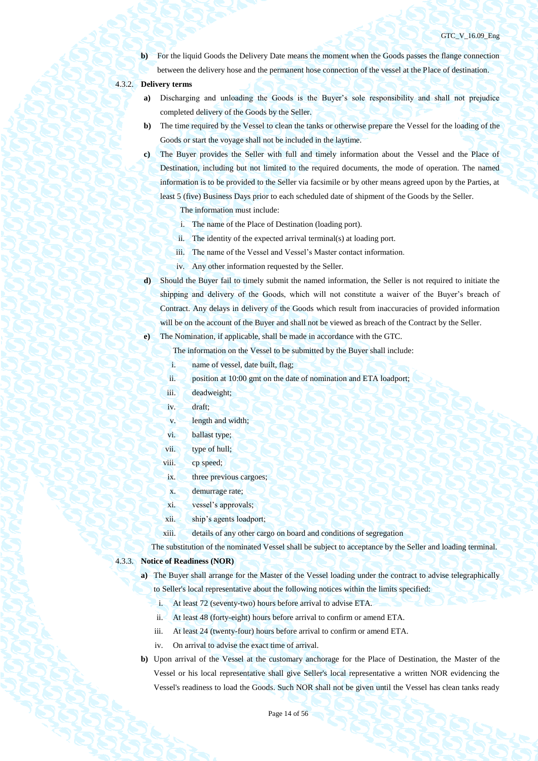**b)** For the liquid Goods the Delivery Date means the moment when the Goods passes the flange connection between the delivery hose and the permanent hose connection of the vessel at the Place of destination.

4.3.2. **Delivery terms**

**a)** Discharging and unloading the Goods is the Buyer's sole responsibility and shall not prejudice completed delivery of the Goods by the Seller.

**b)** The time required by the Vessel to clean the tanks or otherwise prepare the Vessel for the loading of the Goods or start the voyage shall not be included in the laytime.

**c)** The Buyer provides the Seller with full and timely information about the Vessel and the Place of Destination, including but not limited to the required documents, the mode of operation. The named information is to be provided to the Seller via facsimile or by other means agreed upon by the Parties, at least 5 (five) Business Days prior to each scheduled date of shipment of the Goods by the Seller.

The information must include:

i. The name of the Place of Destination (loading port).

ii. The identity of the expected arrival terminal(s) at loading port.

iii. The name of the Vessel and Vessel's Master contact information.

iv. Any other information requested by the Seller.

**d)** Should the Buyer fail to timely submit the named information, the Seller is not required to initiate the shipping and delivery of the Goods, which will not constitute a waiver of the Buyer's breach of Contract. Any delays in delivery of the Goods which result from inaccuracies of provided information will be on the account of the Buyer and shall not be viewed as breach of the Contract by the Seller.

**e)** The Nomination, if applicable, shall be made in accordance with the GTC.

The information on the Vessel to be submitted by the Buyer shall include:

i. name of vessel, date built, flag;

ii. position at 10:00 gmt on the date of nomination and ETA loadport;

iii. deadweight;

iv. draft;

v. length and width;

vi. ballast type;

vii. type of hull;

viii. cp speed;

ix. three previous cargoes;

x. demurrage rate;

xi. vessel's approvals;

xii. ship's agents loadport;

xiii. details of any other cargo on board and conditions of segregation

The substitution of the nominated Vessel shall be subject to acceptance by the Seller and loading terminal.

4.3.3. **Notice of Readiness (NOR)**

**a)** The Buyer shall arrange for the Master of the Vessel loading under the contract to advise telegraphically to Seller's local representative about the following notices within the limits specified:

i. At least 72 (seventy-two) hours before arrival to advise ETA.

ii. At least 48 (forty-eight) hours before arrival to confirm or amend ETA.

iii. At least 24 (twenty-four) hours before arrival to confirm or amend ETA.

iv. On arrival to advise the exact time of arrival.

**b)** Upon arrival of the Vessel at the customary anchorage for the Place of Destination, the Master of the Vessel or his local representative shall give Seller's local representative a written NOR evidencing the Vessel's readiness to load the Goods. Such NOR shall not be given until the Vessel has clean tanks ready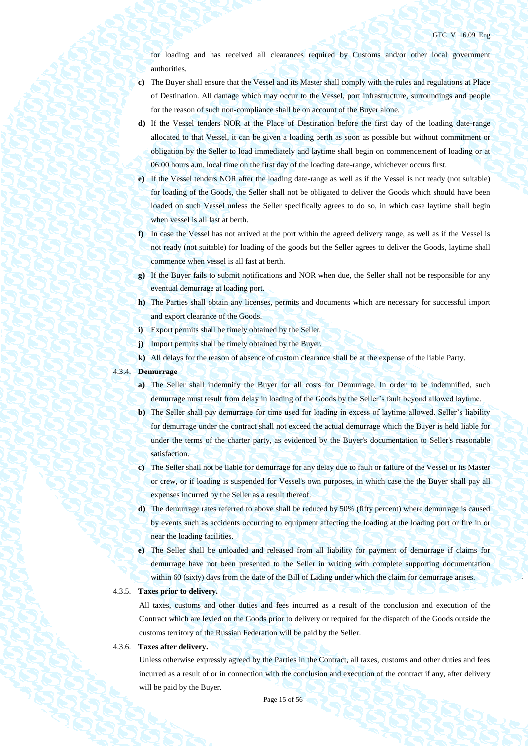for loading and has received all clearances required by Customs and/or other local government authorities.

**c)** The Buyer shall ensure that the Vessel and its Master shall comply with the rules and regulations at Place of Destination. All damage which may occur to the Vessel, port infrastructure, surroundings and people for the reason of such non-compliance shall be on account of the Buyer alone.

**d)** If the Vessel tenders NOR at the Place of Destination before the first day of the loading date-range allocated to that Vessel, it can be given a loading berth as soon as possible but without commitment or obligation by the Seller to load immediately and laytime shall begin on commencement of loading or at 06:00 hours a.m. local time on the first day of the loading date-range, whichever occurs first.

**e)** If the Vessel tenders NOR after the loading date-range as well as if the Vessel is not ready (not suitable) for loading of the Goods, the Seller shall not be obligated to deliver the Goods which should have been loaded on such Vessel unless the Seller specifically agrees to do so, in which case laytime shall begin when vessel is all fast at berth.

**f)** In case the Vessel has not arrived at the port within the agreed delivery range, as well as if the Vessel is not ready (not suitable) for loading of the goods but the Seller agrees to deliver the Goods, laytime shall commence when vessel is all fast at berth.

**g)** If the Buyer fails to submit notifications and NOR when due, the Seller shall not be responsible for any eventual demurrage at loading port.

**h)** The Parties shall obtain any licenses, permits and documents which are necessary for successful import and export clearance of the Goods.

**i)** Export permits shall be timely obtained by the Seller.

**j)** Import permits shall be timely obtained by the Buyer.

**k)** All delays for the reason of absence of custom clearance shall be at the expense of the liable Party.

4.3.4. **Demurrage**

**a)** The Seller shall indemnify the Buyer for all costs for Demurrage. In order to be indemnified, such demurrage must result from delay in loading of the Goods by the Seller's fault beyond allowed laytime.

**b)** The Seller shall pay demurrage for time used for loading in excess of laytime allowed. Seller's liability for demurrage under the contract shall not exceed the actual demurrage which the Buyer is held liable for under the terms of the charter party, as evidenced by the Buyer's documentation to Seller's reasonable satisfaction.

**c)** The Seller shall not be liable for demurrage for any delay due to fault or failure of the Vessel or its Master or crew, or if loading is suspended for Vessel's own purposes, in which case the the Buyer shall pay all expenses incurred by the Seller as a result thereof.

**d)** The demurrage rates referred to above shall be reduced by 50% (fifty percent) where demurrage is caused by events such as accidents occurring to equipment affecting the loading at the loading port or fire in or near the loading facilities.

**e)** The Seller shall be unloaded and released from all liability for payment of demurrage if claims for demurrage have not been presented to the Seller in writing with complete supporting documentation within 60 (sixty) days from the date of the Bill of Lading under which the claim for demurrage arises.

4.3.5. **Taxes prior to delivery.**

All taxes, customs and other duties and fees incurred as a result of the conclusion and execution of the Contract which are levied on the Goods prior to delivery or required for the dispatch of the Goods outside the customs territory of the Russian Federation will be paid by the Seller.

4.3.6. **Taxes after delivery.**

Unless otherwise expressly agreed by the Parties in the Contract, all taxes, customs and other duties and fees incurred as a result of or in connection with the conclusion and execution of the contract if any, after delivery will be paid by the Buyer.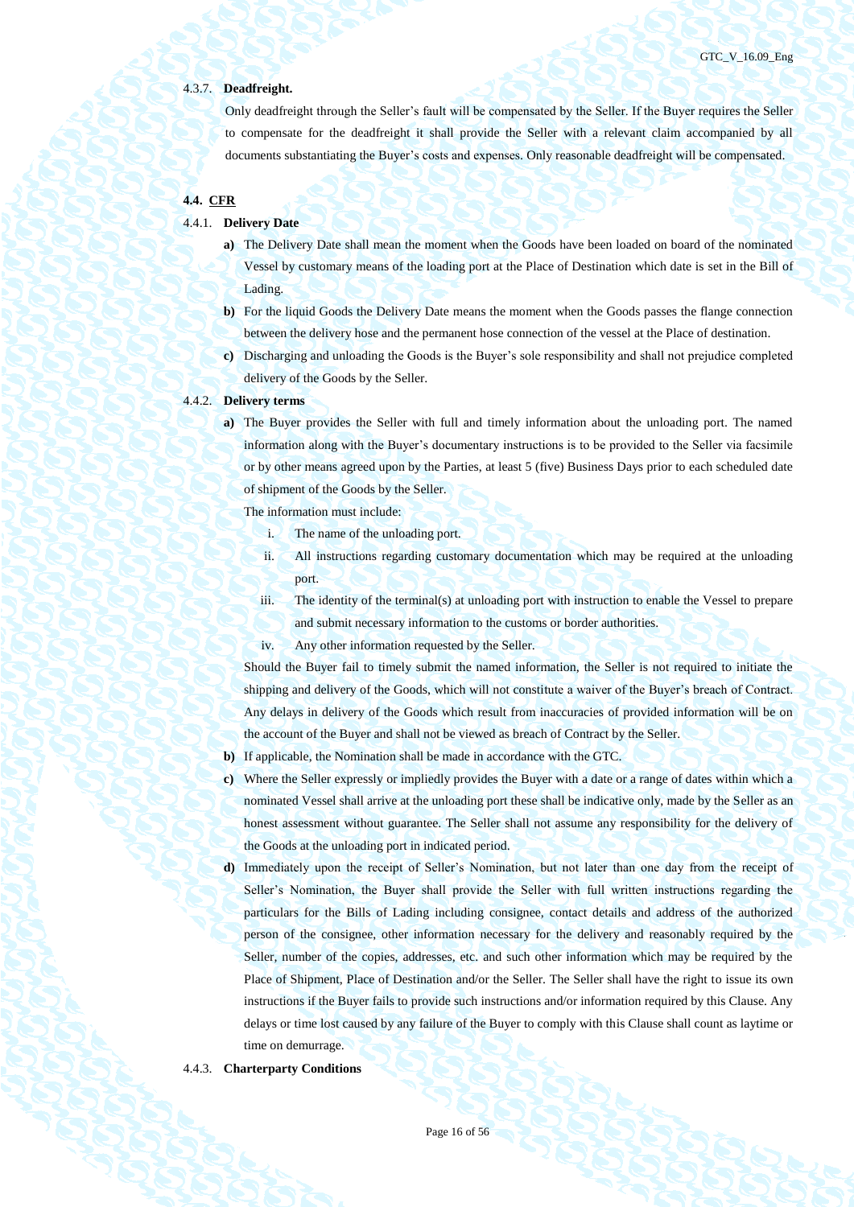4.3.7. **Deadfreight.**

Only deadfreight through the Seller's fault will be compensated by the Seller. If the Buyer requires the Seller to compensate for the deadfreight it shall provide the Seller with a relevant claim accompanied by all documents substantiating the Buyer's costs and expenses. Only reasonable deadfreight will be compensated.

**4.4. CFR**

4.4.1. **Delivery Date**

**a)** The Delivery Date shall mean the moment when the Goods have been loaded on board of the nominated Vessel by customary means of the loading port at the Place of Destination which date is set in the Bill of Lading.

**b)** For the liquid Goods the Delivery Date means the moment when the Goods passes the flange connection between the delivery hose and the permanent hose connection of the vessel at the Place of destination.

**c)** Discharging and unloading the Goods is the Buyer's sole responsibility and shall not prejudice completed delivery of the Goods by the Seller.

4.4.2. **Delivery terms**

**a)** The Buyer provides the Seller with full and timely information about the unloading port. The named information along with the Buyer's documentary instructions is to be provided to the Seller via facsimile or by other means agreed upon by the Parties, at least 5 (five) Business Days prior to each scheduled date of shipment of the Goods by the Seller.

The information must include:

i. The name of the unloading port.

ii. All instructions regarding customary documentation which may be required at the unloading port.

iii. The identity of the terminal(s) at unloading port with instruction to enable the Vessel to prepare and submit necessary information to the customs or border authorities.

iv. Any other information requested by the Seller.

Should the Buyer fail to timely submit the named information, the Seller is not required to initiate the shipping and delivery of the Goods, which will not constitute a waiver of the Buyer's breach of Contract. Any delays in delivery of the Goods which result from inaccuracies of provided information will be on the account of the Buyer and shall not be viewed as breach of Contract by the Seller.

**b)** If applicable, the Nomination shall be made in accordance with the GTC.

**c)** Where the Seller expressly or impliedly provides the Buyer with a date or a range of dates within which a nominated Vessel shall arrive at the unloading port these shall be indicative only, made by the Seller as an honest assessment without guarantee. The Seller shall not assume any responsibility for the delivery of the Goods at the unloading port in indicated period.

**d)** Immediately upon the receipt of Seller's Nomination, but not later than one day from the receipt of Seller's Nomination, the Buyer shall provide the Seller with full written instructions regarding the particulars for the Bills of Lading including consignee, contact details and address of the authorized person of the consignee, other information necessary for the delivery and reasonably required by the Seller, number of the copies, addresses, etc. and such other information which may be required by the Place of Shipment, Place of Destination and/or the Seller. The Seller shall have the right to issue its own instructions if the Buyer fails to provide such instructions and/or information required by this Clause. Any delays or time lost caused by any failure of the Buyer to comply with this Clause shall count as laytime or time on demurrage.

4.4.3. **Charterparty Conditions**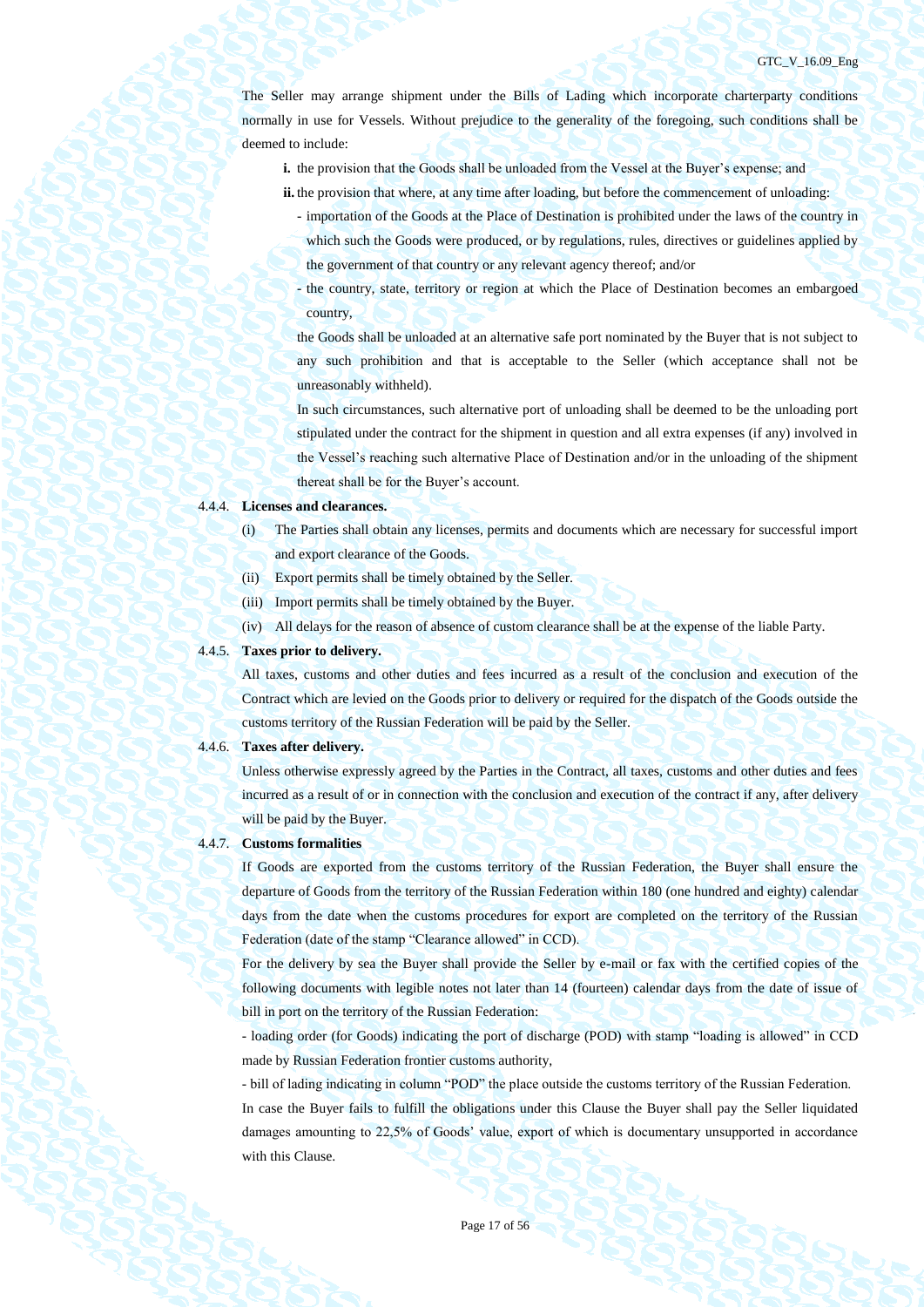The Seller may arrange shipment under the Bills of Lading which incorporate charterparty conditions normally in use for Vessels. Without prejudice to the generality of the foregoing, such conditions shall be deemed to include:

**i.** the provision that the Goods shall be unloaded from the Vessel at the Buyer's expense; and

**ii.** the provision that where, at any time after loading, but before the commencement of unloading:

- importation of the Goods at the Place of Destination is prohibited under the laws of the country in which such the Goods were produced, or by regulations, rules, directives or guidelines applied by the government of that country or any relevant agency thereof; and/or
- the country, state, territory or region at which the Place of Destination becomes an embargoed country,

the Goods shall be unloaded at an alternative safe port nominated by the Buyer that is not subject to any such prohibition and that is acceptable to the Seller (which acceptance shall not be unreasonably withheld).

In such circumstances, such alternative port of unloading shall be deemed to be the unloading port stipulated under the contract for the shipment in question and all extra expenses (if any) involved in the Vessel's reaching such alternative Place of Destination and/or in the unloading of the shipment thereat shall be for the Buyer's account.

4.4.4. **Licenses and clearances.**

(i) The Parties shall obtain any licenses, permits and documents which are necessary for successful import and export clearance of the Goods.

(ii) Export permits shall be timely obtained by the Seller.

(iii) Import permits shall be timely obtained by the Buyer.

(iv) All delays for the reason of absence of custom clearance shall be at the expense of the liable Party.

4.4.5. **Taxes prior to delivery.**

All taxes, customs and other duties and fees incurred as a result of the conclusion and execution of the Contract which are levied on the Goods prior to delivery or required for the dispatch of the Goods outside the customs territory of the Russian Federation will be paid by the Seller.

4.4.6. **Taxes after delivery.**

Unless otherwise expressly agreed by the Parties in the Contract, all taxes, customs and other duties and fees incurred as a result of or in connection with the conclusion and execution of the contract if any, after delivery will be paid by the Buyer.

4.4.7. **Customs formalities**

If Goods are exported from the customs territory of the Russian Federation, the Buyer shall ensure the departure of Goods from the territory of the Russian Federation within 180 (one hundred and eighty) calendar days from the date when the customs procedures for export are completed on the territory of the Russian Federation (date of the stamp "Clearance allowed" in CCD).

For the delivery by sea the Buyer shall provide the Seller by e-mail or fax with the certified copies of the following documents with legible notes not later than 14 (fourteen) calendar days from the date of issue of bill in port on the territory of the Russian Federation:

- loading order (for Goods) indicating the port of discharge (POD) with stamp "loading is allowed" in CCD made by Russian Federation frontier customs authority,

- bill of lading indicating in column "POD" the place outside the customs territory of the Russian Federation.

In case the Buyer fails to fulfill the obligations under this Clause the Buyer shall pay the Seller liquidated damages amounting to 22,5% of Goods' value, export of which is documentary unsupported in accordance with this Clause.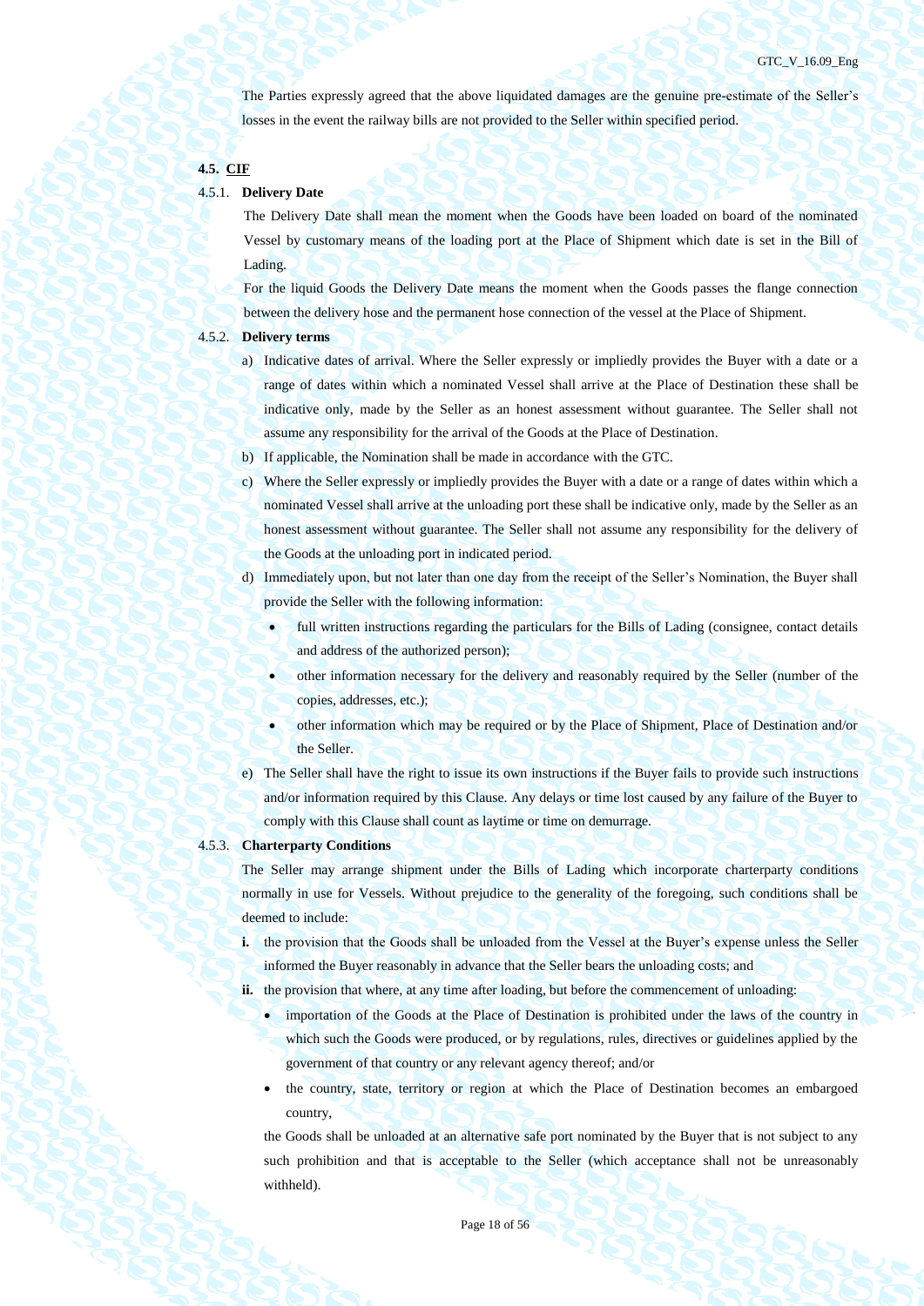The Parties expressly agreed that the above liquidated damages are the genuine pre-estimate of the Seller's losses in the event the railway bills are not provided to the Seller within specified period.

### 4.5. CIF

4.5.1. **Delivery Date**

The Delivery Date shall mean the moment when the Goods have been loaded on board of the nominated Vessel by customary means of the loading port at the Place of Shipment which date is set in the Bill of Lading.

For the liquid Goods the Delivery Date means the moment when the Goods passes the flange connection between the delivery hose and the permanent hose connection of the vessel at the Place of Shipment.

4.5.2. **Delivery terms**

a) Indicative dates of arrival. Where the Seller expressly or impliedly provides the Buyer with a date or a range of dates within which a nominated Vessel shall arrive at the Place of Destination these shall be indicative only, made by the Seller as an honest assessment without guarantee. The Seller shall not assume any responsibility for the arrival of the Goods at the Place of Destination.

b) If applicable, the Nomination shall be made in accordance with the GTC.

c) Where the Seller expressly or impliedly provides the Buyer with a date or a range of dates within which a nominated Vessel shall arrive at the unloading port these shall be indicative only, made by the Seller as an honest assessment without guarantee. The Seller shall not assume any responsibility for the delivery of the Goods at the unloading port in indicated period.

d) Immediately upon, but not later than one day from the receipt of the Seller's Nomination, the Buyer shall provide the Seller with the following information:

- full written instructions regarding the particulars for the Bills of Lading (consignee, contact details and address of the authorized person);
- other information necessary for the delivery and reasonably required by the Seller (number of the copies, addresses, etc.);
- other information which may be required or by the Place of Shipment, Place of Destination and/or the Seller.

e) The Seller shall have the right to issue its own instructions if the Buyer fails to provide such instructions and/or information required by this Clause. Any delays or time lost caused by any failure of the Buyer to comply with this Clause shall count as laytime or time on demurrage.

4.5.3. **Charterparty Conditions**

The Seller may arrange shipment under the Bills of Lading which incorporate charterparty conditions normally in use for Vessels. Without prejudice to the generality of the foregoing, such conditions shall be deemed to include:

**i.** the provision that the Goods shall be unloaded from the Vessel at the Buyer's expense unless the Seller informed the Buyer reasonably in advance that the Seller bears the unloading costs; and

**ii.** the provision that where, at any time after loading, but before the commencement of unloading:

- importation of the Goods at the Place of Destination is prohibited under the laws of the country in which such the Goods were produced, or by regulations, rules, directives or guidelines applied by the government of that country or any relevant agency thereof; and/or
- the country, state, territory or region at which the Place of Destination becomes an embargoed country,

the Goods shall be unloaded at an alternative safe port nominated by the Buyer that is not subject to any such prohibition and that is acceptable to the Seller (which acceptance shall not be unreasonably withheld).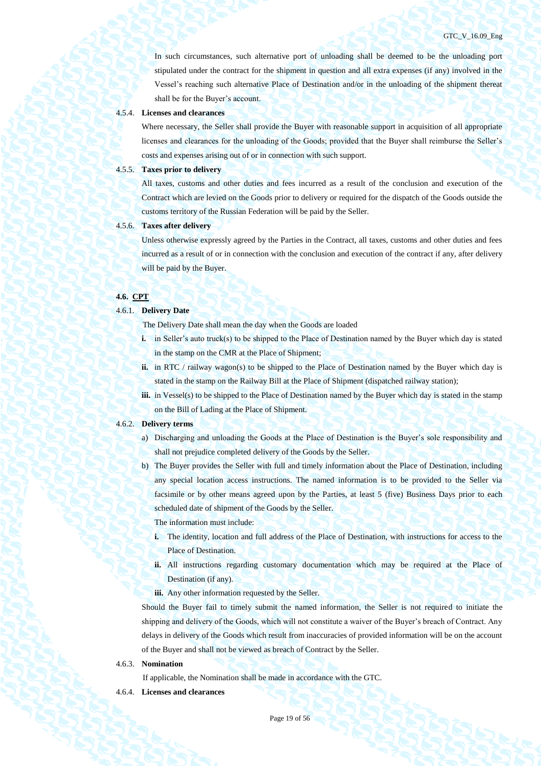In such circumstances, such alternative port of unloading shall be deemed to be the unloading port stipulated under the contract for the shipment in question and all extra expenses (if any) involved in the Vessel's reaching such alternative Place of Destination and/or in the unloading of the shipment thereat shall be for the Buyer's account.

4.5.4. **Licenses and clearances**

Where necessary, the Seller shall provide the Buyer with reasonable support in acquisition of all appropriate licenses and clearances for the unloading of the Goods; provided that the Buyer shall reimburse the Seller's costs and expenses arising out of or in connection with such support.

4.5.5. **Taxes prior to delivery**

All taxes, customs and other duties and fees incurred as a result of the conclusion and execution of the Contract which are levied on the Goods prior to delivery or required for the dispatch of the Goods outside the customs territory of the Russian Federation will be paid by the Seller.

4.5.6. **Taxes after delivery**

Unless otherwise expressly agreed by the Parties in the Contract, all taxes, customs and other duties and fees incurred as a result of or in connection with the conclusion and execution of the contract if any, after delivery will be paid by the Buyer.

**4.6. CPT**

4.6.1. **Delivery Date**

The Delivery Date shall mean the day when the Goods are loaded

**i.** in Seller's auto truck(s) to be shipped to the Place of Destination named by the Buyer which day is stated in the stamp on the CMR at the Place of Shipment;

**ii.** in RTC / railway wagon(s) to be shipped to the Place of Destination named by the Buyer which day is stated in the stamp on the Railway Bill at the Place of Shipment (dispatched railway station);

**iii.** in Vessel(s) to be shipped to the Place of Destination named by the Buyer which day is stated in the stamp on the Bill of Lading at the Place of Shipment.

4.6.2. **Delivery terms**

a) Discharging and unloading the Goods at the Place of Destination is the Buyer's sole responsibility and shall not prejudice completed delivery of the Goods by the Seller.

b) The Buyer provides the Seller with full and timely information about the Place of Destination, including any special location access instructions. The named information is to be provided to the Seller via facsimile or by other means agreed upon by the Parties, at least 5 (five) Business Days prior to each scheduled date of shipment of the Goods by the Seller.

The information must include:

**i.** The identity, location and full address of the Place of Destination, with instructions for access to the Place of Destination.

**ii.** All instructions regarding customary documentation which may be required at the Place of Destination (if any).

**iii.** Any other information requested by the Seller.

Should the Buyer fail to timely submit the named information, the Seller is not required to initiate the shipping and delivery of the Goods, which will not constitute a waiver of the Buyer's breach of Contract. Any delays in delivery of the Goods which result from inaccuracies of provided information will be on the account of the Buyer and shall not be viewed as breach of Contract by the Seller.

4.6.3. **Nomination**

If applicable, the Nomination shall be made in accordance with the GTC.

4.6.4. **Licenses and clearances**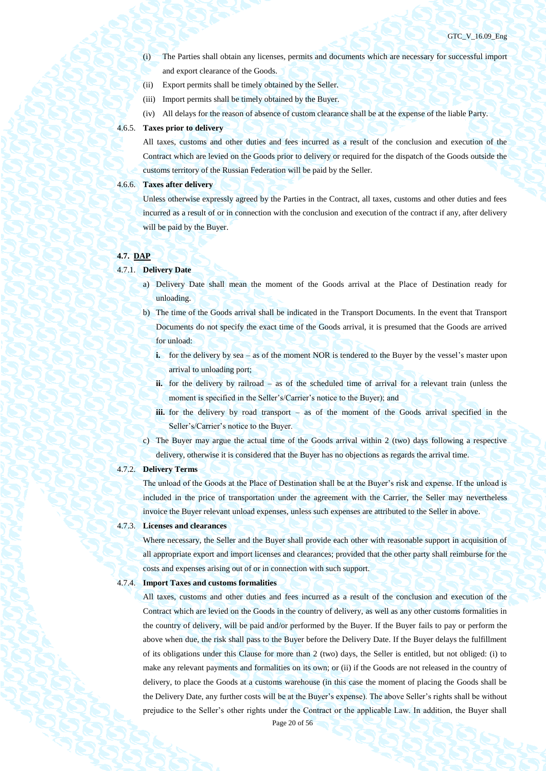(i) The Parties shall obtain any licenses, permits and documents which are necessary for successful import and export clearance of the Goods.

(ii) Export permits shall be timely obtained by the Seller.

(iii) Import permits shall be timely obtained by the Buyer.

(iv) All delays for the reason of absence of custom clearance shall be at the expense of the liable Party.

4.6.5. **Taxes prior to delivery**

All taxes, customs and other duties and fees incurred as a result of the conclusion and execution of the Contract which are levied on the Goods prior to delivery or required for the dispatch of the Goods outside the customs territory of the Russian Federation will be paid by the Seller.

4.6.6. **Taxes after delivery**

Unless otherwise expressly agreed by the Parties in the Contract, all taxes, customs and other duties and fees incurred as a result of or in connection with the conclusion and execution of the contract if any, after delivery will be paid by the Buyer.

### 4.7. DAP

4.7.1. **Delivery Date**

a) Delivery Date shall mean the moment of the Goods arrival at the Place of Destination ready for unloading.

b) The time of the Goods arrival shall be indicated in the Transport Documents. In the event that Transport Documents do not specify the exact time of the Goods arrival, it is presumed that the Goods are arrived for unload:

   **i.** for the delivery by sea – as of the moment NOR is tendered to the Buyer by the vessel's master upon arrival to unloading port;

   **ii.** for the delivery by railroad – as of the scheduled time of arrival for a relevant train (unless the moment is specified in the Seller's/Carrier's notice to the Buyer); and

   **iii.** for the delivery by road transport – as of the moment of the Goods arrival specified in the Seller's/Carrier's notice to the Buyer.

c) The Buyer may argue the actual time of the Goods arrival within 2 (two) days following a respective delivery, otherwise it is considered that the Buyer has no objections as regards the arrival time.

4.7.2. **Delivery Terms**

The unload of the Goods at the Place of Destination shall be at the Buyer's risk and expense. If the unload is included in the price of transportation under the agreement with the Carrier, the Seller may nevertheless invoice the Buyer relevant unload expenses, unless such expenses are attributed to the Seller in above.

4.7.3. **Licenses and clearances**

Where necessary, the Seller and the Buyer shall provide each other with reasonable support in acquisition of all appropriate export and import licenses and clearances; provided that the other party shall reimburse for the costs and expenses arising out of or in connection with such support.

4.7.4. **Import Taxes and customs formalities**

All taxes, customs and other duties and fees incurred as a result of the conclusion and execution of the Contract which are levied on the Goods in the country of delivery, as well as any other customs formalities in the country of delivery, will be paid and/or performed by the Buyer. If the Buyer fails to pay or perform the above when due, the risk shall pass to the Buyer before the Delivery Date. If the Buyer delays the fulfillment of its obligations under this Clause for more than 2 (two) days, the Seller is entitled, but not obliged: (i) to make any relevant payments and formalities on its own; or (ii) if the Goods are not released in the country of delivery, to place the Goods at a customs warehouse (in this case the moment of placing the Goods shall be the Delivery Date, any further costs will be at the Buyer's expense). The above Seller's rights shall be without prejudice to the Seller's other rights under the Contract or the applicable Law. In addition, the Buyer shall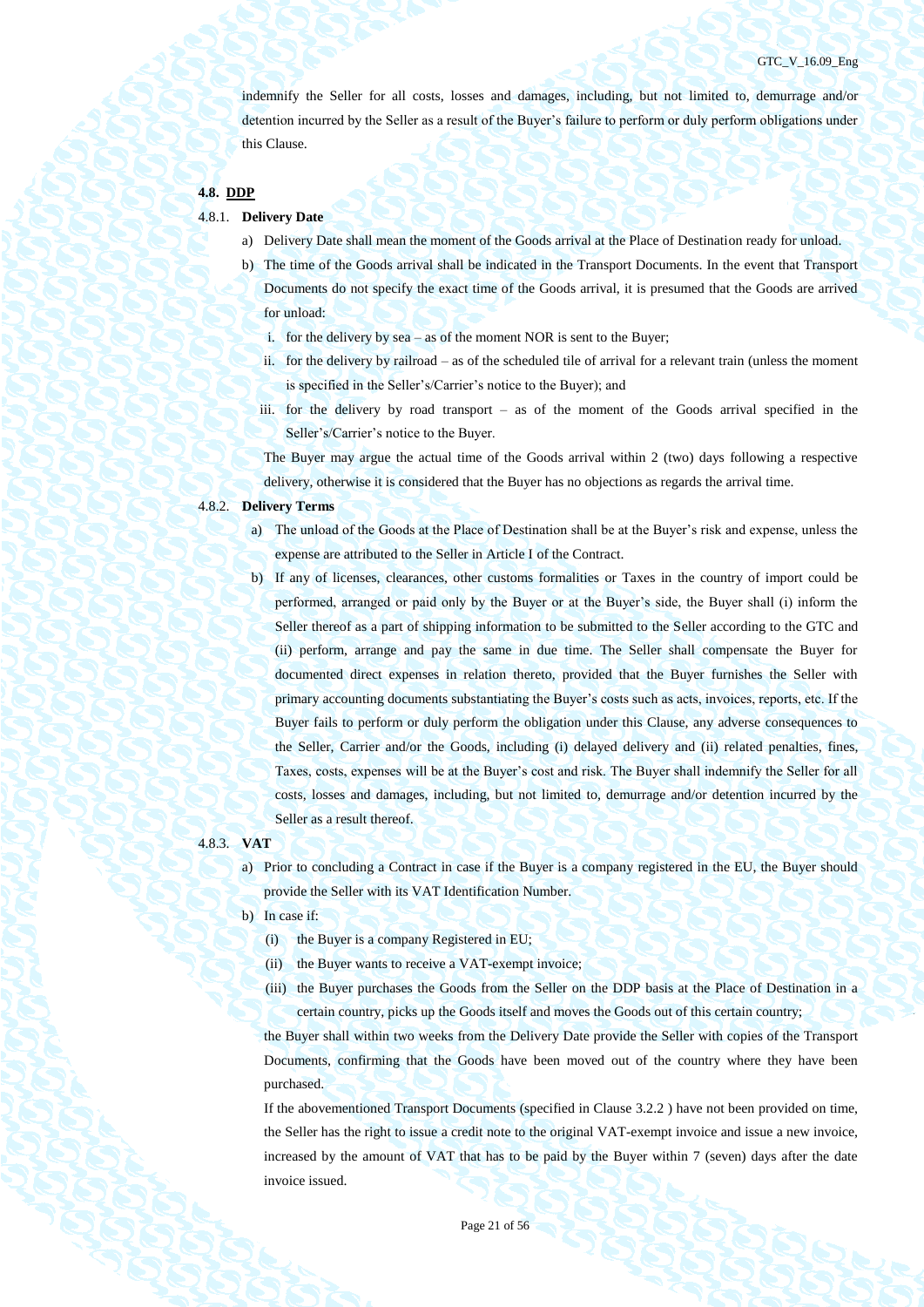indemnify the Seller for all costs, losses and damages, including, but not limited to, demurrage and/or detention incurred by the Seller as a result of the Buyer's failure to perform or duly perform obligations under this Clause.

**4.8. DDP**

4.8.1. **Delivery Date**

a) Delivery Date shall mean the moment of the Goods arrival at the Place of Destination ready for unload.

b) The time of the Goods arrival shall be indicated in the Transport Documents. In the event that Transport Documents do not specify the exact time of the Goods arrival, it is presumed that the Goods are arrived for unload:

   i. for the delivery by sea – as of the moment NOR is sent to the Buyer;

   ii. for the delivery by railroad – as of the scheduled tile of arrival for a relevant train (unless the moment is specified in the Seller's/Carrier's notice to the Buyer); and

   iii. for the delivery by road transport – as of the moment of the Goods arrival specified in the Seller's/Carrier's notice to the Buyer.

   The Buyer may argue the actual time of the Goods arrival within 2 (two) days following a respective delivery, otherwise it is considered that the Buyer has no objections as regards the arrival time.

4.8.2. **Delivery Terms**

a) The unload of the Goods at the Place of Destination shall be at the Buyer's risk and expense, unless the expense are attributed to the Seller in Article I of the Contract.

b) If any of licenses, clearances, other customs formalities or Taxes in the country of import could be performed, arranged or paid only by the Buyer or at the Buyer's side, the Buyer shall (i) inform the Seller thereof as a part of shipping information to be submitted to the Seller according to the GTC and (ii) perform, arrange and pay the same in due time. The Seller shall compensate the Buyer for documented direct expenses in relation thereto, provided that the Buyer furnishes the Seller with primary accounting documents substantiating the Buyer's costs such as acts, invoices, reports, etc. If the Buyer fails to perform or duly perform the obligation under this Clause, any adverse consequences to the Seller, Carrier and/or the Goods, including (i) delayed delivery and (ii) related penalties, fines, Taxes, costs, expenses will be at the Buyer's cost and risk. The Buyer shall indemnify the Seller for all costs, losses and damages, including, but not limited to, demurrage and/or detention incurred by the Seller as a result thereof.

4.8.3. **VAT**

a) Prior to concluding a Contract in case if the Buyer is a company registered in the EU, the Buyer should provide the Seller with its VAT Identification Number.

b) In case if:

   (i) the Buyer is a company Registered in EU;

   (ii) the Buyer wants to receive a VAT-exempt invoice;

   (iii) the Buyer purchases the Goods from the Seller on the DDP basis at the Place of Destination in a certain country, picks up the Goods itself and moves the Goods out of this certain country;

   the Buyer shall within two weeks from the Delivery Date provide the Seller with copies of the Transport Documents, confirming that the Goods have been moved out of the country where they have been purchased.

   If the abovementioned Transport Documents (specified in Clause 3.2.2 ) have not been provided on time, the Seller has the right to issue a credit note to the original VAT-exempt invoice and issue a new invoice, increased by the amount of VAT that has to be paid by the Buyer within 7 (seven) days after the date invoice issued.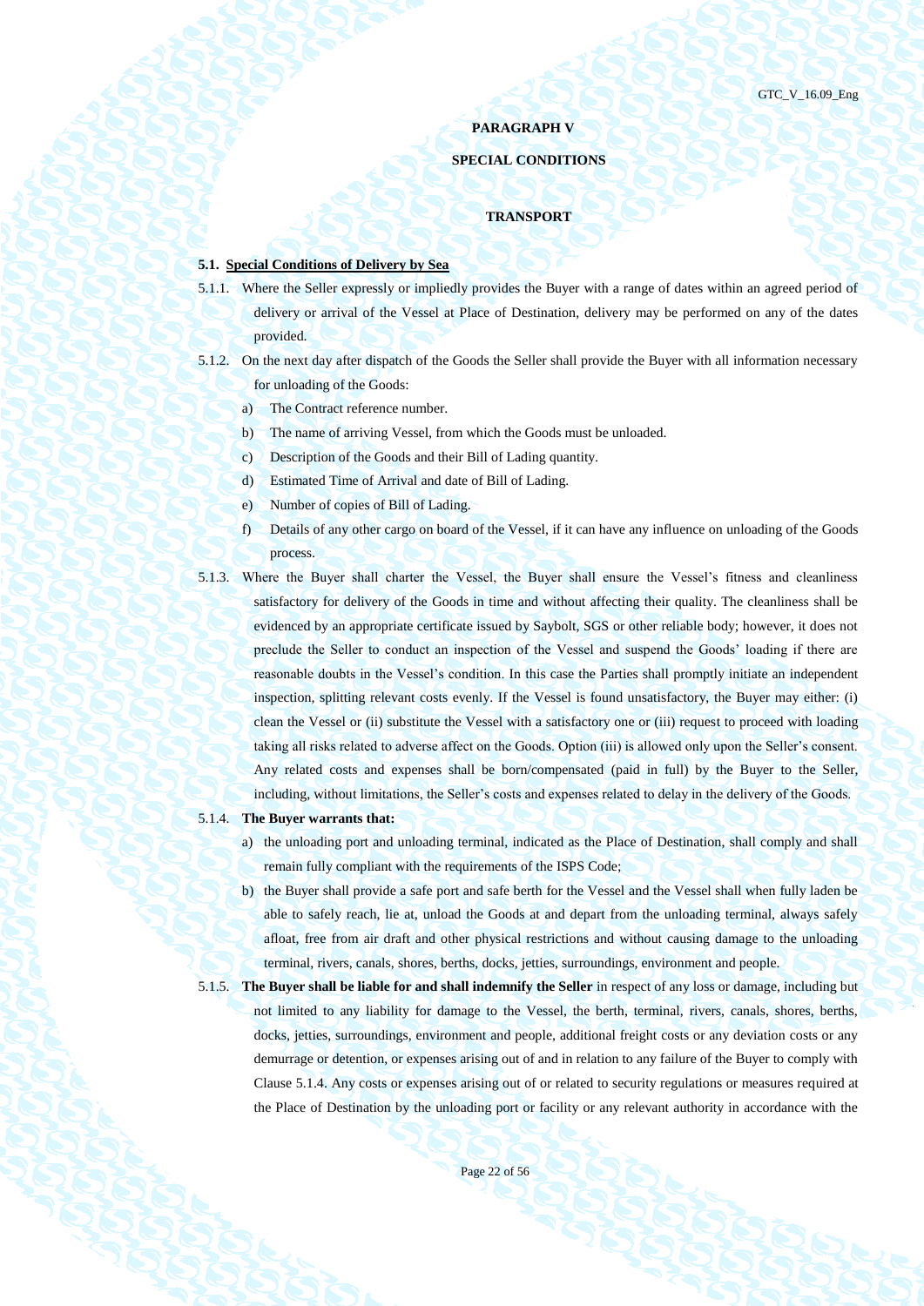**PARAGRAPH V**

**SPECIAL CONDITIONS**

**TRANSPORT**

## 5.1. Special Conditions of Delivery by Sea

5.1.1. Where the Seller expressly or impliedly provides the Buyer with a range of dates within an agreed period of delivery or arrival of the Vessel at Place of Destination, delivery may be performed on any of the dates provided.

5.1.2. On the next day after dispatch of the Goods the Seller shall provide the Buyer with all information necessary for unloading of the Goods:

a) The Contract reference number.
b) The name of arriving Vessel, from which the Goods must be unloaded.
c) Description of the Goods and their Bill of Lading quantity.
d) Estimated Time of Arrival and date of Bill of Lading.
e) Number of copies of Bill of Lading.
f) Details of any other cargo on board of the Vessel, if it can have any influence on unloading of the Goods process.

5.1.3. Where the Buyer shall charter the Vessel, the Buyer shall ensure the Vessel's fitness and cleanliness satisfactory for delivery of the Goods in time and without affecting their quality. The cleanliness shall be evidenced by an appropriate certificate issued by Saybolt, SGS or other reliable body; however, it does not preclude the Seller to conduct an inspection of the Vessel and suspend the Goods' loading if there are reasonable doubts in the Vessel's condition. In this case the Parties shall promptly initiate an independent inspection, splitting relevant costs evenly. If the Vessel is found unsatisfactory, the Buyer may either: (i) clean the Vessel or (ii) substitute the Vessel with a satisfactory one or (iii) request to proceed with loading taking all risks related to adverse affect on the Goods. Option (iii) is allowed only upon the Seller's consent. Any related costs and expenses shall be born/compensated (paid in full) by the Buyer to the Seller, including, without limitations, the Seller's costs and expenses related to delay in the delivery of the Goods.

5.1.4. **The Buyer warrants that:**

a) the unloading port and unloading terminal, indicated as the Place of Destination, shall comply and shall remain fully compliant with the requirements of the ISPS Code;
b) the Buyer shall provide a safe port and safe berth for the Vessel and the Vessel shall when fully laden be able to safely reach, lie at, unload the Goods at and depart from the unloading terminal, always safely afloat, free from air draft and other physical restrictions and without causing damage to the unloading terminal, rivers, canals, shores, berths, docks, jetties, surroundings, environment and people.

5.1.5. **The Buyer shall be liable for and shall indemnify the Seller** in respect of any loss or damage, including but not limited to any liability for damage to the Vessel, the berth, terminal, rivers, canals, shores, berths, docks, jetties, surroundings, environment and people, additional freight costs or any deviation costs or any demurrage or detention, or expenses arising out of and in relation to any failure of the Buyer to comply with Clause 5.1.4. Any costs or expenses arising out of or related to security regulations or measures required at the Place of Destination by the unloading port or facility or any relevant authority in accordance with the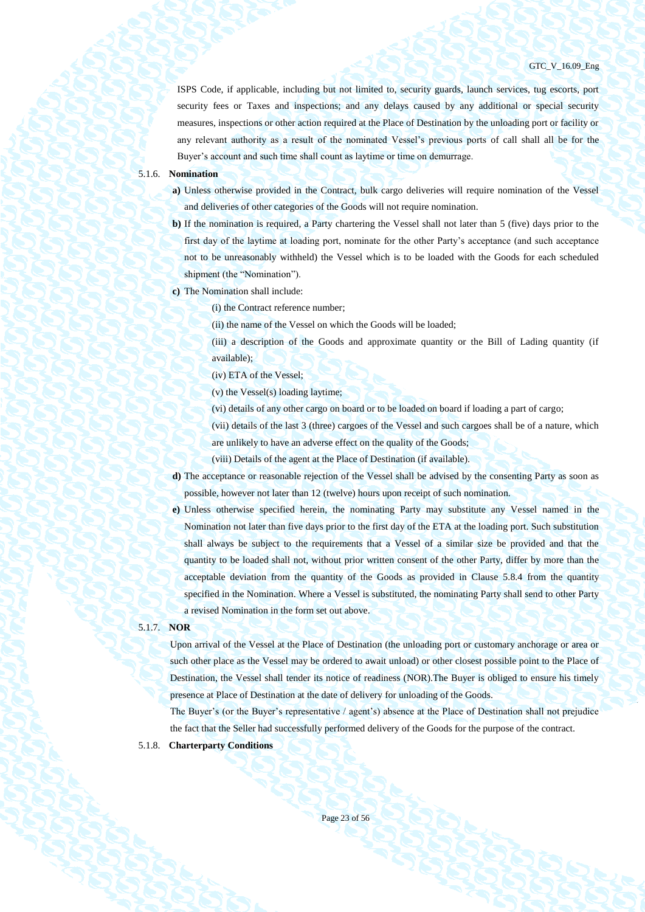ISPS Code, if applicable, including but not limited to, security guards, launch services, tug escorts, port security fees or Taxes and inspections; and any delays caused by any additional or special security measures, inspections or other action required at the Place of Destination by the unloading port or facility or any relevant authority as a result of the nominated Vessel's previous ports of call shall all be for the Buyer's account and such time shall count as laytime or time on demurrage.

5.1.6. **Nomination**

**a)** Unless otherwise provided in the Contract, bulk cargo deliveries will require nomination of the Vessel and deliveries of other categories of the Goods will not require nomination.

**b)** If the nomination is required, a Party chartering the Vessel shall not later than 5 (five) days prior to the first day of the laytime at loading port, nominate for the other Party's acceptance (and such acceptance not to be unreasonably withheld) the Vessel which is to be loaded with the Goods for each scheduled shipment (the "Nomination").

**c)** The Nomination shall include:

(i) the Contract reference number;

(ii) the name of the Vessel on which the Goods will be loaded;

(iii) a description of the Goods and approximate quantity or the Bill of Lading quantity (if available);

(iv) ETA of the Vessel;

(v) the Vessel(s) loading laytime;

(vi) details of any other cargo on board or to be loaded on board if loading a part of cargo;

(vii) details of the last 3 (three) cargoes of the Vessel and such cargoes shall be of a nature, which are unlikely to have an adverse effect on the quality of the Goods;

(viii) Details of the agent at the Place of Destination (if available).

**d)** The acceptance or reasonable rejection of the Vessel shall be advised by the consenting Party as soon as possible, however not later than 12 (twelve) hours upon receipt of such nomination.

**e)** Unless otherwise specified herein, the nominating Party may substitute any Vessel named in the Nomination not later than five days prior to the first day of the ETA at the loading port. Such substitution shall always be subject to the requirements that a Vessel of a similar size be provided and that the quantity to be loaded shall not, without prior written consent of the other Party, differ by more than the acceptable deviation from the quantity of the Goods as provided in Clause 5.8.4 from the quantity specified in the Nomination. Where a Vessel is substituted, the nominating Party shall send to other Party a revised Nomination in the form set out above.

5.1.7. **NOR**

Upon arrival of the Vessel at the Place of Destination (the unloading port or customary anchorage or area or such other place as the Vessel may be ordered to await unload) or other closest possible point to the Place of Destination, the Vessel shall tender its notice of readiness (NOR).The Buyer is obliged to ensure his timely presence at Place of Destination at the date of delivery for unloading of the Goods.

The Buyer's (or the Buyer's representative / agent's) absence at the Place of Destination shall not prejudice the fact that the Seller had successfully performed delivery of the Goods for the purpose of the contract.

5.1.8. **Charterparty Conditions**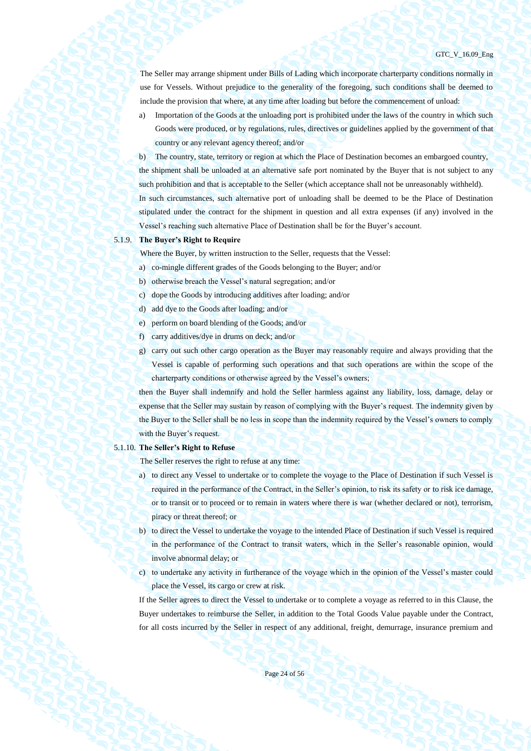The Seller may arrange shipment under Bills of Lading which incorporate charterparty conditions normally in use for Vessels. Without prejudice to the generality of the foregoing, such conditions shall be deemed to include the provision that where, at any time after loading but before the commencement of unload:

a) Importation of the Goods at the unloading port is prohibited under the laws of the country in which such Goods were produced, or by regulations, rules, directives or guidelines applied by the government of that country or any relevant agency thereof; and/or

b) The country, state, territory or region at which the Place of Destination becomes an embargoed country,

the shipment shall be unloaded at an alternative safe port nominated by the Buyer that is not subject to any such prohibition and that is acceptable to the Seller (which acceptance shall not be unreasonably withheld).

In such circumstances, such alternative port of unloading shall be deemed to be the Place of Destination stipulated under the contract for the shipment in question and all extra expenses (if any) involved in the Vessel's reaching such alternative Place of Destination shall be for the Buyer's account.

#### 5.1.9. The Buyer's Right to Require

Where the Buyer, by written instruction to the Seller, requests that the Vessel:

a) co-mingle different grades of the Goods belonging to the Buyer; and/or
b) otherwise breach the Vessel's natural segregation; and/or
c) dope the Goods by introducing additives after loading; and/or
d) add dye to the Goods after loading; and/or
e) perform on board blending of the Goods; and/or
f) carry additives/dye in drums on deck; and/or
g) carry out such other cargo operation as the Buyer may reasonably require and always providing that the Vessel is capable of performing such operations and that such operations are within the scope of the charterparty conditions or otherwise agreed by the Vessel's owners;

then the Buyer shall indemnify and hold the Seller harmless against any liability, loss, damage, delay or expense that the Seller may sustain by reason of complying with the Buyer's request. The indemnity given by the Buyer to the Seller shall be no less in scope than the indemnity required by the Vessel's owners to comply with the Buyer's request.

#### 5.1.10. The Seller's Right to Refuse

The Seller reserves the right to refuse at any time:

a) to direct any Vessel to undertake or to complete the voyage to the Place of Destination if such Vessel is required in the performance of the Contract, in the Seller's opinion, to risk its safety or to risk ice damage, or to transit or to proceed or to remain in waters where there is war (whether declared or not), terrorism, piracy or threat thereof; or
b) to direct the Vessel to undertake the voyage to the intended Place of Destination if such Vessel is required in the performance of the Contract to transit waters, which in the Seller's reasonable opinion, would involve abnormal delay; or
c) to undertake any activity in furtherance of the voyage which in the opinion of the Vessel's master could place the Vessel, its cargo or crew at risk.

If the Seller agrees to direct the Vessel to undertake or to complete a voyage as referred to in this Clause, the Buyer undertakes to reimburse the Seller, in addition to the Total Goods Value payable under the Contract, for all costs incurred by the Seller in respect of any additional, freight, demurrage, insurance premium and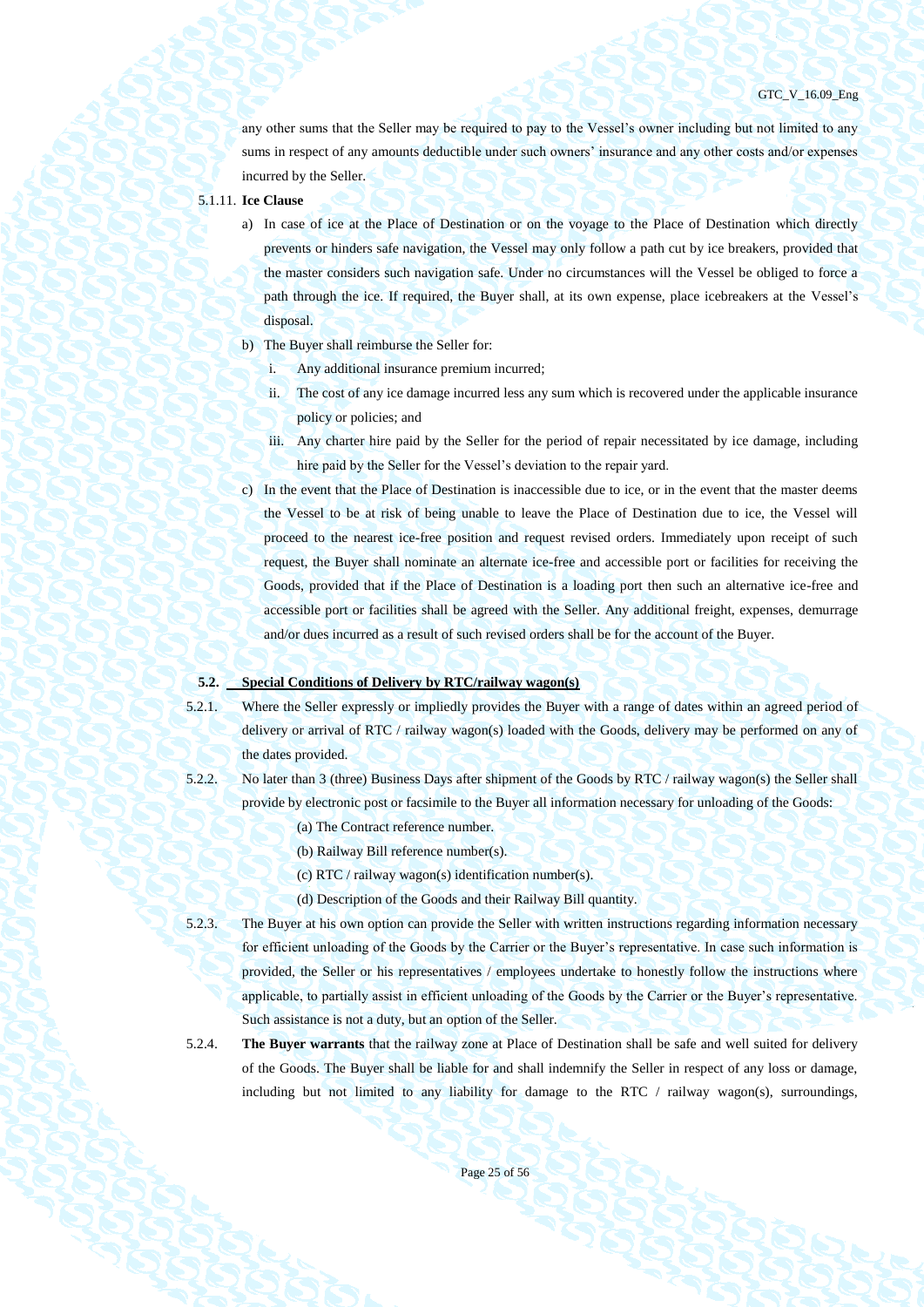any other sums that the Seller may be required to pay to the Vessel's owner including but not limited to any sums in respect of any amounts deductible under such owners' insurance and any other costs and/or expenses incurred by the Seller.

5.1.11. **Ice Clause**

a) In case of ice at the Place of Destination or on the voyage to the Place of Destination which directly prevents or hinders safe navigation, the Vessel may only follow a path cut by ice breakers, provided that the master considers such navigation safe. Under no circumstances will the Vessel be obliged to force a path through the ice. If required, the Buyer shall, at its own expense, place icebreakers at the Vessel's disposal.

b) The Buyer shall reimburse the Seller for:

   i. Any additional insurance premium incurred;

   ii. The cost of any ice damage incurred less any sum which is recovered under the applicable insurance policy or policies; and

   iii. Any charter hire paid by the Seller for the period of repair necessitated by ice damage, including hire paid by the Seller for the Vessel's deviation to the repair yard.

c) In the event that the Place of Destination is inaccessible due to ice, or in the event that the master deems the Vessel to be at risk of being unable to leave the Place of Destination due to ice, the Vessel will proceed to the nearest ice-free position and request revised orders. Immediately upon receipt of such request, the Buyer shall nominate an alternate ice-free and accessible port or facilities for receiving the Goods, provided that if the Place of Destination is a loading port then such an alternative ice-free and accessible port or facilities shall be agreed with the Seller. Any additional freight, expenses, demurrage and/or dues incurred as a result of such revised orders shall be for the account of the Buyer.

### 5.2. Special Conditions of Delivery by RTC/railway wagon(s)

5.2.1. Where the Seller expressly or impliedly provides the Buyer with a range of dates within an agreed period of delivery or arrival of RTC / railway wagon(s) loaded with the Goods, delivery may be performed on any of the dates provided.

5.2.2. No later than 3 (three) Business Days after shipment of the Goods by RTC / railway wagon(s) the Seller shall provide by electronic post or facsimile to the Buyer all information necessary for unloading of the Goods:

(a) The Contract reference number.

(b) Railway Bill reference number(s).

(c) RTC / railway wagon(s) identification number(s).

(d) Description of the Goods and their Railway Bill quantity.

5.2.3. The Buyer at his own option can provide the Seller with written instructions regarding information necessary for efficient unloading of the Goods by the Carrier or the Buyer's representative. In case such information is provided, the Seller or his representatives / employees undertake to honestly follow the instructions where applicable, to partially assist in efficient unloading of the Goods by the Carrier or the Buyer's representative. Such assistance is not a duty, but an option of the Seller.

5.2.4. **The Buyer warrants** that the railway zone at Place of Destination shall be safe and well suited for delivery of the Goods. The Buyer shall be liable for and shall indemnify the Seller in respect of any loss or damage, including but not limited to any liability for damage to the RTC / railway wagon(s), surroundings,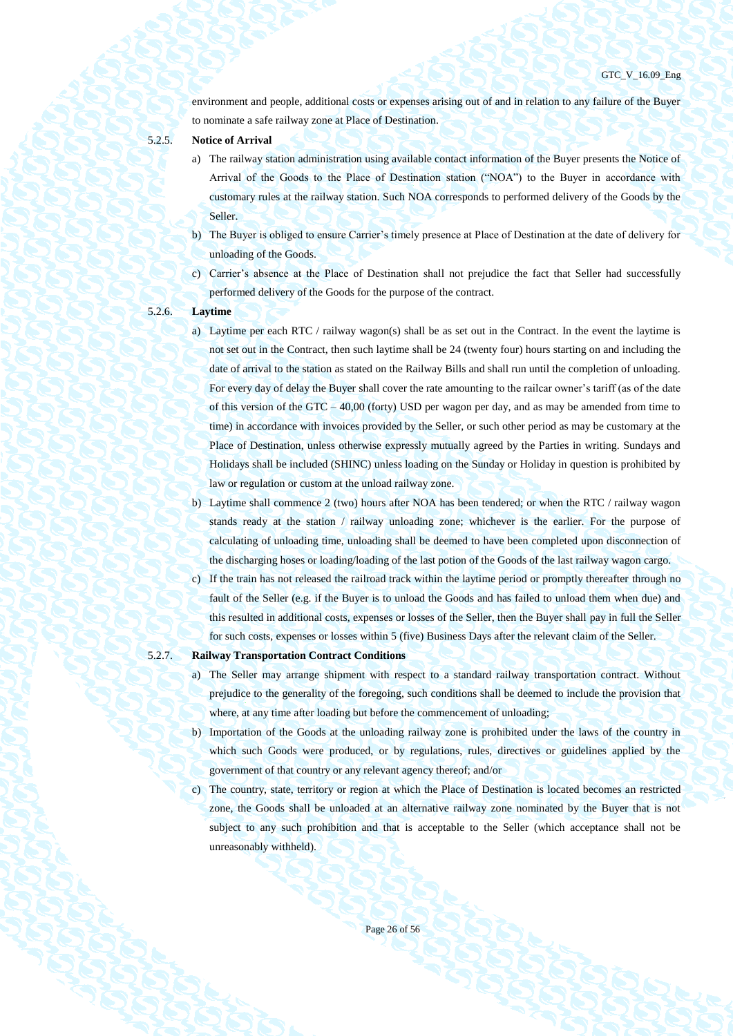environment and people, additional costs or expenses arising out of and in relation to any failure of the Buyer to nominate a safe railway zone at Place of Destination.

5.2.5. **Notice of Arrival**

a) The railway station administration using available contact information of the Buyer presents the Notice of Arrival of the Goods to the Place of Destination station ("NOA") to the Buyer in accordance with customary rules at the railway station. Such NOA corresponds to performed delivery of the Goods by the Seller.

b) The Buyer is obliged to ensure Carrier's timely presence at Place of Destination at the date of delivery for unloading of the Goods.

c) Carrier's absence at the Place of Destination shall not prejudice the fact that Seller had successfully performed delivery of the Goods for the purpose of the contract.

5.2.6. **Laytime**

a) Laytime per each RTC / railway wagon(s) shall be as set out in the Contract. In the event the laytime is not set out in the Contract, then such laytime shall be 24 (twenty four) hours starting on and including the date of arrival to the station as stated on the Railway Bills and shall run until the completion of unloading. For every day of delay the Buyer shall cover the rate amounting to the railcar owner's tariff (as of the date of this version of the GTC – 40,00 (forty) USD per wagon per day, and as may be amended from time to time) in accordance with invoices provided by the Seller, or such other period as may be customary at the Place of Destination, unless otherwise expressly mutually agreed by the Parties in writing. Sundays and Holidays shall be included (SHINC) unless loading on the Sunday or Holiday in question is prohibited by law or regulation or custom at the unload railway zone.

b) Laytime shall commence 2 (two) hours after NOA has been tendered; or when the RTC / railway wagon stands ready at the station / railway unloading zone; whichever is the earlier. For the purpose of calculating of unloading time, unloading shall be deemed to have been completed upon disconnection of the discharging hoses or loading/loading of the last potion of the Goods of the last railway wagon cargo.

c) If the train has not released the railroad track within the laytime period or promptly thereafter through no fault of the Seller (e.g. if the Buyer is to unload the Goods and has failed to unload them when due) and this resulted in additional costs, expenses or losses of the Seller, then the Buyer shall pay in full the Seller for such costs, expenses or losses within 5 (five) Business Days after the relevant claim of the Seller.

5.2.7. **Railway Transportation Contract Conditions**

a) The Seller may arrange shipment with respect to a standard railway transportation contract. Without prejudice to the generality of the foregoing, such conditions shall be deemed to include the provision that where, at any time after loading but before the commencement of unloading;

b) Importation of the Goods at the unloading railway zone is prohibited under the laws of the country in which such Goods were produced, or by regulations, rules, directives or guidelines applied by the government of that country or any relevant agency thereof; and/or

c) The country, state, territory or region at which the Place of Destination is located becomes an restricted zone, the Goods shall be unloaded at an alternative railway zone nominated by the Buyer that is not subject to any such prohibition and that is acceptable to the Seller (which acceptance shall not be unreasonably withheld).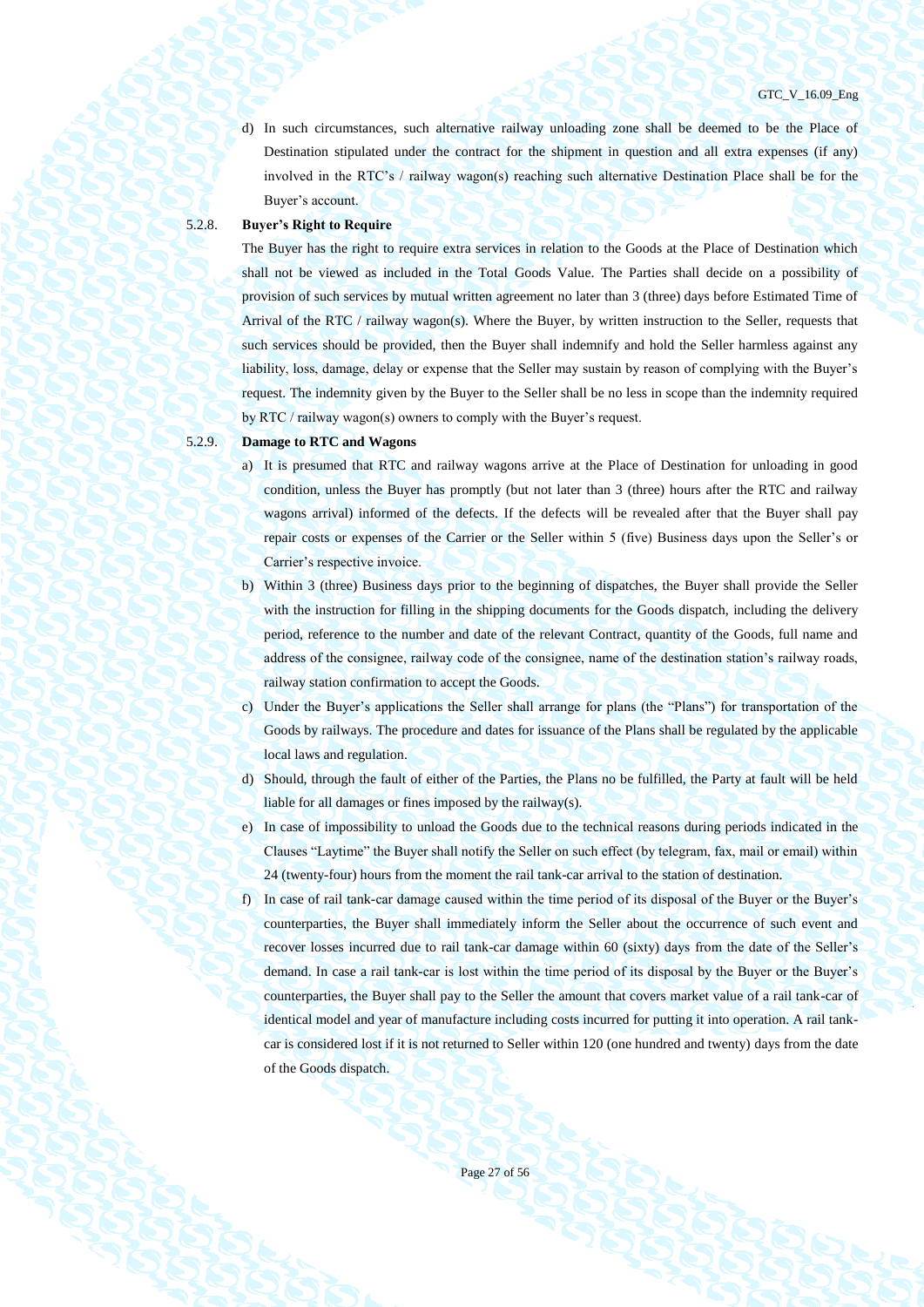d) In such circumstances, such alternative railway unloading zone shall be deemed to be the Place of Destination stipulated under the contract for the shipment in question and all extra expenses (if any) involved in the RTC's / railway wagon(s) reaching such alternative Destination Place shall be for the Buyer's account.

5.2.8. **Buyer's Right to Require**

The Buyer has the right to require extra services in relation to the Goods at the Place of Destination which shall not be viewed as included in the Total Goods Value. The Parties shall decide on a possibility of provision of such services by mutual written agreement no later than 3 (three) days before Estimated Time of Arrival of the RTC / railway wagon(s). Where the Buyer, by written instruction to the Seller, requests that such services should be provided, then the Buyer shall indemnify and hold the Seller harmless against any liability, loss, damage, delay or expense that the Seller may sustain by reason of complying with the Buyer's request. The indemnity given by the Buyer to the Seller shall be no less in scope than the indemnity required by RTC / railway wagon(s) owners to comply with the Buyer's request.

5.2.9. **Damage to RTC and Wagons**

a) It is presumed that RTC and railway wagons arrive at the Place of Destination for unloading in good condition, unless the Buyer has promptly (but not later than 3 (three) hours after the RTC and railway wagons arrival) informed of the defects. If the defects will be revealed after that the Buyer shall pay repair costs or expenses of the Carrier or the Seller within 5 (five) Business days upon the Seller's or Carrier's respective invoice.

b) Within 3 (three) Business days prior to the beginning of dispatches, the Buyer shall provide the Seller with the instruction for filling in the shipping documents for the Goods dispatch, including the delivery period, reference to the number and date of the relevant Contract, quantity of the Goods, full name and address of the consignee, railway code of the consignee, name of the destination station's railway roads, railway station confirmation to accept the Goods.

c) Under the Buyer's applications the Seller shall arrange for plans (the "Plans") for transportation of the Goods by railways. The procedure and dates for issuance of the Plans shall be regulated by the applicable local laws and regulation.

d) Should, through the fault of either of the Parties, the Plans no be fulfilled, the Party at fault will be held liable for all damages or fines imposed by the railway(s).

e) In case of impossibility to unload the Goods due to the technical reasons during periods indicated in the Clauses "Laytime" the Buyer shall notify the Seller on such effect (by telegram, fax, mail or email) within 24 (twenty-four) hours from the moment the rail tank-car arrival to the station of destination.

f) In case of rail tank-car damage caused within the time period of its disposal of the Buyer or the Buyer's counterparties, the Buyer shall immediately inform the Seller about the occurrence of such event and recover losses incurred due to rail tank-car damage within 60 (sixty) days from the date of the Seller's demand. In case a rail tank-car is lost within the time period of its disposal by the Buyer or the Buyer's counterparties, the Buyer shall pay to the Seller the amount that covers market value of a rail tank-car of identical model and year of manufacture including costs incurred for putting it into operation. A rail tank-car is considered lost if it is not returned to Seller within 120 (one hundred and twenty) days from the date of the Goods dispatch.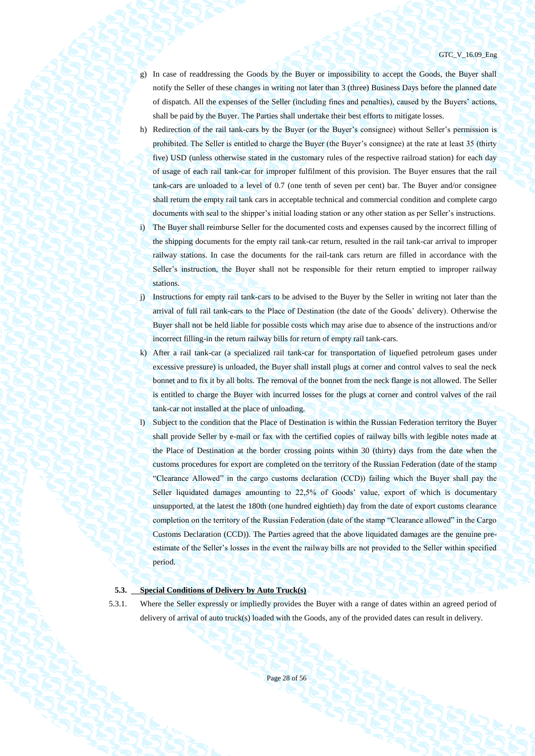g) In case of readdressing the Goods by the Buyer or impossibility to accept the Goods, the Buyer shall notify the Seller of these changes in writing not later than 3 (three) Business Days before the planned date of dispatch. All the expenses of the Seller (including fines and penalties), caused by the Buyers' actions, shall be paid by the Buyer. The Parties shall undertake their best efforts to mitigate losses.

h) Redirection of the rail tank-cars by the Buyer (or the Buyer's consignee) without Seller's permission is prohibited. The Seller is entitled to charge the Buyer (the Buyer's consignee) at the rate at least 35 (thirty five) USD (unless otherwise stated in the customary rules of the respective railroad station) for each day of usage of each rail tank-car for improper fulfilment of this provision. The Buyer ensures that the rail tank-cars are unloaded to a level of 0.7 (one tenth of seven per cent) bar. The Buyer and/or consignee shall return the empty rail tank cars in acceptable technical and commercial condition and complete cargo documents with seal to the shipper's initial loading station or any other station as per Seller's instructions.

i) The Buyer shall reimburse Seller for the documented costs and expenses caused by the incorrect filling of the shipping documents for the empty rail tank-car return, resulted in the rail tank-car arrival to improper railway stations. In case the documents for the rail-tank cars return are filled in accordance with the Seller's instruction, the Buyer shall not be responsible for their return emptied to improper railway stations.

j) Instructions for empty rail tank-cars to be advised to the Buyer by the Seller in writing not later than the arrival of full rail tank-cars to the Place of Destination (the date of the Goods' delivery). Otherwise the Buyer shall not be held liable for possible costs which may arise due to absence of the instructions and/or incorrect filling-in the return railway bills for return of empty rail tank-cars.

k) After a rail tank-car (a specialized rail tank-car for transportation of liquefied petroleum gases under excessive pressure) is unloaded, the Buyer shall install plugs at corner and control valves to seal the neck bonnet and to fix it by all bolts. The removal of the bonnet from the neck flange is not allowed. The Seller is entitled to charge the Buyer with incurred losses for the plugs at corner and control valves of the rail tank-car not installed at the place of unloading.

l) Subject to the condition that the Place of Destination is within the Russian Federation territory the Buyer shall provide Seller by e-mail or fax with the certified copies of railway bills with legible notes made at the Place of Destination at the border crossing points within 30 (thirty) days from the date when the customs procedures for export are completed on the territory of the Russian Federation (date of the stamp "Clearance Allowed" in the cargo customs declaration (CCD)) failing which the Buyer shall pay the Seller liquidated damages amounting to 22,5% of Goods' value, export of which is documentary unsupported, at the latest the 180th (one hundred eightieth) day from the date of export customs clearance completion on the territory of the Russian Federation (date of the stamp "Clearance allowed" in the Cargo Customs Declaration (CCD)). The Parties agreed that the above liquidated damages are the genuine pre-estimate of the Seller's losses in the event the railway bills are not provided to the Seller within specified period.

**5.3. Special Conditions of Delivery by Auto Truck(s)**

5.3.1. Where the Seller expressly or impliedly provides the Buyer with a range of dates within an agreed period of delivery of arrival of auto truck(s) loaded with the Goods, any of the provided dates can result in delivery.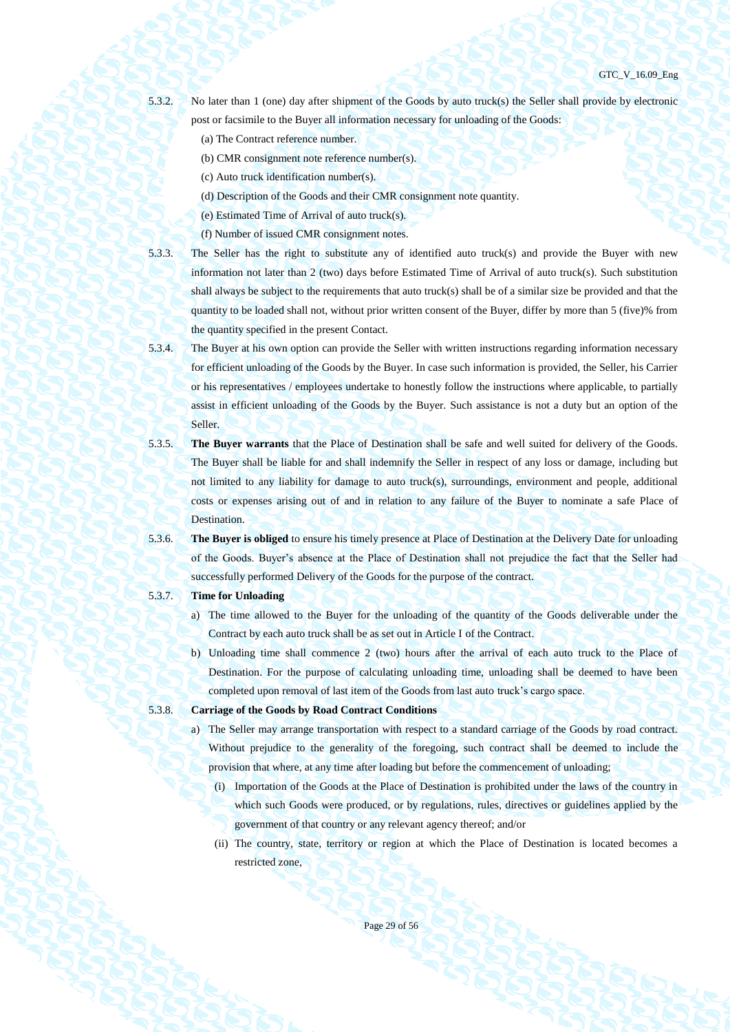5.3.2. No later than 1 (one) day after shipment of the Goods by auto truck(s) the Seller shall provide by electronic post or facsimile to the Buyer all information necessary for unloading of the Goods:

(a) The Contract reference number.

(b) CMR consignment note reference number(s).

(c) Auto truck identification number(s).

(d) Description of the Goods and their CMR consignment note quantity.

(e) Estimated Time of Arrival of auto truck(s).

(f) Number of issued CMR consignment notes.

5.3.3. The Seller has the right to substitute any of identified auto truck(s) and provide the Buyer with new information not later than 2 (two) days before Estimated Time of Arrival of auto truck(s). Such substitution shall always be subject to the requirements that auto truck(s) shall be of a similar size be provided and that the quantity to be loaded shall not, without prior written consent of the Buyer, differ by more than 5 (five)% from the quantity specified in the present Contact.

5.3.4. The Buyer at his own option can provide the Seller with written instructions regarding information necessary for efficient unloading of the Goods by the Buyer. In case such information is provided, the Seller, his Carrier or his representatives / employees undertake to honestly follow the instructions where applicable, to partially assist in efficient unloading of the Goods by the Buyer. Such assistance is not a duty but an option of the Seller.

5.3.5. **The Buyer warrants** that the Place of Destination shall be safe and well suited for delivery of the Goods. The Buyer shall be liable for and shall indemnify the Seller in respect of any loss or damage, including but not limited to any liability for damage to auto truck(s), surroundings, environment and people, additional costs or expenses arising out of and in relation to any failure of the Buyer to nominate a safe Place of Destination.

5.3.6. **The Buyer is obliged** to ensure his timely presence at Place of Destination at the Delivery Date for unloading of the Goods. Buyer's absence at the Place of Destination shall not prejudice the fact that the Seller had successfully performed Delivery of the Goods for the purpose of the contract.

5.3.7. **Time for Unloading**

a) The time allowed to the Buyer for the unloading of the quantity of the Goods deliverable under the Contract by each auto truck shall be as set out in Article I of the Contract.

b) Unloading time shall commence 2 (two) hours after the arrival of each auto truck to the Place of Destination. For the purpose of calculating unloading time, unloading shall be deemed to have been completed upon removal of last item of the Goods from last auto truck's cargo space.

5.3.8. **Carriage of the Goods by Road Contract Conditions**

a) The Seller may arrange transportation with respect to a standard carriage of the Goods by road contract. Without prejudice to the generality of the foregoing, such contract shall be deemed to include the provision that where, at any time after loading but before the commencement of unloading;

(i) Importation of the Goods at the Place of Destination is prohibited under the laws of the country in which such Goods were produced, or by regulations, rules, directives or guidelines applied by the government of that country or any relevant agency thereof; and/or

(ii) The country, state, territory or region at which the Place of Destination is located becomes a restricted zone,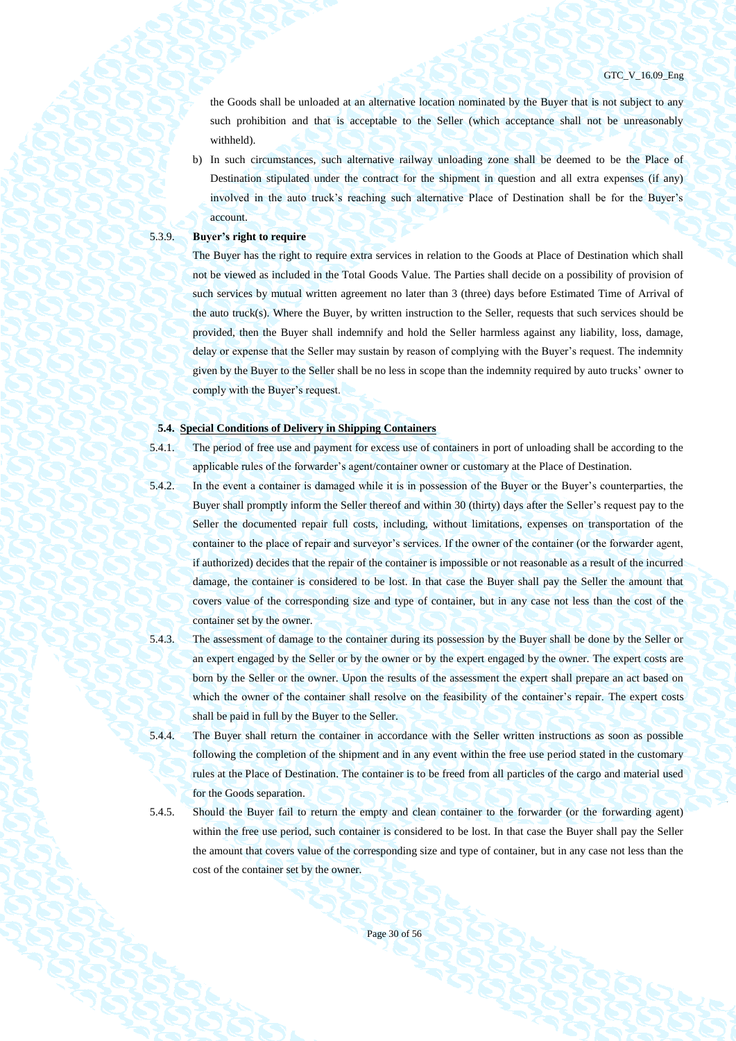the Goods shall be unloaded at an alternative location nominated by the Buyer that is not subject to any such prohibition and that is acceptable to the Seller (which acceptance shall not be unreasonably withheld).

b) In such circumstances, such alternative railway unloading zone shall be deemed to be the Place of Destination stipulated under the contract for the shipment in question and all extra expenses (if any) involved in the auto truck's reaching such alternative Place of Destination shall be for the Buyer's account.

5.3.9. **Buyer's right to require**

The Buyer has the right to require extra services in relation to the Goods at Place of Destination which shall not be viewed as included in the Total Goods Value. The Parties shall decide on a possibility of provision of such services by mutual written agreement no later than 3 (three) days before Estimated Time of Arrival of the auto truck(s). Where the Buyer, by written instruction to the Seller, requests that such services should be provided, then the Buyer shall indemnify and hold the Seller harmless against any liability, loss, damage, delay or expense that the Seller may sustain by reason of complying with the Buyer's request. The indemnity given by the Buyer to the Seller shall be no less in scope than the indemnity required by auto trucks' owner to comply with the Buyer's request.

### 5.4. Special Conditions of Delivery in Shipping Containers

5.4.1. The period of free use and payment for excess use of containers in port of unloading shall be according to the applicable rules of the forwarder's agent/container owner or customary at the Place of Destination.

5.4.2. In the event a container is damaged while it is in possession of the Buyer or the Buyer's counterparties, the Buyer shall promptly inform the Seller thereof and within 30 (thirty) days after the Seller's request pay to the Seller the documented repair full costs, including, without limitations, expenses on transportation of the container to the place of repair and surveyor's services. If the owner of the container (or the forwarder agent, if authorized) decides that the repair of the container is impossible or not reasonable as a result of the incurred damage, the container is considered to be lost. In that case the Buyer shall pay the Seller the amount that covers value of the corresponding size and type of container, but in any case not less than the cost of the container set by the owner.

5.4.3. The assessment of damage to the container during its possession by the Buyer shall be done by the Seller or an expert engaged by the Seller or by the owner or by the expert engaged by the owner. The expert costs are born by the Seller or the owner. Upon the results of the assessment the expert shall prepare an act based on which the owner of the container shall resolve on the feasibility of the container's repair. The expert costs shall be paid in full by the Buyer to the Seller.

5.4.4. The Buyer shall return the container in accordance with the Seller written instructions as soon as possible following the completion of the shipment and in any event within the free use period stated in the customary rules at the Place of Destination. The container is to be freed from all particles of the cargo and material used for the Goods separation.

5.4.5. Should the Buyer fail to return the empty and clean container to the forwarder (or the forwarding agent) within the free use period, such container is considered to be lost. In that case the Buyer shall pay the Seller the amount that covers value of the corresponding size and type of container, but in any case not less than the cost of the container set by the owner.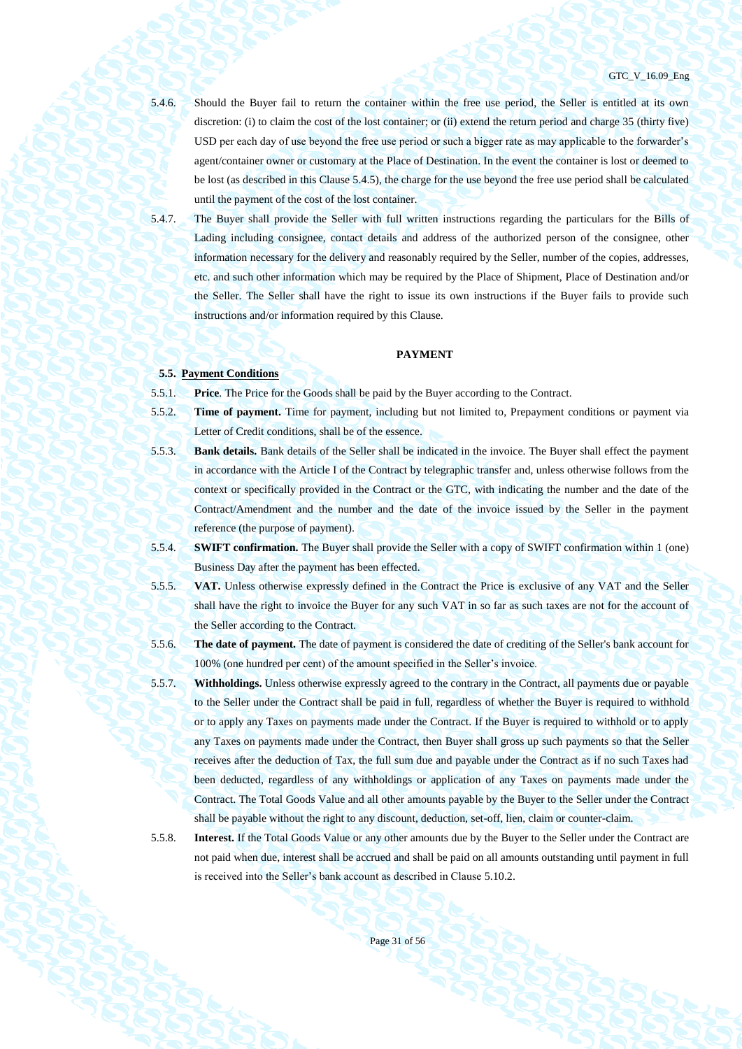5.4.6. Should the Buyer fail to return the container within the free use period, the Seller is entitled at its own discretion: (i) to claim the cost of the lost container; or (ii) extend the return period and charge 35 (thirty five) USD per each day of use beyond the free use period or such a bigger rate as may applicable to the forwarder's agent/container owner or customary at the Place of Destination. In the event the container is lost or deemed to be lost (as described in this Clause 5.4.5), the charge for the use beyond the free use period shall be calculated until the payment of the cost of the lost container.

5.4.7. The Buyer shall provide the Seller with full written instructions regarding the particulars for the Bills of Lading including consignee, contact details and address of the authorized person of the consignee, other information necessary for the delivery and reasonably required by the Seller, number of the copies, addresses, etc. and such other information which may be required by the Place of Shipment, Place of Destination and/or the Seller. The Seller shall have the right to issue its own instructions if the Buyer fails to provide such instructions and/or information required by this Clause.

## PAYMENT

### 5.5. Payment Conditions

5.5.1. **Price**. The Price for the Goods shall be paid by the Buyer according to the Contract.

5.5.2. **Time of payment.** Time for payment, including but not limited to, Prepayment conditions or payment via Letter of Credit conditions, shall be of the essence.

5.5.3. **Bank details.** Bank details of the Seller shall be indicated in the invoice. The Buyer shall effect the payment in accordance with the Article I of the Contract by telegraphic transfer and, unless otherwise follows from the context or specifically provided in the Contract or the GTC, with indicating the number and the date of the Contract/Amendment and the number and the date of the invoice issued by the Seller in the payment reference (the purpose of payment).

5.5.4. **SWIFT confirmation.** The Buyer shall provide the Seller with a copy of SWIFT confirmation within 1 (one) Business Day after the payment has been effected.

5.5.5. **VAT.** Unless otherwise expressly defined in the Contract the Price is exclusive of any VAT and the Seller shall have the right to invoice the Buyer for any such VAT in so far as such taxes are not for the account of the Seller according to the Contract.

5.5.6. **The date of payment.** The date of payment is considered the date of crediting of the Seller's bank account for 100% (one hundred per cent) of the amount specified in the Seller's invoice.

5.5.7. **Withholdings.** Unless otherwise expressly agreed to the contrary in the Contract, all payments due or payable to the Seller under the Contract shall be paid in full, regardless of whether the Buyer is required to withhold or to apply any Taxes on payments made under the Contract. If the Buyer is required to withhold or to apply any Taxes on payments made under the Contract, then Buyer shall gross up such payments so that the Seller receives after the deduction of Tax, the full sum due and payable under the Contract as if no such Taxes had been deducted, regardless of any withholdings or application of any Taxes on payments made under the Contract. The Total Goods Value and all other amounts payable by the Buyer to the Seller under the Contract shall be payable without the right to any discount, deduction, set-off, lien, claim or counter-claim.

5.5.8. **Interest.** If the Total Goods Value or any other amounts due by the Buyer to the Seller under the Contract are not paid when due, interest shall be accrued and shall be paid on all amounts outstanding until payment in full is received into the Seller's bank account as described in Clause 5.10.2.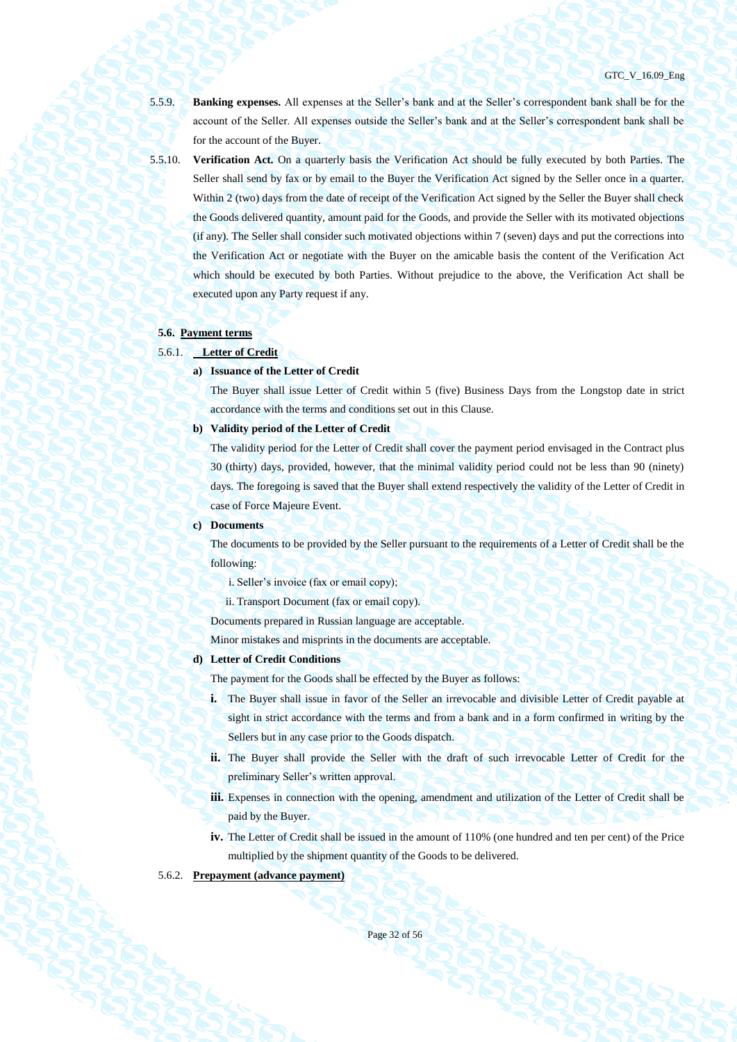5.5.9. **Banking expenses.** All expenses at the Seller's bank and at the Seller's correspondent bank shall be for the account of the Seller. All expenses outside the Seller's bank and at the Seller's correspondent bank shall be for the account of the Buyer.

5.5.10. **Verification Act.** On a quarterly basis the Verification Act should be fully executed by both Parties. The Seller shall send by fax or by email to the Buyer the Verification Act signed by the Seller once in a quarter. Within 2 (two) days from the date of receipt of the Verification Act signed by the Seller the Buyer shall check the Goods delivered quantity, amount paid for the Goods, and provide the Seller with its motivated objections (if any). The Seller shall consider such motivated objections within 7 (seven) days and put the corrections into the Verification Act or negotiate with the Buyer on the amicable basis the content of the Verification Act which should be executed by both Parties. Without prejudice to the above, the Verification Act shall be executed upon any Party request if any.

**5.6. Payment terms**

5.6.1. **Letter of Credit**

**a) Issuance of the Letter of Credit**

The Buyer shall issue Letter of Credit within 5 (five) Business Days from the Longstop date in strict accordance with the terms and conditions set out in this Clause.

**b) Validity period of the Letter of Credit**

The validity period for the Letter of Credit shall cover the payment period envisaged in the Contract plus 30 (thirty) days, provided, however, that the minimal validity period could not be less than 90 (ninety) days. The foregoing is saved that the Buyer shall extend respectively the validity of the Letter of Credit in case of Force Majeure Event.

**c) Documents**

The documents to be provided by the Seller pursuant to the requirements of a Letter of Credit shall be the following:

i. Seller's invoice (fax or email copy);

ii. Transport Document (fax or email copy).

Documents prepared in Russian language are acceptable.

Minor mistakes and misprints in the documents are acceptable.

**d) Letter of Credit Conditions**

The payment for the Goods shall be effected by the Buyer as follows:

**i.** The Buyer shall issue in favor of the Seller an irrevocable and divisible Letter of Credit payable at sight in strict accordance with the terms and from a bank and in a form confirmed in writing by the Sellers but in any case prior to the Goods dispatch.

**ii.** The Buyer shall provide the Seller with the draft of such irrevocable Letter of Credit for the preliminary Seller's written approval.

**iii.** Expenses in connection with the opening, amendment and utilization of the Letter of Credit shall be paid by the Buyer.

**iv.** The Letter of Credit shall be issued in the amount of 110% (one hundred and ten per cent) of the Price multiplied by the shipment quantity of the Goods to be delivered.

5.6.2. **Prepayment (advance payment)**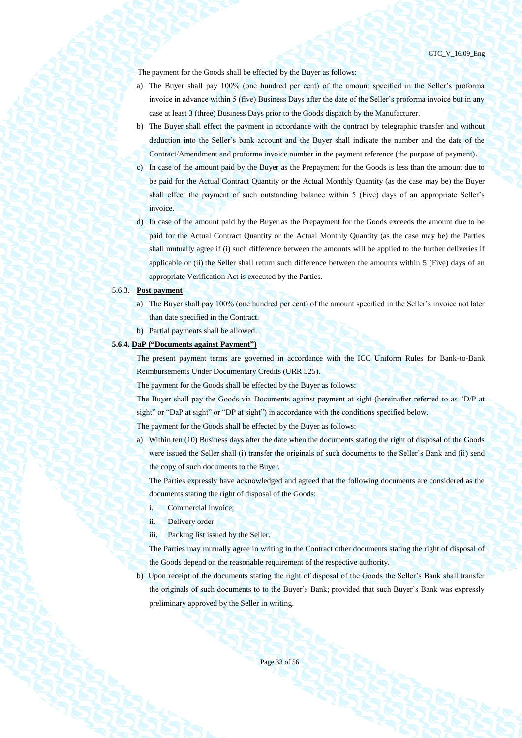The payment for the Goods shall be effected by the Buyer as follows:

a) The Buyer shall pay 100% (one hundred per cent) of the amount specified in the Seller's proforma invoice in advance within 5 (five) Business Days after the date of the Seller's proforma invoice but in any case at least 3 (three) Business Days prior to the Goods dispatch by the Manufacturer.
b) The Buyer shall effect the payment in accordance with the contract by telegraphic transfer and without deduction into the Seller's bank account and the Buyer shall indicate the number and the date of the Contract/Amendment and proforma invoice number in the payment reference (the purpose of payment).
c) In case of the amount paid by the Buyer as the Prepayment for the Goods is less than the amount due to be paid for the Actual Contract Quantity or the Actual Monthly Quantity (as the case may be) the Buyer shall effect the payment of such outstanding balance within 5 (Five) days of an appropriate Seller's invoice.
d) In case of the amount paid by the Buyer as the Prepayment for the Goods exceeds the amount due to be paid for the Actual Contract Quantity or the Actual Monthly Quantity (as the case may be) the Parties shall mutually agree if (i) such difference between the amounts will be applied to the further deliveries if applicable or (ii) the Seller shall return such difference between the amounts within 5 (Five) days of an appropriate Verification Act is executed by the Parties.

5.6.3. **Post payment**

a) The Buyer shall pay 100% (one hundred per cent) of the amount specified in the Seller's invoice not later than date specified in the Contract.
b) Partial payments shall be allowed.

**5.6.4. DaP ("Documents against Payment")**

The present payment terms are governed in accordance with the ICC Uniform Rules for Bank-to-Bank Reimbursements Under Documentary Credits (URR 525).

The payment for the Goods shall be effected by the Buyer as follows:

The Buyer shall pay the Goods via Documents against payment at sight (hereinafter referred to as "D/P at sight" or "DaP at sight" or "DP at sight") in accordance with the conditions specified below.

The payment for the Goods shall be effected by the Buyer as follows:

a) Within ten (10) Business days after the date when the documents stating the right of disposal of the Goods were issued the Seller shall (i) transfer the originals of such documents to the Seller's Bank and (ii) send the copy of such documents to the Buyer.

   The Parties expressly have acknowledged and agreed that the following documents are considered as the documents stating the right of disposal of the Goods:

   i. Commercial invoice;
   ii. Delivery order;
   iii. Packing list issued by the Seller.

   The Parties may mutually agree in writing in the Contract other documents stating the right of disposal of the Goods depend on the reasonable requirement of the respective authority.

b) Upon receipt of the documents stating the right of disposal of the Goods the Seller's Bank shall transfer the originals of such documents to to the Buyer's Bank; provided that such Buyer's Bank was expressly preliminary approved by the Seller in writing.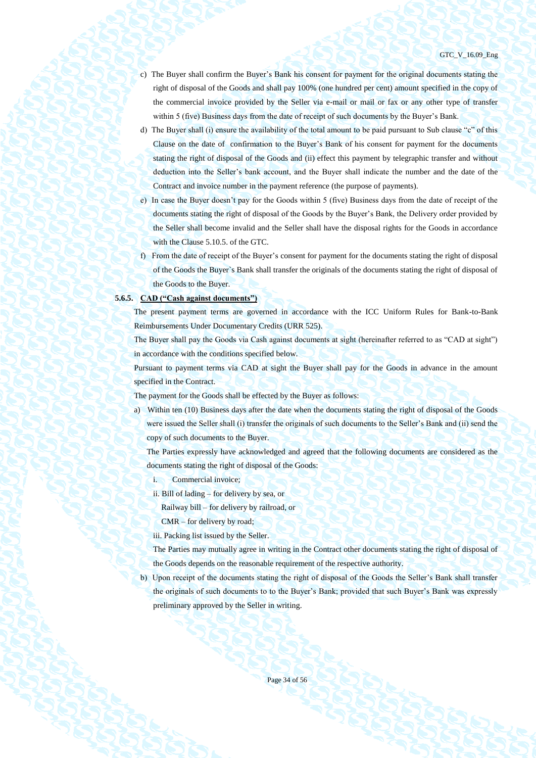c) The Buyer shall confirm the Buyer's Bank his consent for payment for the original documents stating the right of disposal of the Goods and shall pay 100% (one hundred per cent) amount specified in the copy of the commercial invoice provided by the Seller via e-mail or mail or fax or any other type of transfer within 5 (five) Business days from the date of receipt of such documents by the Buyer's Bank.

d) The Buyer shall (i) ensure the availability of the total amount to be paid pursuant to Sub clause "c" of this Clause on the date of confirmation to the Buyer's Bank of his consent for payment for the documents stating the right of disposal of the Goods and (ii) effect this payment by telegraphic transfer and without deduction into the Seller's bank account, and the Buyer shall indicate the number and the date of the Contract and invoice number in the payment reference (the purpose of payments).

e) In case the Buyer doesn't pay for the Goods within 5 (five) Business days from the date of receipt of the documents stating the right of disposal of the Goods by the Buyer's Bank, the Delivery order provided by the Seller shall become invalid and the Seller shall have the disposal rights for the Goods in accordance with the Clause 5.10.5. of the GTC.

f) From the date of receipt of the Buyer's consent for payment for the documents stating the right of disposal of the Goods the Buyer`s Bank shall transfer the originals of the documents stating the right of disposal of the Goods to the Buyer.

**5.6.5. <u>CAD ("Cash against documents")</u>**

The present payment terms are governed in accordance with the ICC Uniform Rules for Bank-to-Bank Reimbursements Under Documentary Credits (URR 525).

The Buyer shall pay the Goods via Cash against documents at sight (hereinafter referred to as "CAD at sight") in accordance with the conditions specified below.

Pursuant to payment terms via CAD at sight the Buyer shall pay for the Goods in advance in the amount specified in the Contract.

The payment for the Goods shall be effected by the Buyer as follows:

a) Within ten (10) Business days after the date when the documents stating the right of disposal of the Goods were issued the Seller shall (i) transfer the originals of such documents to the Seller's Bank and (ii) send the copy of such documents to the Buyer.

   The Parties expressly have acknowledged and agreed that the following documents are considered as the documents stating the right of disposal of the Goods:

   i. Commercial invoice;

   ii. Bill of lading – for delivery by sea, or

   Railway bill – for delivery by railroad, or

   CMR – for delivery by road;

   iii. Packing list issued by the Seller.

   The Parties may mutually agree in writing in the Contract other documents stating the right of disposal of the Goods depends on the reasonable requirement of the respective authority.

b) Upon receipt of the documents stating the right of disposal of the Goods the Seller's Bank shall transfer the originals of such documents to to the Buyer's Bank; provided that such Buyer's Bank was expressly preliminary approved by the Seller in writing.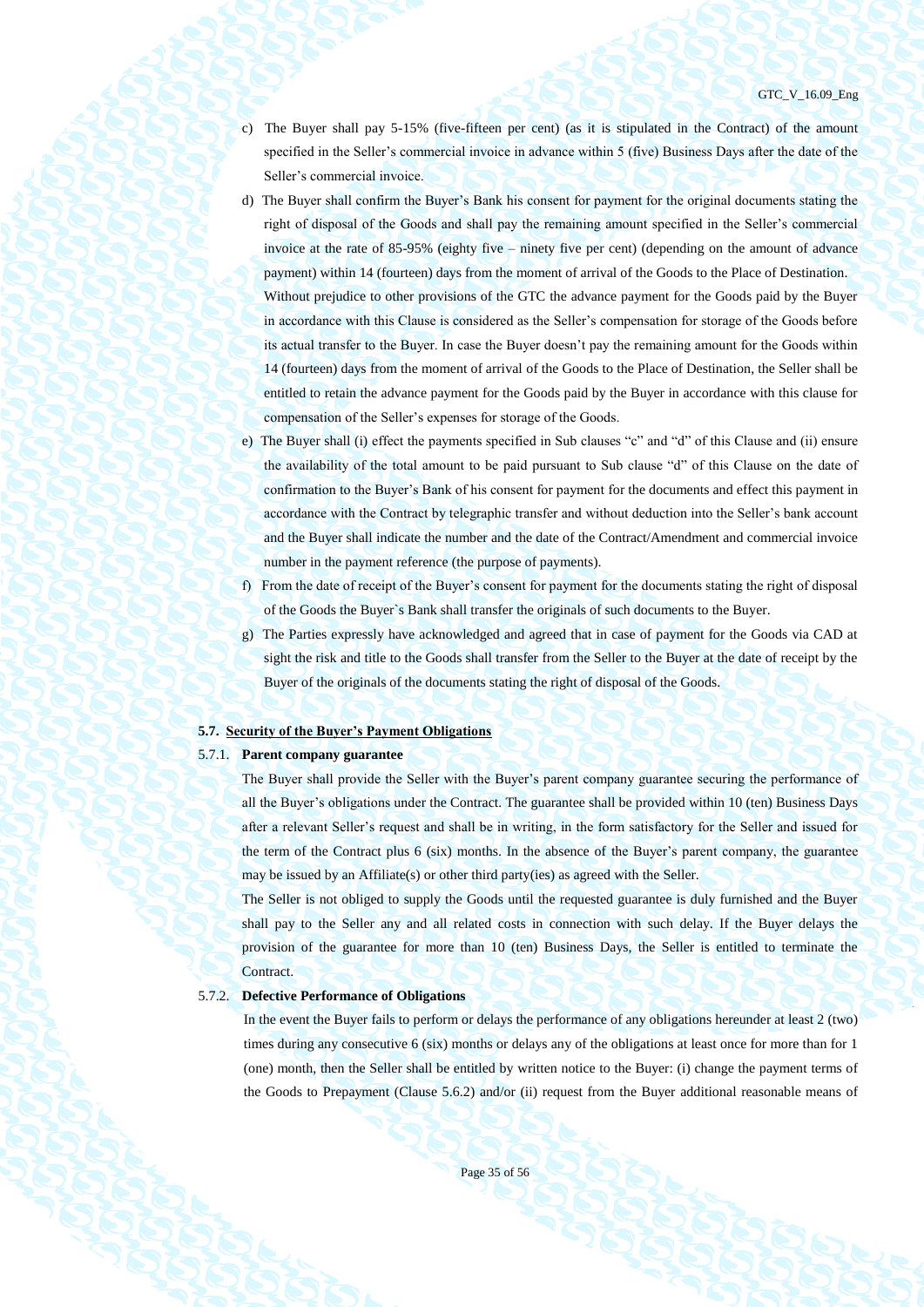c) The Buyer shall pay 5-15% (five-fifteen per cent) (as it is stipulated in the Contract) of the amount specified in the Seller's commercial invoice in advance within 5 (five) Business Days after the date of the Seller's commercial invoice.

d) The Buyer shall confirm the Buyer's Bank his consent for payment for the original documents stating the right of disposal of the Goods and shall pay the remaining amount specified in the Seller's commercial invoice at the rate of 85-95% (eighty five – ninety five per cent) (depending on the amount of advance payment) within 14 (fourteen) days from the moment of arrival of the Goods to the Place of Destination.
Without prejudice to other provisions of the GTC the advance payment for the Goods paid by the Buyer in accordance with this Clause is considered as the Seller's compensation for storage of the Goods before its actual transfer to the Buyer. In case the Buyer doesn't pay the remaining amount for the Goods within 14 (fourteen) days from the moment of arrival of the Goods to the Place of Destination, the Seller shall be entitled to retain the advance payment for the Goods paid by the Buyer in accordance with this clause for compensation of the Seller's expenses for storage of the Goods.

e) The Buyer shall (i) effect the payments specified in Sub clauses "c" and "d" of this Clause and (ii) ensure the availability of the total amount to be paid pursuant to Sub clause "d" of this Clause on the date of confirmation to the Buyer's Bank of his consent for payment for the documents and effect this payment in accordance with the Contract by telegraphic transfer and without deduction into the Seller's bank account and the Buyer shall indicate the number and the date of the Contract/Amendment and commercial invoice number in the payment reference (the purpose of payments).

f) From the date of receipt of the Buyer's consent for payment for the documents stating the right of disposal of the Goods the Buyer`s Bank shall transfer the originals of such documents to the Buyer.

g) The Parties expressly have acknowledged and agreed that in case of payment for the Goods via CAD at sight the risk and title to the Goods shall transfer from the Seller to the Buyer at the date of receipt by the Buyer of the originals of the documents stating the right of disposal of the Goods.

### 5.7. Security of the Buyer's Payment Obligations

#### 5.7.1. Parent company guarantee

The Buyer shall provide the Seller with the Buyer's parent company guarantee securing the performance of all the Buyer's obligations under the Contract. The guarantee shall be provided within 10 (ten) Business Days after a relevant Seller's request and shall be in writing, in the form satisfactory for the Seller and issued for the term of the Contract plus 6 (six) months. In the absence of the Buyer's parent company, the guarantee may be issued by an Affiliate(s) or other third party(ies) as agreed with the Seller.

The Seller is not obliged to supply the Goods until the requested guarantee is duly furnished and the Buyer shall pay to the Seller any and all related costs in connection with such delay. If the Buyer delays the provision of the guarantee for more than 10 (ten) Business Days, the Seller is entitled to terminate the Contract.

#### 5.7.2. Defective Performance of Obligations

In the event the Buyer fails to perform or delays the performance of any obligations hereunder at least 2 (two) times during any consecutive 6 (six) months or delays any of the obligations at least once for more than for 1 (one) month, then the Seller shall be entitled by written notice to the Buyer: (i) change the payment terms of the Goods to Prepayment (Clause 5.6.2) and/or (ii) request from the Buyer additional reasonable means of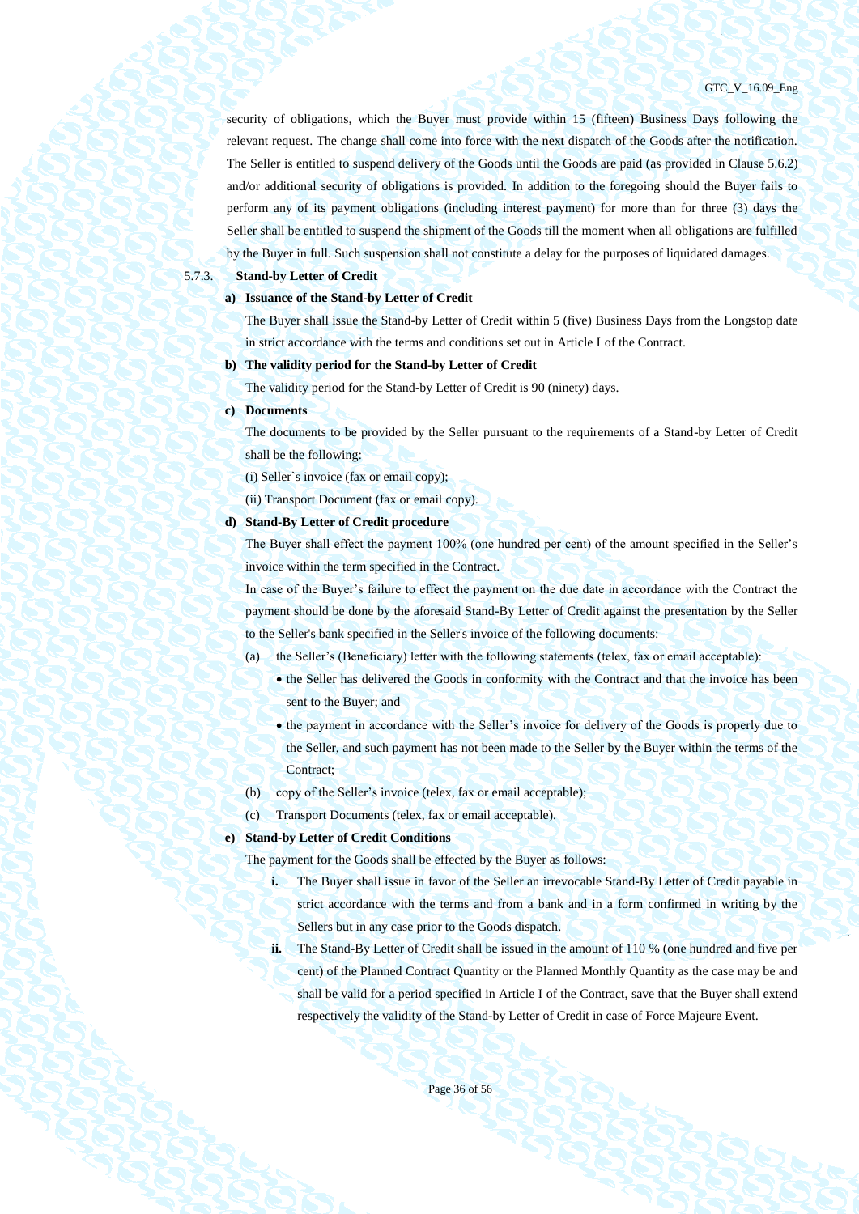security of obligations, which the Buyer must provide within 15 (fifteen) Business Days following the relevant request. The change shall come into force with the next dispatch of the Goods after the notification. The Seller is entitled to suspend delivery of the Goods until the Goods are paid (as provided in Clause 5.6.2) and/or additional security of obligations is provided. In addition to the foregoing should the Buyer fails to perform any of its payment obligations (including interest payment) for more than for three (3) days the Seller shall be entitled to suspend the shipment of the Goods till the moment when all obligations are fulfilled by the Buyer in full. Such suspension shall not constitute a delay for the purposes of liquidated damages.

5.7.3. **Stand-by Letter of Credit**

**a) Issuance of the Stand-by Letter of Credit**

The Buyer shall issue the Stand-by Letter of Credit within 5 (five) Business Days from the Longstop date in strict accordance with the terms and conditions set out in Article I of the Contract.

**b) The validity period for the Stand-by Letter of Credit**

The validity period for the Stand-by Letter of Credit is 90 (ninety) days.

**c) Documents**

The documents to be provided by the Seller pursuant to the requirements of a Stand-by Letter of Credit shall be the following:

(i) Seller`s invoice (fax or email copy);

(ii) Transport Document (fax or email copy).

**d) Stand-By Letter of Credit procedure**

The Buyer shall effect the payment 100% (one hundred per cent) of the amount specified in the Seller's invoice within the term specified in the Contract.

In case of the Buyer's failure to effect the payment on the due date in accordance with the Contract the payment should be done by the aforesaid Stand-By Letter of Credit against the presentation by the Seller to the Seller's bank specified in the Seller's invoice of the following documents:

(a) the Seller's (Beneficiary) letter with the following statements (telex, fax or email acceptable):
   - the Seller has delivered the Goods in conformity with the Contract and that the invoice has been sent to the Buyer; and
   - the payment in accordance with the Seller's invoice for delivery of the Goods is properly due to the Seller, and such payment has not been made to the Seller by the Buyer within the terms of the Contract;

(b) copy of the Seller's invoice (telex, fax or email acceptable);

(c) Transport Documents (telex, fax or email acceptable).

**e) Stand-by Letter of Credit Conditions**

The payment for the Goods shall be effected by the Buyer as follows:

**i.** The Buyer shall issue in favor of the Seller an irrevocable Stand-By Letter of Credit payable in strict accordance with the terms and from a bank and in a form confirmed in writing by the Sellers but in any case prior to the Goods dispatch.

**ii.** The Stand-By Letter of Credit shall be issued in the amount of 110 % (one hundred and five per cent) of the Planned Contract Quantity or the Planned Monthly Quantity as the case may be and shall be valid for a period specified in Article I of the Contract, save that the Buyer shall extend respectively the validity of the Stand-by Letter of Credit in case of Force Majeure Event.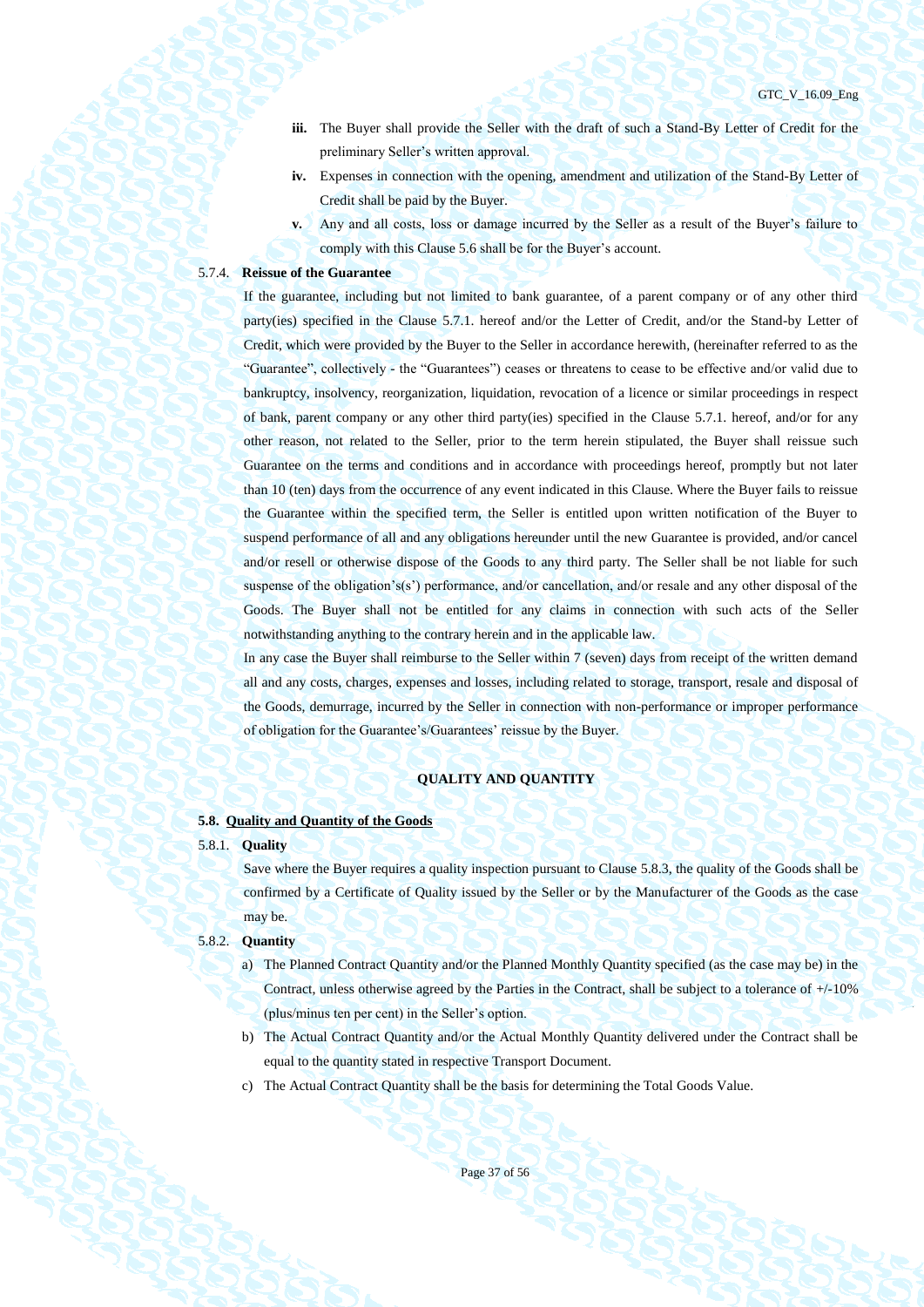**iii.** The Buyer shall provide the Seller with the draft of such a Stand-By Letter of Credit for the preliminary Seller's written approval.

**iv.** Expenses in connection with the opening, amendment and utilization of the Stand-By Letter of Credit shall be paid by the Buyer.

**v.** Any and all costs, loss or damage incurred by the Seller as a result of the Buyer's failure to comply with this Clause 5.6 shall be for the Buyer's account.

5.7.4. **Reissue of the Guarantee**

If the guarantee, including but not limited to bank guarantee, of a parent company or of any other third party(ies) specified in the Clause 5.7.1. hereof and/or the Letter of Credit, and/or the Stand-by Letter of Credit, which were provided by the Buyer to the Seller in accordance herewith, (hereinafter referred to as the "Guarantee", collectively - the "Guarantees") ceases or threatens to cease to be effective and/or valid due to bankruptcy, insolvency, reorganization, liquidation, revocation of a licence or similar proceedings in respect of bank, parent company or any other third party(ies) specified in the Clause 5.7.1. hereof, and/or for any other reason, not related to the Seller, prior to the term herein stipulated, the Buyer shall reissue such Guarantee on the terms and conditions and in accordance with proceedings hereof, promptly but not later than 10 (ten) days from the occurrence of any event indicated in this Clause. Where the Buyer fails to reissue the Guarantee within the specified term, the Seller is entitled upon written notification of the Buyer to suspend performance of all and any obligations hereunder until the new Guarantee is provided, and/or cancel and/or resell or otherwise dispose of the Goods to any third party. The Seller shall be not liable for such suspense of the obligation's(s') performance, and/or cancellation, and/or resale and any other disposal of the Goods. The Buyer shall not be entitled for any claims in connection with such acts of the Seller notwithstanding anything to the contrary herein and in the applicable law.

In any case the Buyer shall reimburse to the Seller within 7 (seven) days from receipt of the written demand all and any costs, charges, expenses and losses, including related to storage, transport, resale and disposal of the Goods, demurrage, incurred by the Seller in connection with non-performance or improper performance of obligation for the Guarantee's/Guarantees' reissue by the Buyer.

## QUALITY AND QUANTITY

### 5.8. Quality and Quantity of the Goods

5.8.1. **Quality**

Save where the Buyer requires a quality inspection pursuant to Clause 5.8.3, the quality of the Goods shall be confirmed by a Certificate of Quality issued by the Seller or by the Manufacturer of the Goods as the case may be.

5.8.2. **Quantity**

a) The Planned Contract Quantity and/or the Planned Monthly Quantity specified (as the case may be) in the Contract, unless otherwise agreed by the Parties in the Contract, shall be subject to a tolerance of +/-10% (plus/minus ten per cent) in the Seller's option.

b) The Actual Contract Quantity and/or the Actual Monthly Quantity delivered under the Contract shall be equal to the quantity stated in respective Transport Document.

c) The Actual Contract Quantity shall be the basis for determining the Total Goods Value.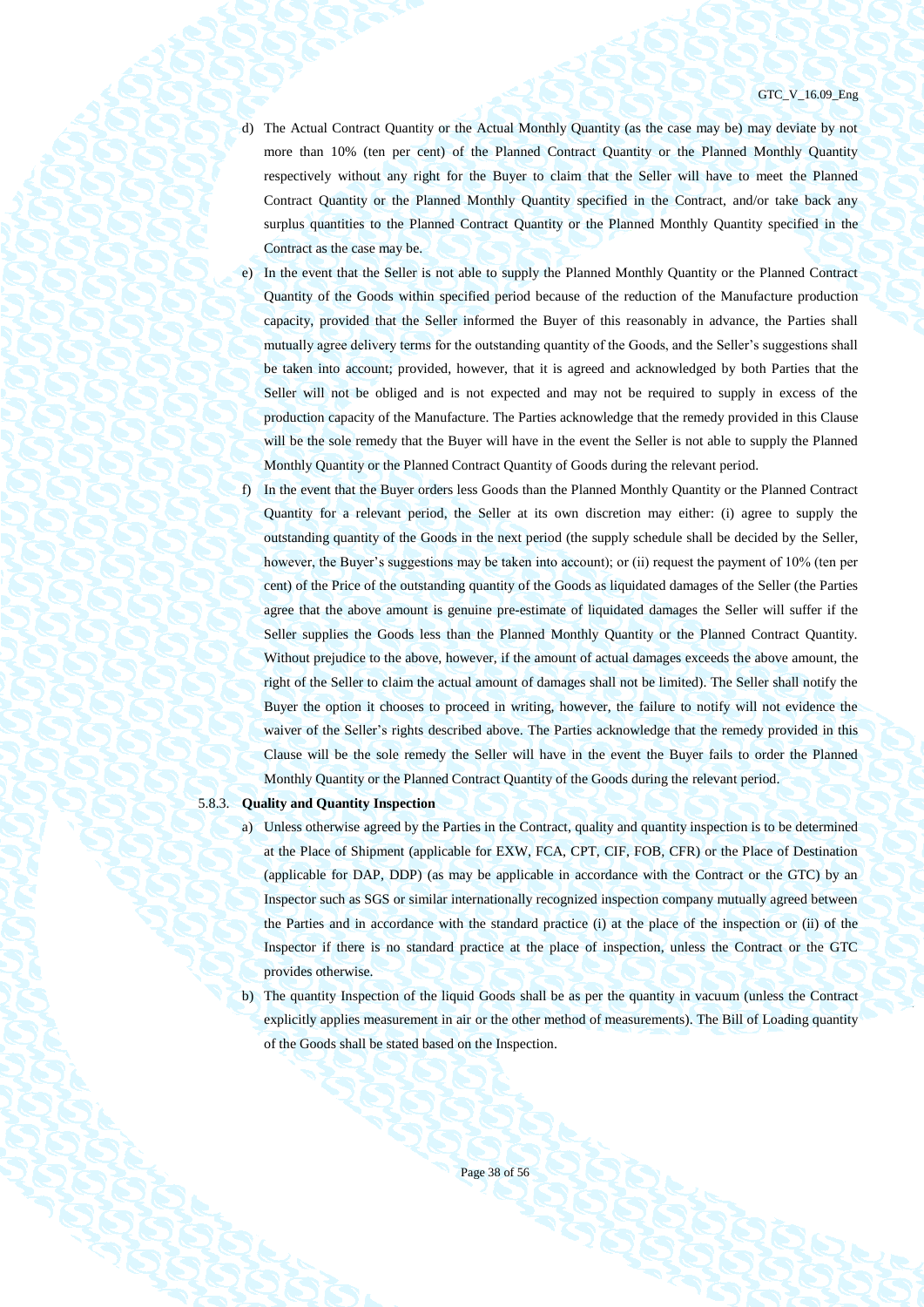d) The Actual Contract Quantity or the Actual Monthly Quantity (as the case may be) may deviate by not more than 10% (ten per cent) of the Planned Contract Quantity or the Planned Monthly Quantity respectively without any right for the Buyer to claim that the Seller will have to meet the Planned Contract Quantity or the Planned Monthly Quantity specified in the Contract, and/or take back any surplus quantities to the Planned Contract Quantity or the Planned Monthly Quantity specified in the Contract as the case may be.

e) In the event that the Seller is not able to supply the Planned Monthly Quantity or the Planned Contract Quantity of the Goods within specified period because of the reduction of the Manufacture production capacity, provided that the Seller informed the Buyer of this reasonably in advance, the Parties shall mutually agree delivery terms for the outstanding quantity of the Goods, and the Seller's suggestions shall be taken into account; provided, however, that it is agreed and acknowledged by both Parties that the Seller will not be obliged and is not expected and may not be required to supply in excess of the production capacity of the Manufacture. The Parties acknowledge that the remedy provided in this Clause will be the sole remedy that the Buyer will have in the event the Seller is not able to supply the Planned Monthly Quantity or the Planned Contract Quantity of Goods during the relevant period.

f) In the event that the Buyer orders less Goods than the Planned Monthly Quantity or the Planned Contract Quantity for a relevant period, the Seller at its own discretion may either: (i) agree to supply the outstanding quantity of the Goods in the next period (the supply schedule shall be decided by the Seller, however, the Buyer's suggestions may be taken into account); or (ii) request the payment of 10% (ten per cent) of the Price of the outstanding quantity of the Goods as liquidated damages of the Seller (the Parties agree that the above amount is genuine pre-estimate of liquidated damages the Seller will suffer if the Seller supplies the Goods less than the Planned Monthly Quantity or the Planned Contract Quantity. Without prejudice to the above, however, if the amount of actual damages exceeds the above amount, the right of the Seller to claim the actual amount of damages shall not be limited). The Seller shall notify the Buyer the option it chooses to proceed in writing, however, the failure to notify will not evidence the waiver of the Seller's rights described above. The Parties acknowledge that the remedy provided in this Clause will be the sole remedy the Seller will have in the event the Buyer fails to order the Planned Monthly Quantity or the Planned Contract Quantity of the Goods during the relevant period.

5.8.3. **Quality and Quantity Inspection**

a) Unless otherwise agreed by the Parties in the Contract, quality and quantity inspection is to be determined at the Place of Shipment (applicable for EXW, FCA, CPT, CIF, FOB, CFR) or the Place of Destination (applicable for DAP, DDP) (as may be applicable in accordance with the Contract or the GTC) by an Inspector such as SGS or similar internationally recognized inspection company mutually agreed between the Parties and in accordance with the standard practice (i) at the place of the inspection or (ii) of the Inspector if there is no standard practice at the place of inspection, unless the Contract or the GTC provides otherwise.

b) The quantity Inspection of the liquid Goods shall be as per the quantity in vacuum (unless the Contract explicitly applies measurement in air or the other method of measurements). The Bill of Loading quantity of the Goods shall be stated based on the Inspection.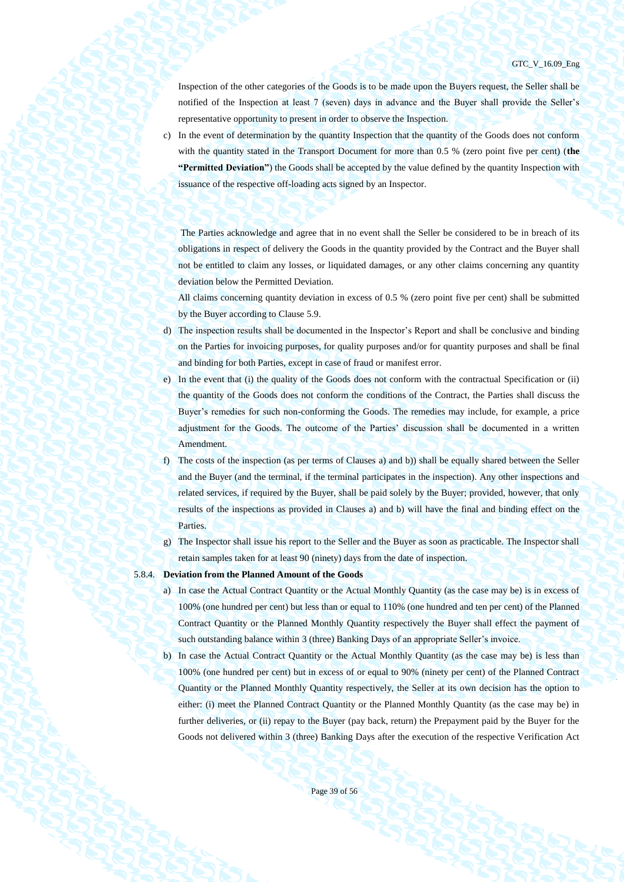Inspection of the other categories of the Goods is to be made upon the Buyers request, the Seller shall be notified of the Inspection at least 7 (seven) days in advance and the Buyer shall provide the Seller's representative opportunity to present in order to observe the Inspection.

c) In the event of determination by the quantity Inspection that the quantity of the Goods does not conform with the quantity stated in the Transport Document for more than 0.5 % (zero point five per cent) (**the "Permitted Deviation"**) the Goods shall be accepted by the value defined by the quantity Inspection with issuance of the respective off-loading acts signed by an Inspector.

   The Parties acknowledge and agree that in no event shall the Seller be considered to be in breach of its obligations in respect of delivery the Goods in the quantity provided by the Contract and the Buyer shall not be entitled to claim any losses, or liquidated damages, or any other claims concerning any quantity deviation below the Permitted Deviation.

   All claims concerning quantity deviation in excess of 0.5 % (zero point five per cent) shall be submitted by the Buyer according to Clause 5.9.

d) The inspection results shall be documented in the Inspector's Report and shall be conclusive and binding on the Parties for invoicing purposes, for quality purposes and/or for quantity purposes and shall be final and binding for both Parties, except in case of fraud or manifest error.

e) In the event that (i) the quality of the Goods does not conform with the contractual Specification or (ii) the quantity of the Goods does not conform the conditions of the Contract, the Parties shall discuss the Buyer's remedies for such non-conforming the Goods. The remedies may include, for example, a price adjustment for the Goods. The outcome of the Parties' discussion shall be documented in a written Amendment.

f) The costs of the inspection (as per terms of Clauses a) and b)) shall be equally shared between the Seller and the Buyer (and the terminal, if the terminal participates in the inspection). Any other inspections and related services, if required by the Buyer, shall be paid solely by the Buyer; provided, however, that only results of the inspections as provided in Clauses a) and b) will have the final and binding effect on the Parties.

g) The Inspector shall issue his report to the Seller and the Buyer as soon as practicable. The Inspector shall retain samples taken for at least 90 (ninety) days from the date of inspection.

5.8.4. **Deviation from the Planned Amount of the Goods**

a) In case the Actual Contract Quantity or the Actual Monthly Quantity (as the case may be) is in excess of 100% (one hundred per cent) but less than or equal to 110% (one hundred and ten per cent) of the Planned Contract Quantity or the Planned Monthly Quantity respectively the Buyer shall effect the payment of such outstanding balance within 3 (three) Banking Days of an appropriate Seller's invoice.

b) In case the Actual Contract Quantity or the Actual Monthly Quantity (as the case may be) is less than 100% (one hundred per cent) but in excess of or equal to 90% (ninety per cent) of the Planned Contract Quantity or the Planned Monthly Quantity respectively, the Seller at its own decision has the option to either: (i) meet the Planned Contract Quantity or the Planned Monthly Quantity (as the case may be) in further deliveries, or (ii) repay to the Buyer (pay back, return) the Prepayment paid by the Buyer for the Goods not delivered within 3 (three) Banking Days after the execution of the respective Verification Act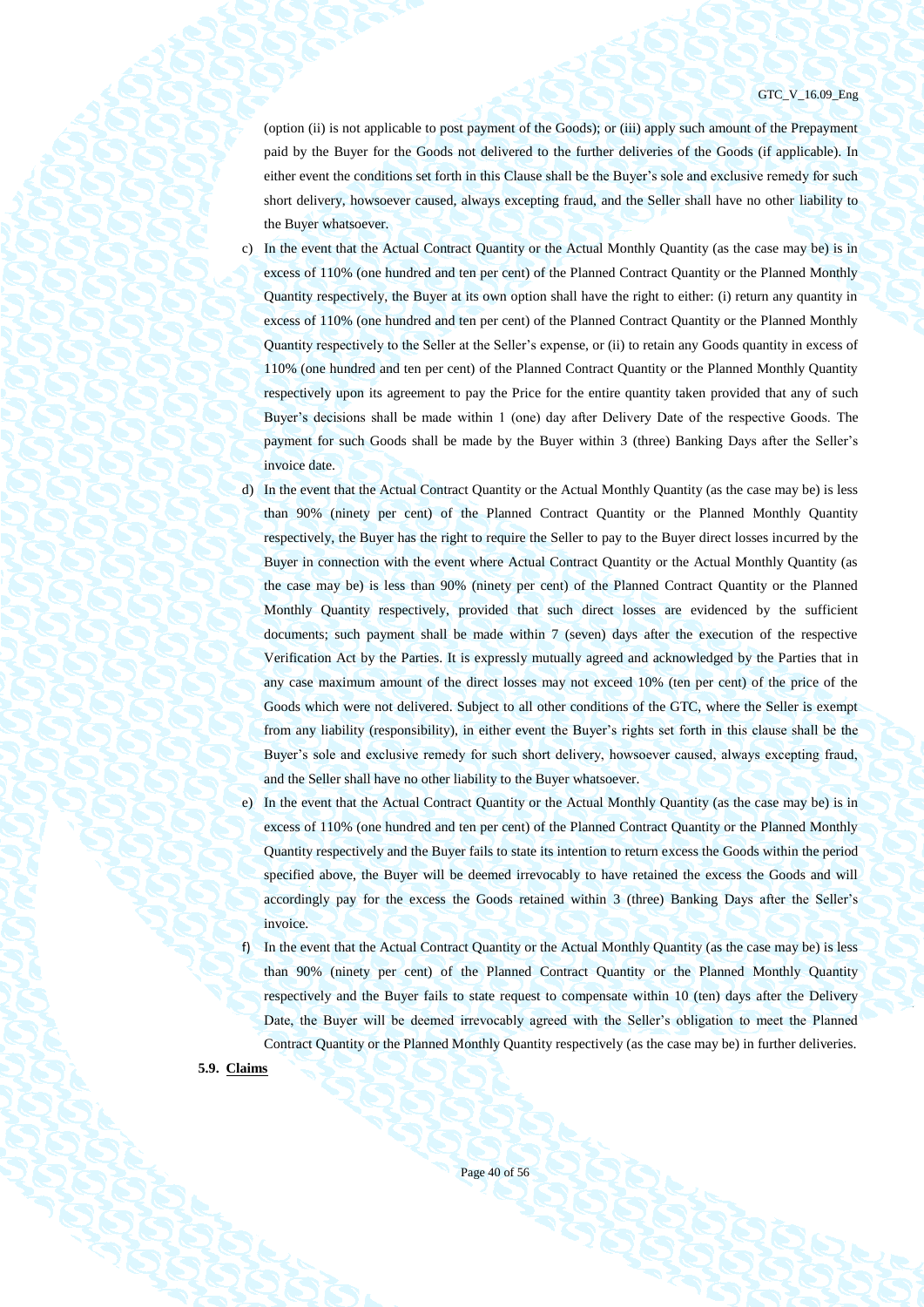(option (ii) is not applicable to post payment of the Goods); or (iii) apply such amount of the Prepayment paid by the Buyer for the Goods not delivered to the further deliveries of the Goods (if applicable). In either event the conditions set forth in this Clause shall be the Buyer's sole and exclusive remedy for such short delivery, howsoever caused, always excepting fraud, and the Seller shall have no other liability to the Buyer whatsoever.

c) In the event that the Actual Contract Quantity or the Actual Monthly Quantity (as the case may be) is in excess of 110% (one hundred and ten per cent) of the Planned Contract Quantity or the Planned Monthly Quantity respectively, the Buyer at its own option shall have the right to either: (i) return any quantity in excess of 110% (one hundred and ten per cent) of the Planned Contract Quantity or the Planned Monthly Quantity respectively to the Seller at the Seller's expense, or (ii) to retain any Goods quantity in excess of 110% (one hundred and ten per cent) of the Planned Contract Quantity or the Planned Monthly Quantity respectively upon its agreement to pay the Price for the entire quantity taken provided that any of such Buyer's decisions shall be made within 1 (one) day after Delivery Date of the respective Goods. The payment for such Goods shall be made by the Buyer within 3 (three) Banking Days after the Seller's invoice date.

d) In the event that the Actual Contract Quantity or the Actual Monthly Quantity (as the case may be) is less than 90% (ninety per cent) of the Planned Contract Quantity or the Planned Monthly Quantity respectively, the Buyer has the right to require the Seller to pay to the Buyer direct losses incurred by the Buyer in connection with the event where Actual Contract Quantity or the Actual Monthly Quantity (as the case may be) is less than 90% (ninety per cent) of the Planned Contract Quantity or the Planned Monthly Quantity respectively, provided that such direct losses are evidenced by the sufficient documents; such payment shall be made within 7 (seven) days after the execution of the respective Verification Act by the Parties. It is expressly mutually agreed and acknowledged by the Parties that in any case maximum amount of the direct losses may not exceed 10% (ten per cent) of the price of the Goods which were not delivered. Subject to all other conditions of the GTC, where the Seller is exempt from any liability (responsibility), in either event the Buyer's rights set forth in this clause shall be the Buyer's sole and exclusive remedy for such short delivery, howsoever caused, always excepting fraud, and the Seller shall have no other liability to the Buyer whatsoever.

e) In the event that the Actual Contract Quantity or the Actual Monthly Quantity (as the case may be) is in excess of 110% (one hundred and ten per cent) of the Planned Contract Quantity or the Planned Monthly Quantity respectively and the Buyer fails to state its intention to return excess the Goods within the period specified above, the Buyer will be deemed irrevocably to have retained the excess the Goods and will accordingly pay for the excess the Goods retained within 3 (three) Banking Days after the Seller's invoice.

f) In the event that the Actual Contract Quantity or the Actual Monthly Quantity (as the case may be) is less than 90% (ninety per cent) of the Planned Contract Quantity or the Planned Monthly Quantity respectively and the Buyer fails to state request to compensate within 10 (ten) days after the Delivery Date, the Buyer will be deemed irrevocably agreed with the Seller's obligation to meet the Planned Contract Quantity or the Planned Monthly Quantity respectively (as the case may be) in further deliveries.

**5.9. <u>Claims</u>**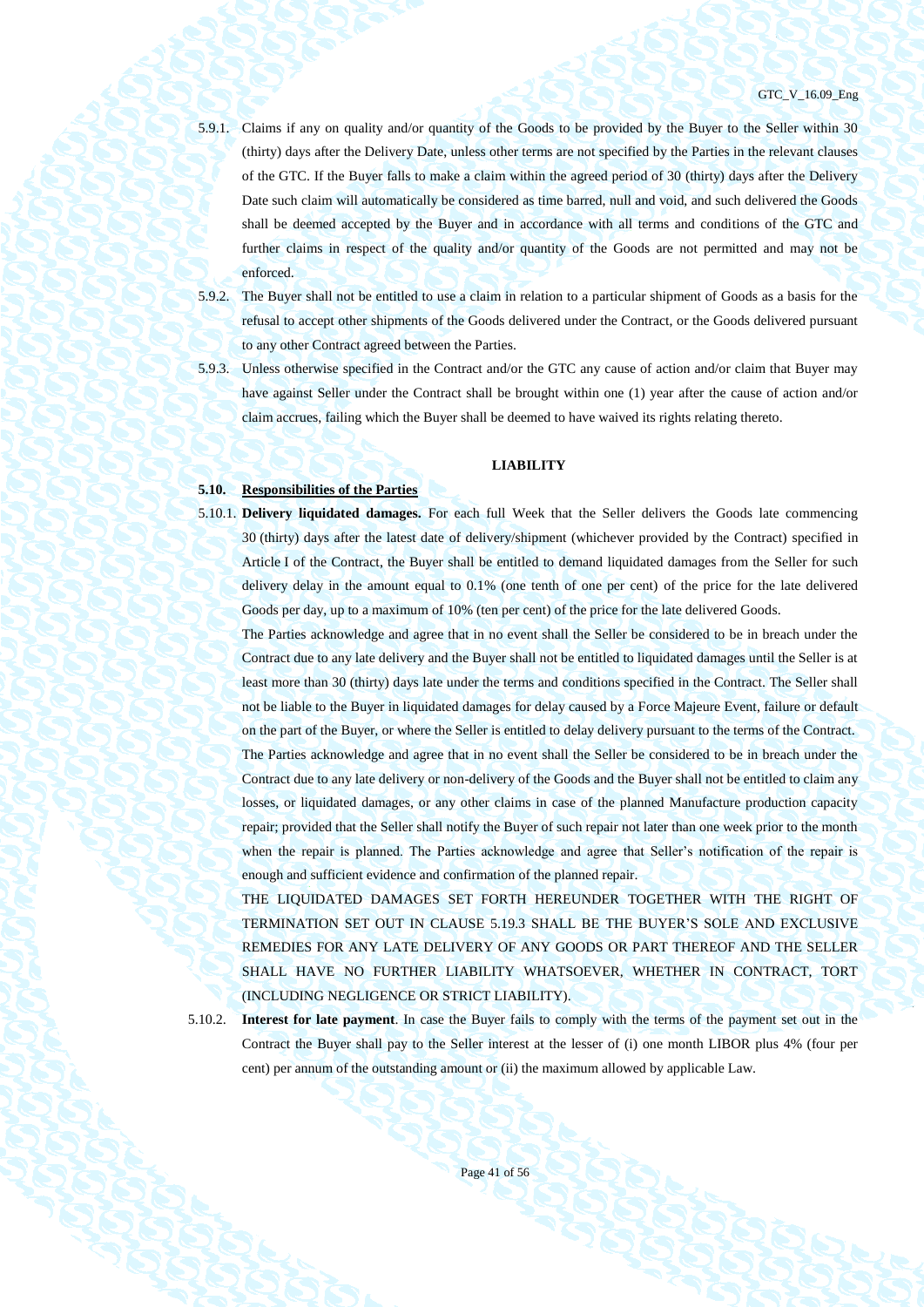5.9.1. Claims if any on quality and/or quantity of the Goods to be provided by the Buyer to the Seller within 30 (thirty) days after the Delivery Date, unless other terms are not specified by the Parties in the relevant clauses of the GTC. If the Buyer falls to make a claim within the agreed period of 30 (thirty) days after the Delivery Date such claim will automatically be considered as time barred, null and void, and such delivered the Goods shall be deemed accepted by the Buyer and in accordance with all terms and conditions of the GTC and further claims in respect of the quality and/or quantity of the Goods are not permitted and may not be enforced.

5.9.2. The Buyer shall not be entitled to use a claim in relation to a particular shipment of Goods as a basis for the refusal to accept other shipments of the Goods delivered under the Contract, or the Goods delivered pursuant to any other Contract agreed between the Parties.

5.9.3. Unless otherwise specified in the Contract and/or the GTC any cause of action and/or claim that Buyer may have against Seller under the Contract shall be brought within one (1) year after the cause of action and/or claim accrues, failing which the Buyer shall be deemed to have waived its rights relating thereto.

## LIABILITY

### 5.10. Responsibilities of the Parties

5.10.1. **Delivery liquidated damages.** For each full Week that the Seller delivers the Goods late commencing 30 (thirty) days after the latest date of delivery/shipment (whichever provided by the Contract) specified in Article I of the Contract, the Buyer shall be entitled to demand liquidated damages from the Seller for such delivery delay in the amount equal to 0.1% (one tenth of one per cent) of the price for the late delivered Goods per day, up to a maximum of 10% (ten per cent) of the price for the late delivered Goods.

The Parties acknowledge and agree that in no event shall the Seller be considered to be in breach under the Contract due to any late delivery and the Buyer shall not be entitled to liquidated damages until the Seller is at least more than 30 (thirty) days late under the terms and conditions specified in the Contract. The Seller shall not be liable to the Buyer in liquidated damages for delay caused by a Force Majeure Event, failure or default on the part of the Buyer, or where the Seller is entitled to delay delivery pursuant to the terms of the Contract.

The Parties acknowledge and agree that in no event shall the Seller be considered to be in breach under the Contract due to any late delivery or non-delivery of the Goods and the Buyer shall not be entitled to claim any losses, or liquidated damages, or any other claims in case of the planned Manufacture production capacity repair; provided that the Seller shall notify the Buyer of such repair not later than one week prior to the month when the repair is planned. The Parties acknowledge and agree that Seller's notification of the repair is enough and sufficient evidence and confirmation of the planned repair.

THE LIQUIDATED DAMAGES SET FORTH HEREUNDER TOGETHER WITH THE RIGHT OF TERMINATION SET OUT IN CLAUSE 5.19.3 SHALL BE THE BUYER'S SOLE AND EXCLUSIVE REMEDIES FOR ANY LATE DELIVERY OF ANY GOODS OR PART THEREOF AND THE SELLER SHALL HAVE NO FURTHER LIABILITY WHATSOEVER, WHETHER IN CONTRACT, TORT (INCLUDING NEGLIGENCE OR STRICT LIABILITY).

5.10.2. **Interest for late payment**. In case the Buyer fails to comply with the terms of the payment set out in the Contract the Buyer shall pay to the Seller interest at the lesser of (i) one month LIBOR plus 4% (four per cent) per annum of the outstanding amount or (ii) the maximum allowed by applicable Law.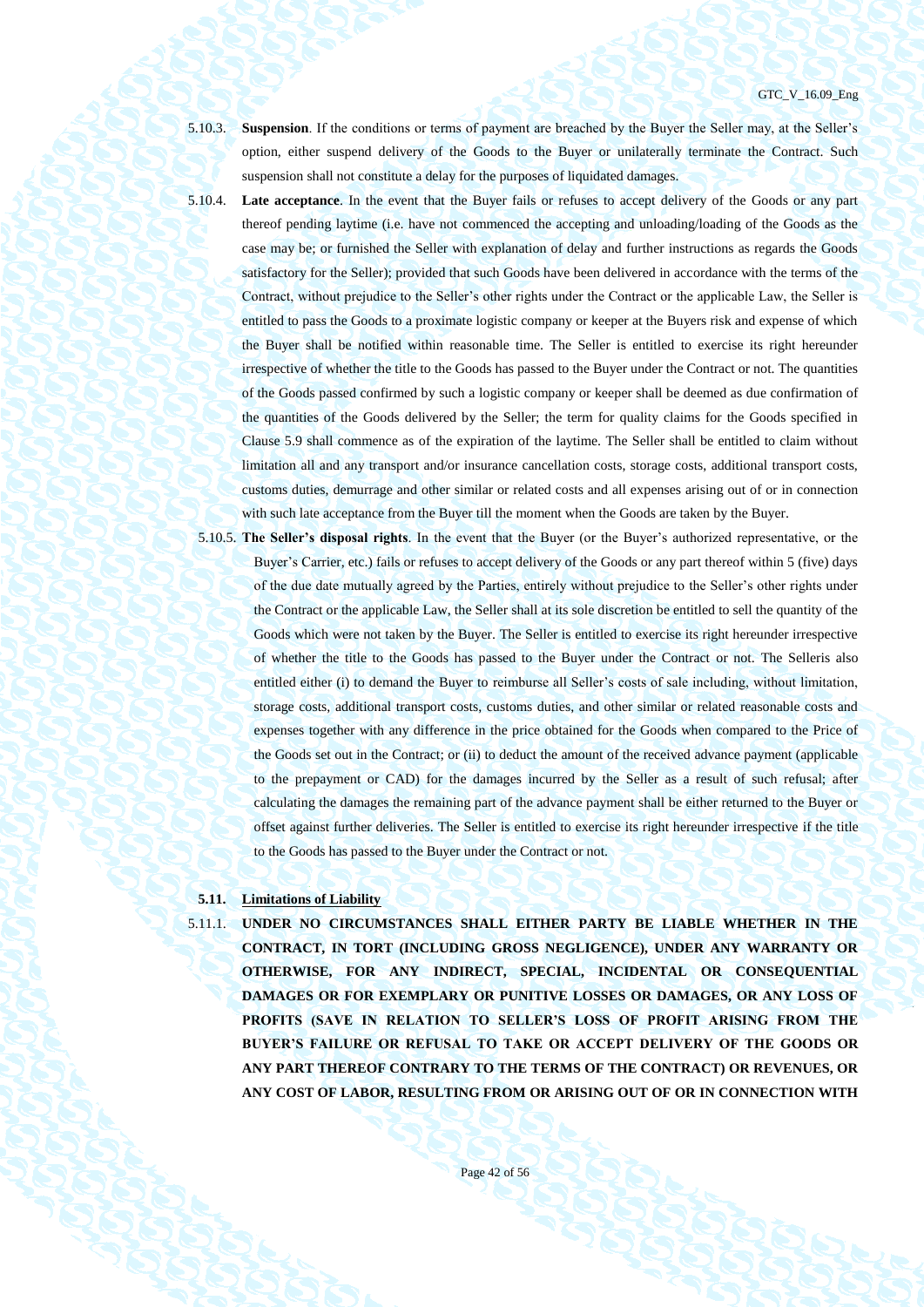5.10.3. **Suspension**. If the conditions or terms of payment are breached by the Buyer the Seller may, at the Seller's option, either suspend delivery of the Goods to the Buyer or unilaterally terminate the Contract. Such suspension shall not constitute a delay for the purposes of liquidated damages.

5.10.4. **Late acceptance**. In the event that the Buyer fails or refuses to accept delivery of the Goods or any part thereof pending laytime (i.e. have not commenced the accepting and unloading/loading of the Goods as the case may be; or furnished the Seller with explanation of delay and further instructions as regards the Goods satisfactory for the Seller); provided that such Goods have been delivered in accordance with the terms of the Contract, without prejudice to the Seller's other rights under the Contract or the applicable Law, the Seller is entitled to pass the Goods to a proximate logistic company or keeper at the Buyers risk and expense of which the Buyer shall be notified within reasonable time. The Seller is entitled to exercise its right hereunder irrespective of whether the title to the Goods has passed to the Buyer under the Contract or not. The quantities of the Goods passed confirmed by such a logistic company or keeper shall be deemed as due confirmation of the quantities of the Goods delivered by the Seller; the term for quality claims for the Goods specified in Clause 5.9 shall commence as of the expiration of the laytime. The Seller shall be entitled to claim without limitation all and any transport and/or insurance cancellation costs, storage costs, additional transport costs, customs duties, demurrage and other similar or related costs and all expenses arising out of or in connection with such late acceptance from the Buyer till the moment when the Goods are taken by the Buyer.

5.10.5. **The Seller's disposal rights**. In the event that the Buyer (or the Buyer's authorized representative, or the Buyer's Carrier, etc.) fails or refuses to accept delivery of the Goods or any part thereof within 5 (five) days of the due date mutually agreed by the Parties, entirely without prejudice to the Seller's other rights under the Contract or the applicable Law, the Seller shall at its sole discretion be entitled to sell the quantity of the Goods which were not taken by the Buyer. The Seller is entitled to exercise its right hereunder irrespective of whether the title to the Goods has passed to the Buyer under the Contract or not. The Selleris also entitled either (i) to demand the Buyer to reimburse all Seller's costs of sale including, without limitation, storage costs, additional transport costs, customs duties, and other similar or related reasonable costs and expenses together with any difference in the price obtained for the Goods when compared to the Price of the Goods set out in the Contract; or (ii) to deduct the amount of the received advance payment (applicable to the prepayment or CAD) for the damages incurred by the Seller as a result of such refusal; after calculating the damages the remaining part of the advance payment shall be either returned to the Buyer or offset against further deliveries. The Seller is entitled to exercise its right hereunder irrespective if the title to the Goods has passed to the Buyer under the Contract or not.

### 5.11. Limitations of Liability

5.11.1. **UNDER NO CIRCUMSTANCES SHALL EITHER PARTY BE LIABLE WHETHER IN THE CONTRACT, IN TORT (INCLUDING GROSS NEGLIGENCE), UNDER ANY WARRANTY OR OTHERWISE, FOR ANY INDIRECT, SPECIAL, INCIDENTAL OR CONSEQUENTIAL DAMAGES OR FOR EXEMPLARY OR PUNITIVE LOSSES OR DAMAGES, OR ANY LOSS OF PROFITS (SAVE IN RELATION TO SELLER'S LOSS OF PROFIT ARISING FROM THE BUYER'S FAILURE OR REFUSAL TO TAKE OR ACCEPT DELIVERY OF THE GOODS OR ANY PART THEREOF CONTRARY TO THE TERMS OF THE CONTRACT) OR REVENUES, OR ANY COST OF LABOR, RESULTING FROM OR ARISING OUT OF OR IN CONNECTION WITH**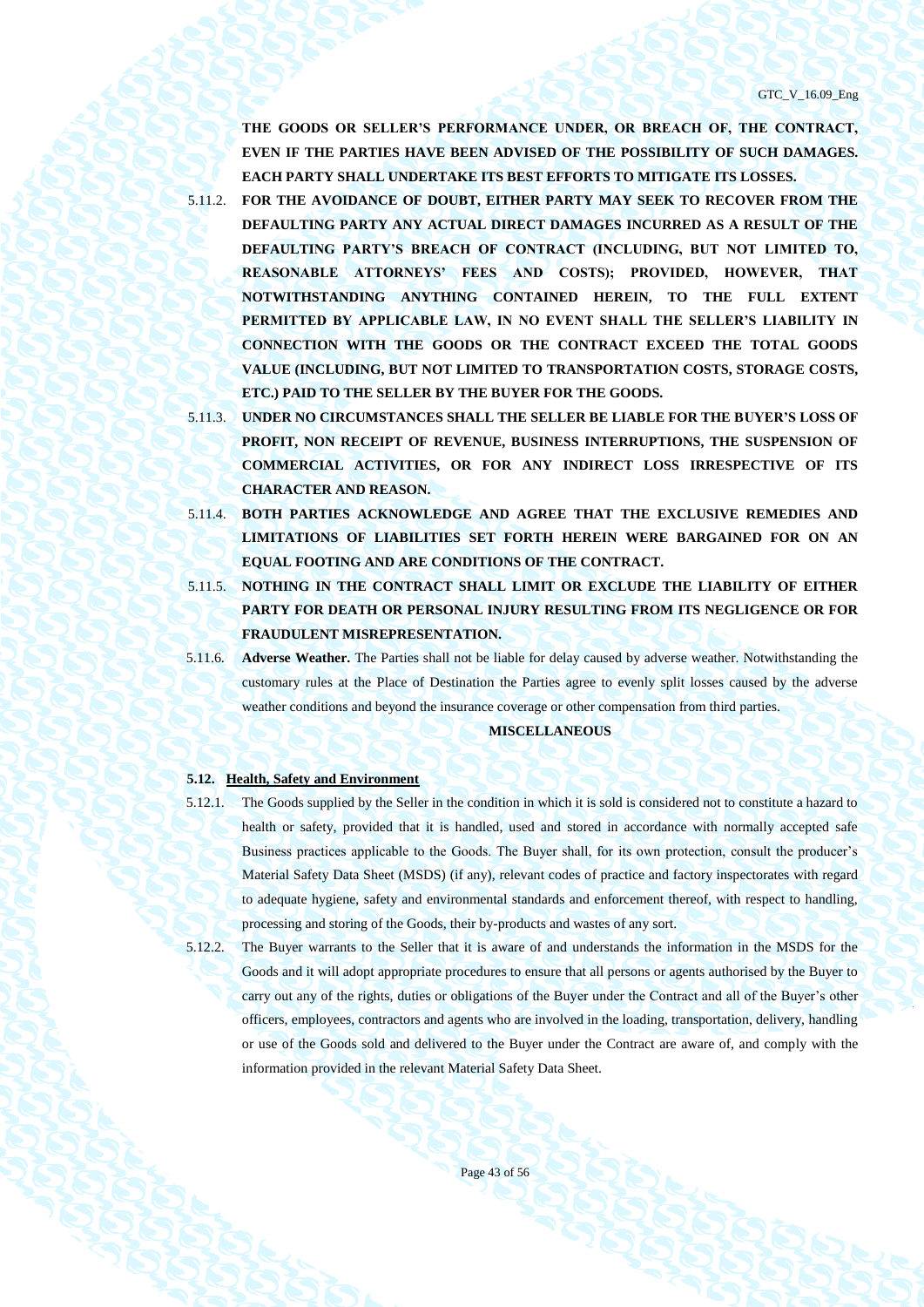**THE GOODS OR SELLER'S PERFORMANCE UNDER, OR BREACH OF, THE CONTRACT, EVEN IF THE PARTIES HAVE BEEN ADVISED OF THE POSSIBILITY OF SUCH DAMAGES. EACH PARTY SHALL UNDERTAKE ITS BEST EFFORTS TO MITIGATE ITS LOSSES.**

5.11.2. **FOR THE AVOIDANCE OF DOUBT, EITHER PARTY MAY SEEK TO RECOVER FROM THE DEFAULTING PARTY ANY ACTUAL DIRECT DAMAGES INCURRED AS A RESULT OF THE DEFAULTING PARTY'S BREACH OF CONTRACT (INCLUDING, BUT NOT LIMITED TO, REASONABLE ATTORNEYS' FEES AND COSTS); PROVIDED, HOWEVER, THAT NOTWITHSTANDING ANYTHING CONTAINED HEREIN, TO THE FULL EXTENT PERMITTED BY APPLICABLE LAW, IN NO EVENT SHALL THE SELLER'S LIABILITY IN CONNECTION WITH THE GOODS OR THE CONTRACT EXCEED THE TOTAL GOODS VALUE (INCLUDING, BUT NOT LIMITED TO TRANSPORTATION COSTS, STORAGE COSTS, ETC.) PAID TO THE SELLER BY THE BUYER FOR THE GOODS.**

5.11.3. **UNDER NO CIRCUMSTANCES SHALL THE SELLER BE LIABLE FOR THE BUYER'S LOSS OF PROFIT, NON RECEIPT OF REVENUE, BUSINESS INTERRUPTIONS, THE SUSPENSION OF COMMERCIAL ACTIVITIES, OR FOR ANY INDIRECT LOSS IRRESPECTIVE OF ITS CHARACTER AND REASON.**

5.11.4. **BOTH PARTIES ACKNOWLEDGE AND AGREE THAT THE EXCLUSIVE REMEDIES AND LIMITATIONS OF LIABILITIES SET FORTH HEREIN WERE BARGAINED FOR ON AN EQUAL FOOTING AND ARE CONDITIONS OF THE CONTRACT.**

5.11.5. **NOTHING IN THE CONTRACT SHALL LIMIT OR EXCLUDE THE LIABILITY OF EITHER PARTY FOR DEATH OR PERSONAL INJURY RESULTING FROM ITS NEGLIGENCE OR FOR FRAUDULENT MISREPRESENTATION.**

5.11.6. **Adverse Weather.** The Parties shall not be liable for delay caused by adverse weather. Notwithstanding the customary rules at the Place of Destination the Parties agree to evenly split losses caused by the adverse weather conditions and beyond the insurance coverage or other compensation from third parties.

**MISCELLANEOUS**

### 5.12. Health, Safety and Environment

5.12.1. The Goods supplied by the Seller in the condition in which it is sold is considered not to constitute a hazard to health or safety, provided that it is handled, used and stored in accordance with normally accepted safe Business practices applicable to the Goods. The Buyer shall, for its own protection, consult the producer's Material Safety Data Sheet (MSDS) (if any), relevant codes of practice and factory inspectorates with regard to adequate hygiene, safety and environmental standards and enforcement thereof, with respect to handling, processing and storing of the Goods, their by-products and wastes of any sort.

5.12.2. The Buyer warrants to the Seller that it is aware of and understands the information in the MSDS for the Goods and it will adopt appropriate procedures to ensure that all persons or agents authorised by the Buyer to carry out any of the rights, duties or obligations of the Buyer under the Contract and all of the Buyer's other officers, employees, contractors and agents who are involved in the loading, transportation, delivery, handling or use of the Goods sold and delivered to the Buyer under the Contract are aware of, and comply with the information provided in the relevant Material Safety Data Sheet.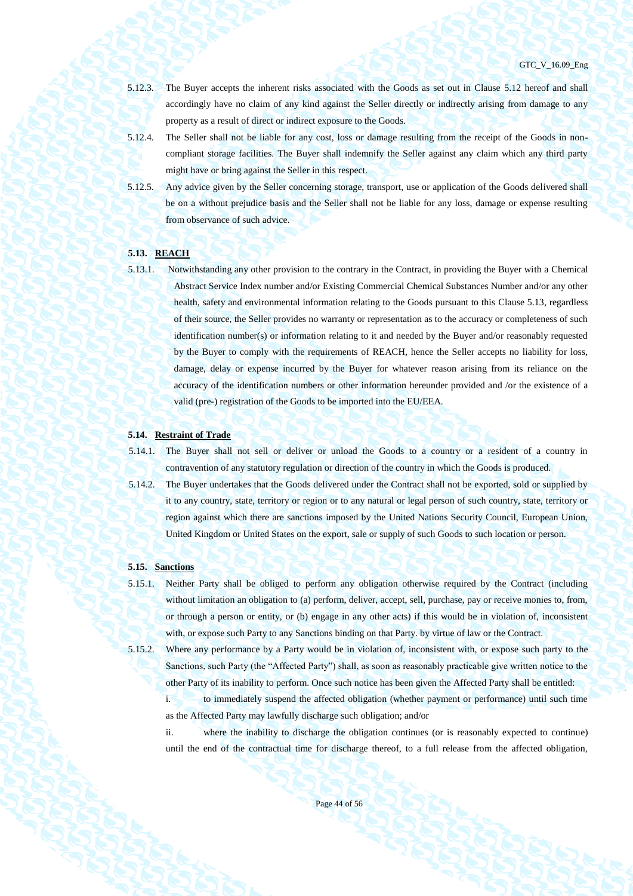5.12.3. The Buyer accepts the inherent risks associated with the Goods as set out in Clause 5.12 hereof and shall accordingly have no claim of any kind against the Seller directly or indirectly arising from damage to any property as a result of direct or indirect exposure to the Goods.

5.12.4. The Seller shall not be liable for any cost, loss or damage resulting from the receipt of the Goods in non-compliant storage facilities. The Buyer shall indemnify the Seller against any claim which any third party might have or bring against the Seller in this respect.

5.12.5. Any advice given by the Seller concerning storage, transport, use or application of the Goods delivered shall be on a without prejudice basis and the Seller shall not be liable for any loss, damage or expense resulting from observance of such advice.

**5.13. REACH**

5.13.1. Notwithstanding any other provision to the contrary in the Contract, in providing the Buyer with a Chemical Abstract Service Index number and/or Existing Commercial Chemical Substances Number and/or any other health, safety and environmental information relating to the Goods pursuant to this Clause 5.13, regardless of their source, the Seller provides no warranty or representation as to the accuracy or completeness of such identification number(s) or information relating to it and needed by the Buyer and/or reasonably requested by the Buyer to comply with the requirements of REACH, hence the Seller accepts no liability for loss, damage, delay or expense incurred by the Buyer for whatever reason arising from its reliance on the accuracy of the identification numbers or other information hereunder provided and /or the existence of a valid (pre-) registration of the Goods to be imported into the EU/EEA.

**5.14. Restraint of Trade**

5.14.1. The Buyer shall not sell or deliver or unload the Goods to a country or a resident of a country in contravention of any statutory regulation or direction of the country in which the Goods is produced.

5.14.2. The Buyer undertakes that the Goods delivered under the Contract shall not be exported, sold or supplied by it to any country, state, territory or region or to any natural or legal person of such country, state, territory or region against which there are sanctions imposed by the United Nations Security Council, European Union, United Kingdom or United States on the export, sale or supply of such Goods to such location or person.

**5.15. Sanctions**

5.15.1. Neither Party shall be obliged to perform any obligation otherwise required by the Contract (including without limitation an obligation to (a) perform, deliver, accept, sell, purchase, pay or receive monies to, from, or through a person or entity, or (b) engage in any other acts) if this would be in violation of, inconsistent with, or expose such Party to any Sanctions binding on that Party. by virtue of law or the Contract.

5.15.2. Where any performance by a Party would be in violation of, inconsistent with, or expose such party to the Sanctions, such Party (the "Affected Party") shall, as soon as reasonably practicable give written notice to the other Party of its inability to perform. Once such notice has been given the Affected Party shall be entitled:

i. to immediately suspend the affected obligation (whether payment or performance) until such time as the Affected Party may lawfully discharge such obligation; and/or

ii. where the inability to discharge the obligation continues (or is reasonably expected to continue) until the end of the contractual time for discharge thereof, to a full release from the affected obligation,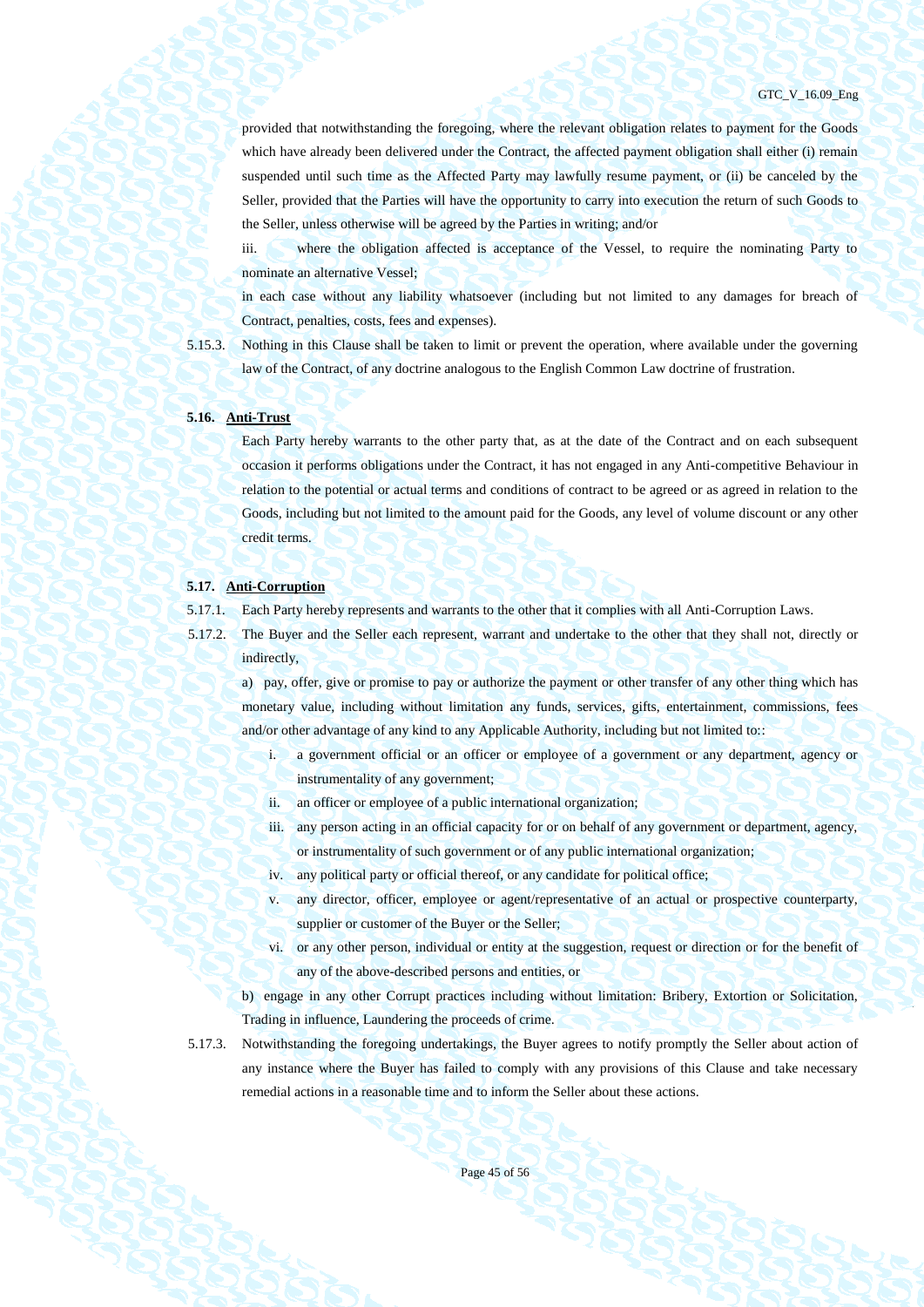provided that notwithstanding the foregoing, where the relevant obligation relates to payment for the Goods which have already been delivered under the Contract, the affected payment obligation shall either (i) remain suspended until such time as the Affected Party may lawfully resume payment, or (ii) be canceled by the Seller, provided that the Parties will have the opportunity to carry into execution the return of such Goods to the Seller, unless otherwise will be agreed by the Parties in writing; and/or

iii. where the obligation affected is acceptance of the Vessel, to require the nominating Party to nominate an alternative Vessel;

in each case without any liability whatsoever (including but not limited to any damages for breach of Contract, penalties, costs, fees and expenses).

5.15.3. Nothing in this Clause shall be taken to limit or prevent the operation, where available under the governing law of the Contract, of any doctrine analogous to the English Common Law doctrine of frustration.

### 5.16. Anti-Trust

Each Party hereby warrants to the other party that, as at the date of the Contract and on each subsequent occasion it performs obligations under the Contract, it has not engaged in any Anti-competitive Behaviour in relation to the potential or actual terms and conditions of contract to be agreed or as agreed in relation to the Goods, including but not limited to the amount paid for the Goods, any level of volume discount or any other credit terms.

### 5.17. Anti-Corruption

5.17.1. Each Party hereby represents and warrants to the other that it complies with all Anti-Corruption Laws.

5.17.2. The Buyer and the Seller each represent, warrant and undertake to the other that they shall not, directly or indirectly,

a) pay, offer, give or promise to pay or authorize the payment or other transfer of any other thing which has monetary value, including without limitation any funds, services, gifts, entertainment, commissions, fees and/or other advantage of any kind to any Applicable Authority, including but not limited to::

i. a government official or an officer or employee of a government or any department, agency or instrumentality of any government;

ii. an officer or employee of a public international organization;

iii. any person acting in an official capacity for or on behalf of any government or department, agency, or instrumentality of such government or of any public international organization;

iv. any political party or official thereof, or any candidate for political office;

v. any director, officer, employee or agent/representative of an actual or prospective counterparty, supplier or customer of the Buyer or the Seller;

vi. or any other person, individual or entity at the suggestion, request or direction or for the benefit of any of the above-described persons and entities, or

b) engage in any other Corrupt practices including without limitation: Bribery, Extortion or Solicitation, Trading in influence, Laundering the proceeds of crime.

5.17.3. Notwithstanding the foregoing undertakings, the Buyer agrees to notify promptly the Seller about action of any instance where the Buyer has failed to comply with any provisions of this Clause and take necessary remedial actions in a reasonable time and to inform the Seller about these actions.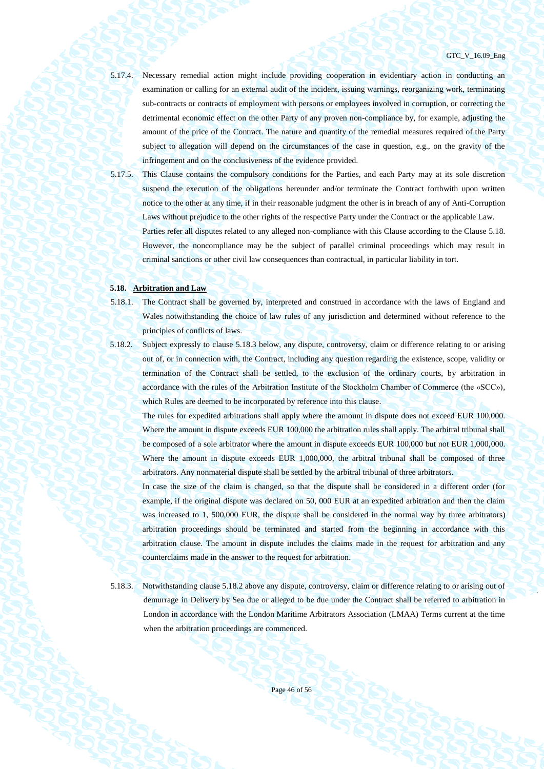5.17.4. Necessary remedial action might include providing cooperation in evidentiary action in conducting an examination or calling for an external audit of the incident, issuing warnings, reorganizing work, terminating sub-contracts or contracts of employment with persons or employees involved in corruption, or correcting the detrimental economic effect on the other Party of any proven non-compliance by, for example, adjusting the amount of the price of the Contract. The nature and quantity of the remedial measures required of the Party subject to allegation will depend on the circumstances of the case in question, e.g., on the gravity of the infringement and on the conclusiveness of the evidence provided.

5.17.5. This Clause contains the compulsory conditions for the Parties, and each Party may at its sole discretion suspend the execution of the obligations hereunder and/or terminate the Contract forthwith upon written notice to the other at any time, if in their reasonable judgment the other is in breach of any of Anti-Corruption Laws without prejudice to the other rights of the respective Party under the Contract or the applicable Law.

Parties refer all disputes related to any alleged non-compliance with this Clause according to the Clause 5.18. However, the noncompliance may be the subject of parallel criminal proceedings which may result in criminal sanctions or other civil law consequences than contractual, in particular liability in tort.

**5.18. Arbitration and Law**

5.18.1. The Contract shall be governed by, interpreted and construed in accordance with the laws of England and Wales notwithstanding the choice of law rules of any jurisdiction and determined without reference to the principles of conflicts of laws.

5.18.2. Subject expressly to clause 5.18.3 below, any dispute, controversy, claim or difference relating to or arising out of, or in connection with, the Contract, including any question regarding the existence, scope, validity or termination of the Contract shall be settled, to the exclusion of the ordinary courts, by arbitration in accordance with the rules of the Arbitration Institute of the Stockholm Chamber of Commerce (the «SCC»), which Rules are deemed to be incorporated by reference into this clause.

The rules for expedited arbitrations shall apply where the amount in dispute does not exceed EUR 100,000. Where the amount in dispute exceeds EUR 100,000 the arbitration rules shall apply. The arbitral tribunal shall be composed of a sole arbitrator where the amount in dispute exceeds EUR 100,000 but not EUR 1,000,000. Where the amount in dispute exceeds EUR 1,000,000, the arbitral tribunal shall be composed of three arbitrators. Any nonmaterial dispute shall be settled by the arbitral tribunal of three arbitrators.

In case the size of the claim is changed, so that the dispute shall be considered in a different order (for example, if the original dispute was declared on 50, 000 EUR at an expedited arbitration and then the claim was increased to 1, 500,000 EUR, the dispute shall be considered in the normal way by three arbitrators) arbitration proceedings should be terminated and started from the beginning in accordance with this arbitration clause. The amount in dispute includes the claims made in the request for arbitration and any counterclaims made in the answer to the request for arbitration.

5.18.3. Notwithstanding clause 5.18.2 above any dispute, controversy, claim or difference relating to or arising out of demurrage in Delivery by Sea due or alleged to be due under the Contract shall be referred to arbitration in London in accordance with the London Maritime Arbitrators Association (LMAA) Terms current at the time when the arbitration proceedings are commenced.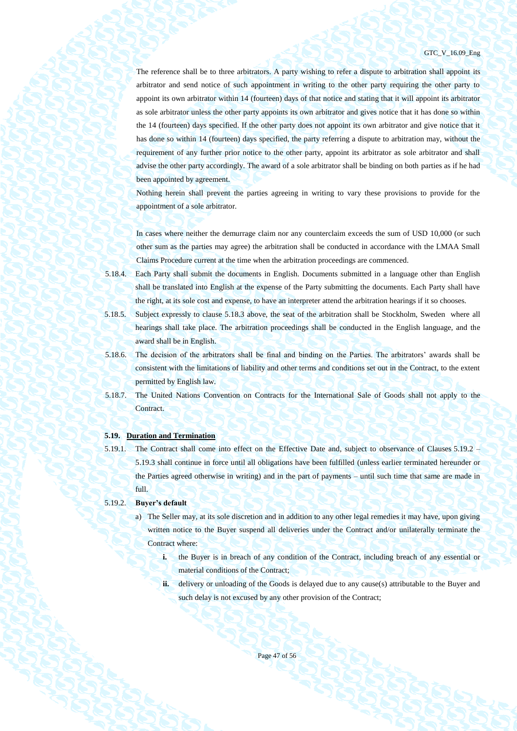The reference shall be to three arbitrators. A party wishing to refer a dispute to arbitration shall appoint its arbitrator and send notice of such appointment in writing to the other party requiring the other party to appoint its own arbitrator within 14 (fourteen) days of that notice and stating that it will appoint its arbitrator as sole arbitrator unless the other party appoints its own arbitrator and gives notice that it has done so within the 14 (fourteen) days specified. If the other party does not appoint its own arbitrator and give notice that it has done so within 14 (fourteen) days specified, the party referring a dispute to arbitration may, without the requirement of any further prior notice to the other party, appoint its arbitrator as sole arbitrator and shall advise the other party accordingly. The award of a sole arbitrator shall be binding on both parties as if he had been appointed by agreement.

Nothing herein shall prevent the parties agreeing in writing to vary these provisions to provide for the appointment of a sole arbitrator.

In cases where neither the demurrage claim nor any counterclaim exceeds the sum of USD 10,000 (or such other sum as the parties may agree) the arbitration shall be conducted in accordance with the LMAA Small Claims Procedure current at the time when the arbitration proceedings are commenced.

5.18.4. Each Party shall submit the documents in English. Documents submitted in a language other than English shall be translated into English at the expense of the Party submitting the documents. Each Party shall have the right, at its sole cost and expense, to have an interpreter attend the arbitration hearings if it so chooses.

5.18.5. Subject expressly to clause 5.18.3 above, the seat of the arbitration shall be Stockholm, Sweden where all hearings shall take place. The arbitration proceedings shall be conducted in the English language, and the award shall be in English.

5.18.6. The decision of the arbitrators shall be final and binding on the Parties. The arbitrators' awards shall be consistent with the limitations of liability and other terms and conditions set out in the Contract, to the extent permitted by English law.

5.18.7. The United Nations Convention on Contracts for the International Sale of Goods shall not apply to the Contract.

**5.19. <u>Duration and Termination</u>**

5.19.1. The Contract shall come into effect on the Effective Date and, subject to observance of Clauses 5.19.2 – 5.19.3 shall continue in force until all obligations have been fulfilled (unless earlier terminated hereunder or the Parties agreed otherwise in writing) and in the part of payments – until such time that same are made in full.

5.19.2. **Buyer's default**

a) The Seller may, at its sole discretion and in addition to any other legal remedies it may have, upon giving written notice to the Buyer suspend all deliveries under the Contract and/or unilaterally terminate the Contract where:

   **i.** the Buyer is in breach of any condition of the Contract, including breach of any essential or material conditions of the Contract;

   **ii.** delivery or unloading of the Goods is delayed due to any cause(s) attributable to the Buyer and such delay is not excused by any other provision of the Contract;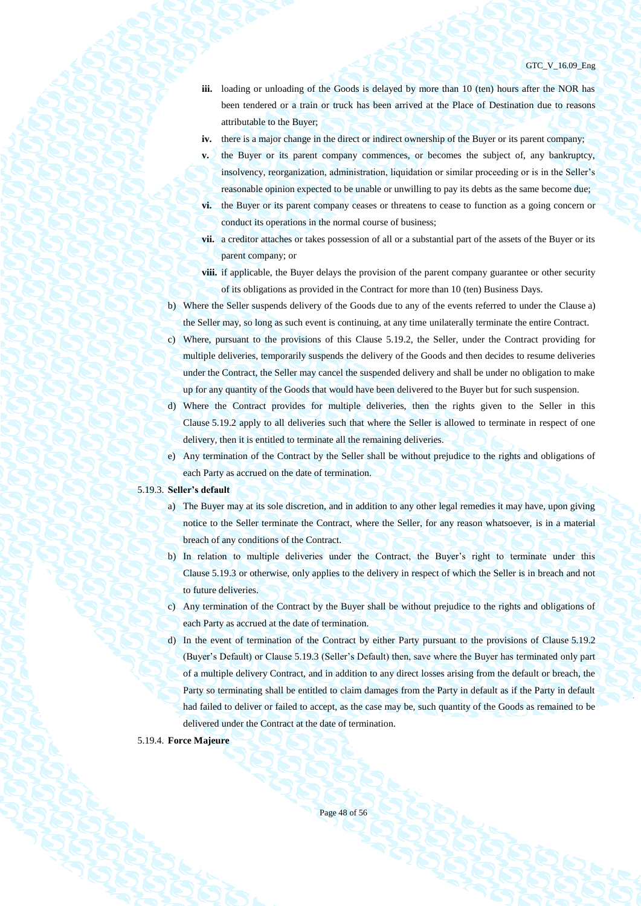- **iii.** loading or unloading of the Goods is delayed by more than 10 (ten) hours after the NOR has been tendered or a train or truck has been arrived at the Place of Destination due to reasons attributable to the Buyer;
- **iv.** there is a major change in the direct or indirect ownership of the Buyer or its parent company;
- **v.** the Buyer or its parent company commences, or becomes the subject of, any bankruptcy, insolvency, reorganization, administration, liquidation or similar proceeding or is in the Seller's reasonable opinion expected to be unable or unwilling to pay its debts as the same become due;
- **vi.** the Buyer or its parent company ceases or threatens to cease to function as a going concern or conduct its operations in the normal course of business;
- **vii.** a creditor attaches or takes possession of all or a substantial part of the assets of the Buyer or its parent company; or
- **viii.** if applicable, the Buyer delays the provision of the parent company guarantee or other security of its obligations as provided in the Contract for more than 10 (ten) Business Days.

b) Where the Seller suspends delivery of the Goods due to any of the events referred to under the Clause a) the Seller may, so long as such event is continuing, at any time unilaterally terminate the entire Contract.

c) Where, pursuant to the provisions of this Clause 5.19.2, the Seller, under the Contract providing for multiple deliveries, temporarily suspends the delivery of the Goods and then decides to resume deliveries under the Contract, the Seller may cancel the suspended delivery and shall be under no obligation to make up for any quantity of the Goods that would have been delivered to the Buyer but for such suspension.

d) Where the Contract provides for multiple deliveries, then the rights given to the Seller in this Clause 5.19.2 apply to all deliveries such that where the Seller is allowed to terminate in respect of one delivery, then it is entitled to terminate all the remaining deliveries.

e) Any termination of the Contract by the Seller shall be without prejudice to the rights and obligations of each Party as accrued on the date of termination.

5.19.3. **Seller's default**

a) The Buyer may at its sole discretion, and in addition to any other legal remedies it may have, upon giving notice to the Seller terminate the Contract, where the Seller, for any reason whatsoever, is in a material breach of any conditions of the Contract.

b) In relation to multiple deliveries under the Contract, the Buyer's right to terminate under this Clause 5.19.3 or otherwise, only applies to the delivery in respect of which the Seller is in breach and not to future deliveries.

c) Any termination of the Contract by the Buyer shall be without prejudice to the rights and obligations of each Party as accrued at the date of termination.

d) In the event of termination of the Contract by either Party pursuant to the provisions of Clause 5.19.2 (Buyer's Default) or Clause 5.19.3 (Seller's Default) then, save where the Buyer has terminated only part of a multiple delivery Contract, and in addition to any direct losses arising from the default or breach, the Party so terminating shall be entitled to claim damages from the Party in default as if the Party in default had failed to deliver or failed to accept, as the case may be, such quantity of the Goods as remained to be delivered under the Contract at the date of termination.

5.19.4. **Force Majeure**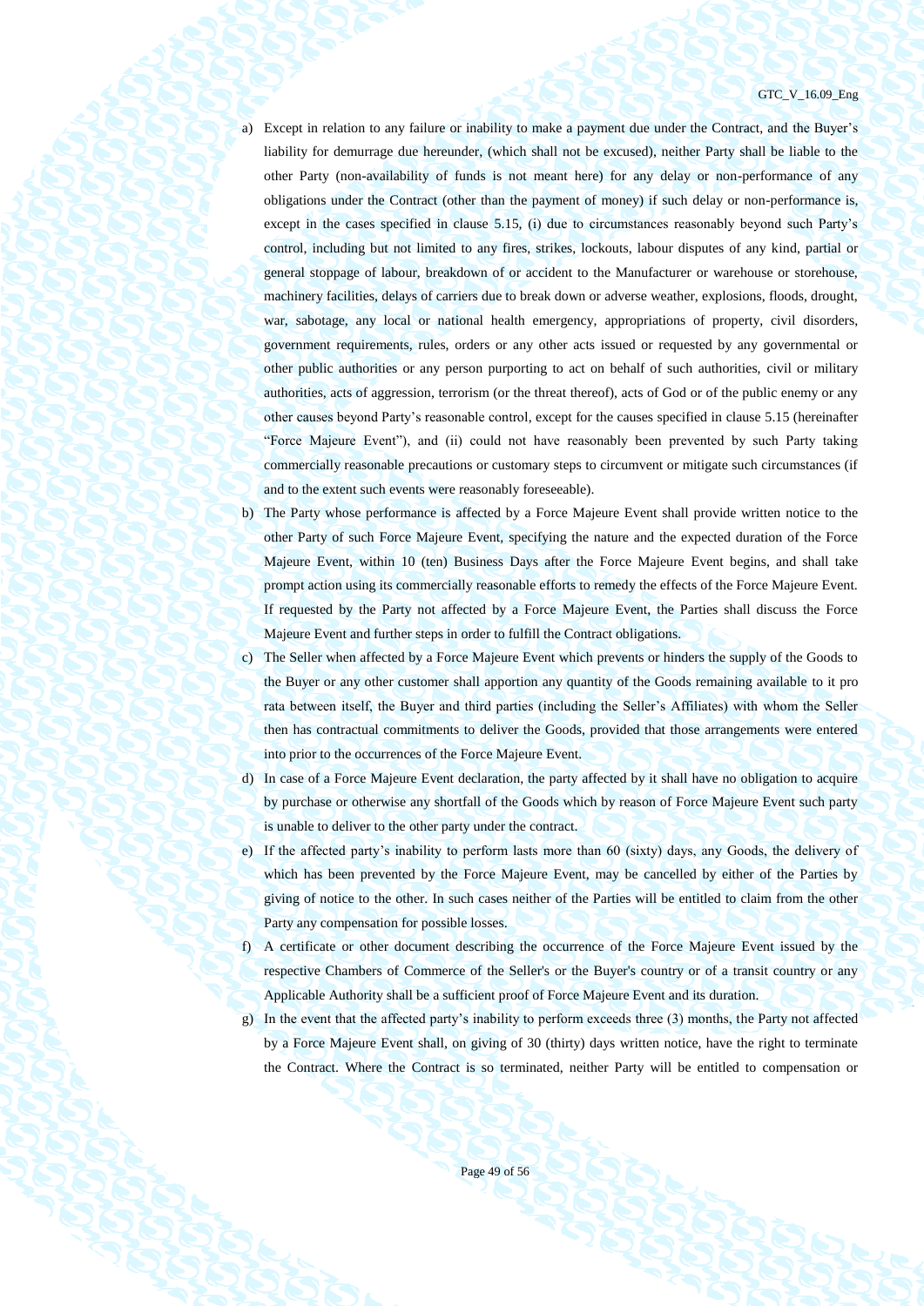a) Except in relation to any failure or inability to make a payment due under the Contract, and the Buyer's liability for demurrage due hereunder, (which shall not be excused), neither Party shall be liable to the other Party (non-availability of funds is not meant here) for any delay or non-performance of any obligations under the Contract (other than the payment of money) if such delay or non-performance is, except in the cases specified in clause 5.15, (i) due to circumstances reasonably beyond such Party's control, including but not limited to any fires, strikes, lockouts, labour disputes of any kind, partial or general stoppage of labour, breakdown of or accident to the Manufacturer or warehouse or storehouse, machinery facilities, delays of carriers due to break down or adverse weather, explosions, floods, drought, war, sabotage, any local or national health emergency, appropriations of property, civil disorders, government requirements, rules, orders or any other acts issued or requested by any governmental or other public authorities or any person purporting to act on behalf of such authorities, civil or military authorities, acts of aggression, terrorism (or the threat thereof), acts of God or of the public enemy or any other causes beyond Party's reasonable control, except for the causes specified in clause 5.15 (hereinafter "Force Majeure Event"), and (ii) could not have reasonably been prevented by such Party taking commercially reasonable precautions or customary steps to circumvent or mitigate such circumstances (if and to the extent such events were reasonably foreseeable).

b) The Party whose performance is affected by a Force Majeure Event shall provide written notice to the other Party of such Force Majeure Event, specifying the nature and the expected duration of the Force Majeure Event, within 10 (ten) Business Days after the Force Majeure Event begins, and shall take prompt action using its commercially reasonable efforts to remedy the effects of the Force Majeure Event. If requested by the Party not affected by a Force Majeure Event, the Parties shall discuss the Force Majeure Event and further steps in order to fulfill the Contract obligations.

c) The Seller when affected by a Force Majeure Event which prevents or hinders the supply of the Goods to the Buyer or any other customer shall apportion any quantity of the Goods remaining available to it pro rata between itself, the Buyer and third parties (including the Seller's Affiliates) with whom the Seller then has contractual commitments to deliver the Goods, provided that those arrangements were entered into prior to the occurrences of the Force Majeure Event.

d) In case of a Force Majeure Event declaration, the party affected by it shall have no obligation to acquire by purchase or otherwise any shortfall of the Goods which by reason of Force Majeure Event such party is unable to deliver to the other party under the contract.

e) If the affected party's inability to perform lasts more than 60 (sixty) days, any Goods, the delivery of which has been prevented by the Force Majeure Event, may be cancelled by either of the Parties by giving of notice to the other. In such cases neither of the Parties will be entitled to claim from the other Party any compensation for possible losses.

f) A certificate or other document describing the occurrence of the Force Majeure Event issued by the respective Chambers of Commerce of the Seller's or the Buyer's country or of a transit country or any Applicable Authority shall be a sufficient proof of Force Majeure Event and its duration.

g) In the event that the affected party's inability to perform exceeds three (3) months, the Party not affected by a Force Majeure Event shall, on giving of 30 (thirty) days written notice, have the right to terminate the Contract. Where the Contract is so terminated, neither Party will be entitled to compensation or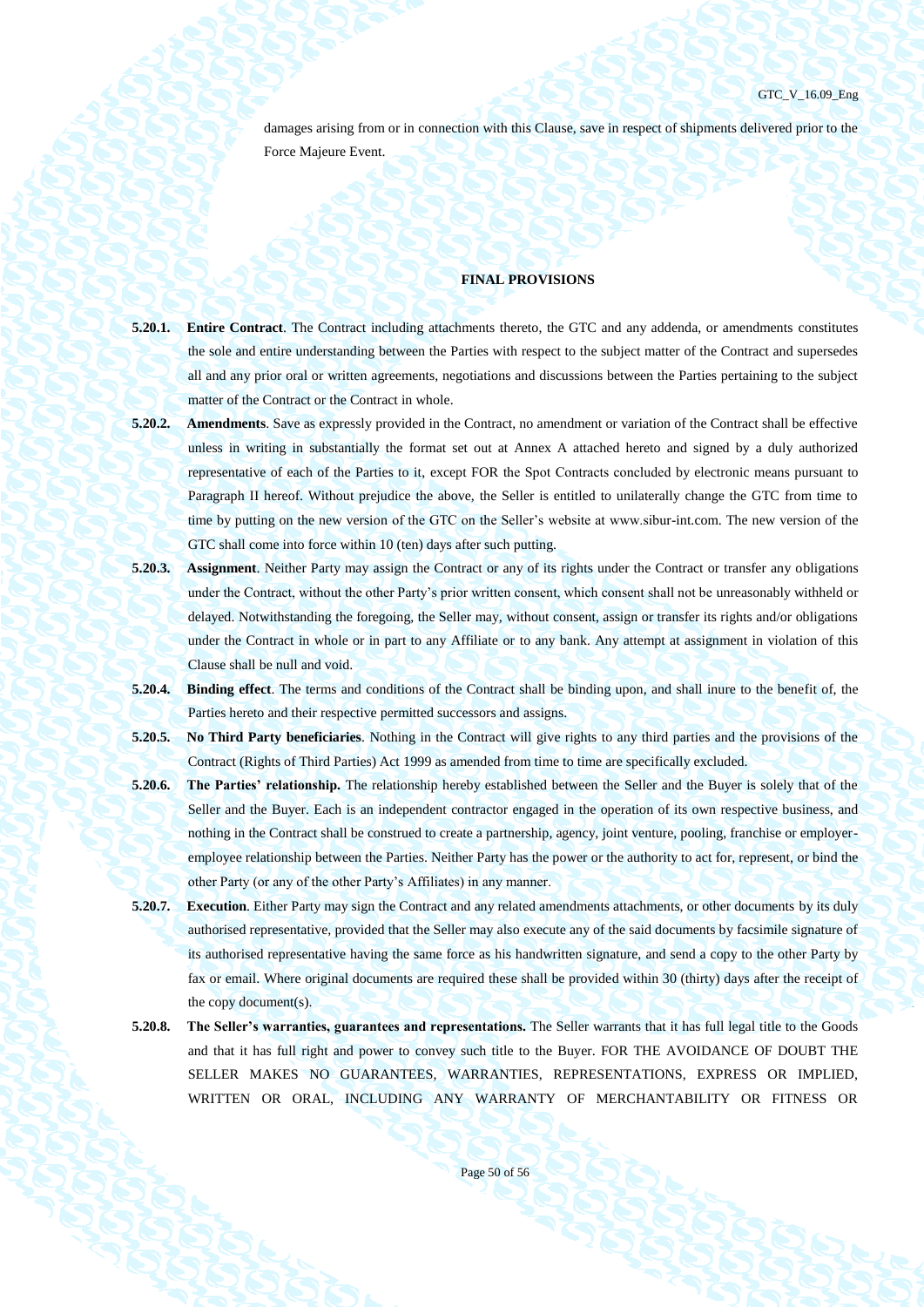damages arising from or in connection with this Clause, save in respect of shipments delivered prior to the Force Majeure Event.

## FINAL PROVISIONS

**5.20.1.** **Entire Contract**. The Contract including attachments thereto, the GTC and any addenda, or amendments constitutes the sole and entire understanding between the Parties with respect to the subject matter of the Contract and supersedes all and any prior oral or written agreements, negotiations and discussions between the Parties pertaining to the subject matter of the Contract or the Contract in whole.

**5.20.2.** **Amendments**. Save as expressly provided in the Contract, no amendment or variation of the Contract shall be effective unless in writing in substantially the format set out at Annex A attached hereto and signed by a duly authorized representative of each of the Parties to it, except FOR the Spot Contracts concluded by electronic means pursuant to Paragraph II hereof. Without prejudice the above, the Seller is entitled to unilaterally change the GTC from time to time by putting on the new version of the GTC on the Seller's website at www.sibur-int.com. The new version of the GTC shall come into force within 10 (ten) days after such putting.

**5.20.3.** **Assignment**. Neither Party may assign the Contract or any of its rights under the Contract or transfer any obligations under the Contract, without the other Party's prior written consent, which consent shall not be unreasonably withheld or delayed. Notwithstanding the foregoing, the Seller may, without consent, assign or transfer its rights and/or obligations under the Contract in whole or in part to any Affiliate or to any bank. Any attempt at assignment in violation of this Clause shall be null and void.

**5.20.4.** **Binding effect**. The terms and conditions of the Contract shall be binding upon, and shall inure to the benefit of, the Parties hereto and their respective permitted successors and assigns.

**5.20.5.** **No Third Party beneficiaries**. Nothing in the Contract will give rights to any third parties and the provisions of the Contract (Rights of Third Parties) Act 1999 as amended from time to time are specifically excluded.

**5.20.6.** **The Parties' relationship.** The relationship hereby established between the Seller and the Buyer is solely that of the Seller and the Buyer. Each is an independent contractor engaged in the operation of its own respective business, and nothing in the Contract shall be construed to create a partnership, agency, joint venture, pooling, franchise or employer-employee relationship between the Parties. Neither Party has the power or the authority to act for, represent, or bind the other Party (or any of the other Party's Affiliates) in any manner.

**5.20.7.** **Execution**. Either Party may sign the Contract and any related amendments attachments, or other documents by its duly authorised representative, provided that the Seller may also execute any of the said documents by facsimile signature of its authorised representative having the same force as his handwritten signature, and send a copy to the other Party by fax or email. Where original documents are required these shall be provided within 30 (thirty) days after the receipt of the copy document(s).

**5.20.8.** **The Seller's warranties, guarantees and representations.** The Seller warrants that it has full legal title to the Goods and that it has full right and power to convey such title to the Buyer. FOR THE AVOIDANCE OF DOUBT THE SELLER MAKES NO GUARANTEES, WARRANTIES, REPRESENTATIONS, EXPRESS OR IMPLIED, WRITTEN OR ORAL, INCLUDING ANY WARRANTY OF MERCHANTABILITY OR FITNESS OR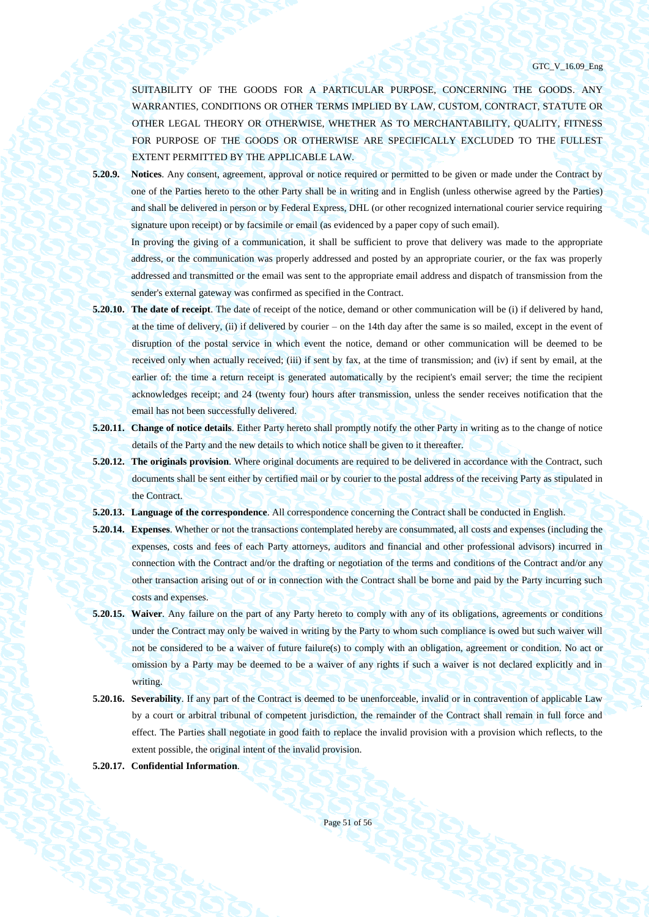SUITABILITY OF THE GOODS FOR A PARTICULAR PURPOSE, CONCERNING THE GOODS. ANY WARRANTIES, CONDITIONS OR OTHER TERMS IMPLIED BY LAW, CUSTOM, CONTRACT, STATUTE OR OTHER LEGAL THEORY OR OTHERWISE, WHETHER AS TO MERCHANTABILITY, QUALITY, FITNESS FOR PURPOSE OF THE GOODS OR OTHERWISE ARE SPECIFICALLY EXCLUDED TO THE FULLEST EXTENT PERMITTED BY THE APPLICABLE LAW.

**5.20.9. Notices**. Any consent, agreement, approval or notice required or permitted to be given or made under the Contract by one of the Parties hereto to the other Party shall be in writing and in English (unless otherwise agreed by the Parties) and shall be delivered in person or by Federal Express, DHL (or other recognized international courier service requiring signature upon receipt) or by facsimile or email (as evidenced by a paper copy of such email).

In proving the giving of a communication, it shall be sufficient to prove that delivery was made to the appropriate address, or the communication was properly addressed and posted by an appropriate courier, or the fax was properly addressed and transmitted or the email was sent to the appropriate email address and dispatch of transmission from the sender's external gateway was confirmed as specified in the Contract.

**5.20.10. The date of receipt**. The date of receipt of the notice, demand or other communication will be (i) if delivered by hand, at the time of delivery, (ii) if delivered by courier – on the 14th day after the same is so mailed, except in the event of disruption of the postal service in which event the notice, demand or other communication will be deemed to be received only when actually received; (iii) if sent by fax, at the time of transmission; and (iv) if sent by email, at the earlier of: the time a return receipt is generated automatically by the recipient's email server; the time the recipient acknowledges receipt; and 24 (twenty four) hours after transmission, unless the sender receives notification that the email has not been successfully delivered.

**5.20.11. Change of notice details**. Either Party hereto shall promptly notify the other Party in writing as to the change of notice details of the Party and the new details to which notice shall be given to it thereafter.

**5.20.12. The originals provision**. Where original documents are required to be delivered in accordance with the Contract, such documents shall be sent either by certified mail or by courier to the postal address of the receiving Party as stipulated in the Contract.

**5.20.13. Language of the correspondence**. All correspondence concerning the Contract shall be conducted in English.

**5.20.14. Expenses**. Whether or not the transactions contemplated hereby are consummated, all costs and expenses (including the expenses, costs and fees of each Party attorneys, auditors and financial and other professional advisors) incurred in connection with the Contract and/or the drafting or negotiation of the terms and conditions of the Contract and/or any other transaction arising out of or in connection with the Contract shall be borne and paid by the Party incurring such costs and expenses.

**5.20.15. Waiver**. Any failure on the part of any Party hereto to comply with any of its obligations, agreements or conditions under the Contract may only be waived in writing by the Party to whom such compliance is owed but such waiver will not be considered to be a waiver of future failure(s) to comply with an obligation, agreement or condition. No act or omission by a Party may be deemed to be a waiver of any rights if such a waiver is not declared explicitly and in writing.

**5.20.16. Severability**. If any part of the Contract is deemed to be unenforceable, invalid or in contravention of applicable Law by a court or arbitral tribunal of competent jurisdiction, the remainder of the Contract shall remain in full force and effect. The Parties shall negotiate in good faith to replace the invalid provision with a provision which reflects, to the extent possible, the original intent of the invalid provision.

**5.20.17. Confidential Information**.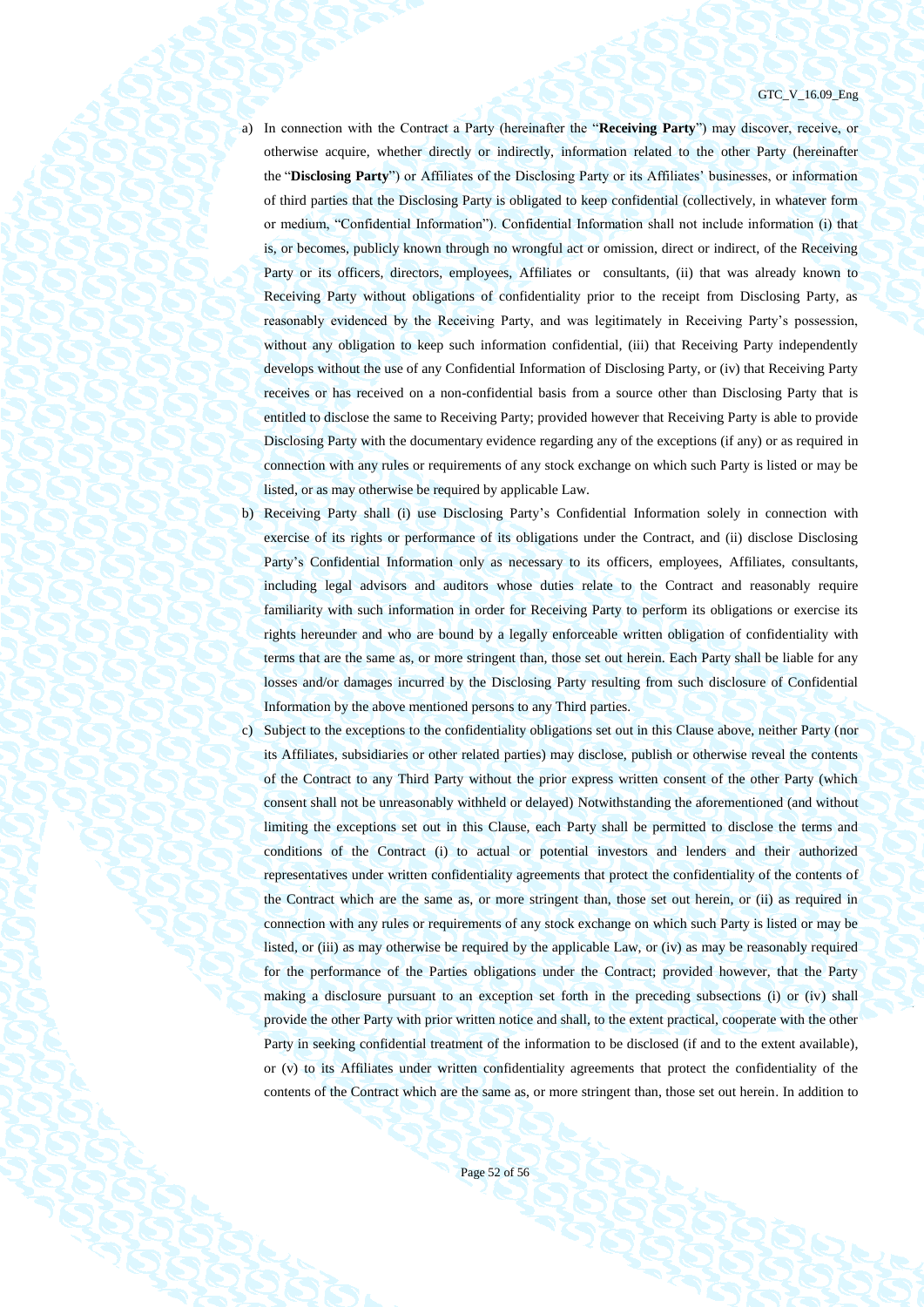a) In connection with the Contract a Party (hereinafter the "**Receiving Party**") may discover, receive, or otherwise acquire, whether directly or indirectly, information related to the other Party (hereinafter the "**Disclosing Party**") or Affiliates of the Disclosing Party or its Affiliates' businesses, or information of third parties that the Disclosing Party is obligated to keep confidential (collectively, in whatever form or medium, "Confidential Information"). Confidential Information shall not include information (i) that is, or becomes, publicly known through no wrongful act or omission, direct or indirect, of the Receiving Party or its officers, directors, employees, Affiliates or consultants, (ii) that was already known to Receiving Party without obligations of confidentiality prior to the receipt from Disclosing Party, as reasonably evidenced by the Receiving Party, and was legitimately in Receiving Party's possession, without any obligation to keep such information confidential, (iii) that Receiving Party independently develops without the use of any Confidential Information of Disclosing Party, or (iv) that Receiving Party receives or has received on a non-confidential basis from a source other than Disclosing Party that is entitled to disclose the same to Receiving Party; provided however that Receiving Party is able to provide Disclosing Party with the documentary evidence regarding any of the exceptions (if any) or as required in connection with any rules or requirements of any stock exchange on which such Party is listed or may be listed, or as may otherwise be required by applicable Law.

b) Receiving Party shall (i) use Disclosing Party's Confidential Information solely in connection with exercise of its rights or performance of its obligations under the Contract, and (ii) disclose Disclosing Party's Confidential Information only as necessary to its officers, employees, Affiliates, consultants, including legal advisors and auditors whose duties relate to the Contract and reasonably require familiarity with such information in order for Receiving Party to perform its obligations or exercise its rights hereunder and who are bound by a legally enforceable written obligation of confidentiality with terms that are the same as, or more stringent than, those set out herein. Each Party shall be liable for any losses and/or damages incurred by the Disclosing Party resulting from such disclosure of Confidential Information by the above mentioned persons to any Third parties.

c) Subject to the exceptions to the confidentiality obligations set out in this Clause above, neither Party (nor its Affiliates, subsidiaries or other related parties) may disclose, publish or otherwise reveal the contents of the Contract to any Third Party without the prior express written consent of the other Party (which consent shall not be unreasonably withheld or delayed) Notwithstanding the aforementioned (and without limiting the exceptions set out in this Clause, each Party shall be permitted to disclose the terms and conditions of the Contract (i) to actual or potential investors and lenders and their authorized representatives under written confidentiality agreements that protect the confidentiality of the contents of the Contract which are the same as, or more stringent than, those set out herein, or (ii) as required in connection with any rules or requirements of any stock exchange on which such Party is listed or may be listed, or (iii) as may otherwise be required by the applicable Law, or (iv) as may be reasonably required for the performance of the Parties obligations under the Contract; provided however, that the Party making a disclosure pursuant to an exception set forth in the preceding subsections (i) or (iv) shall provide the other Party with prior written notice and shall, to the extent practical, cooperate with the other Party in seeking confidential treatment of the information to be disclosed (if and to the extent available), or (v) to its Affiliates under written confidentiality agreements that protect the confidentiality of the contents of the Contract which are the same as, or more stringent than, those set out herein. In addition to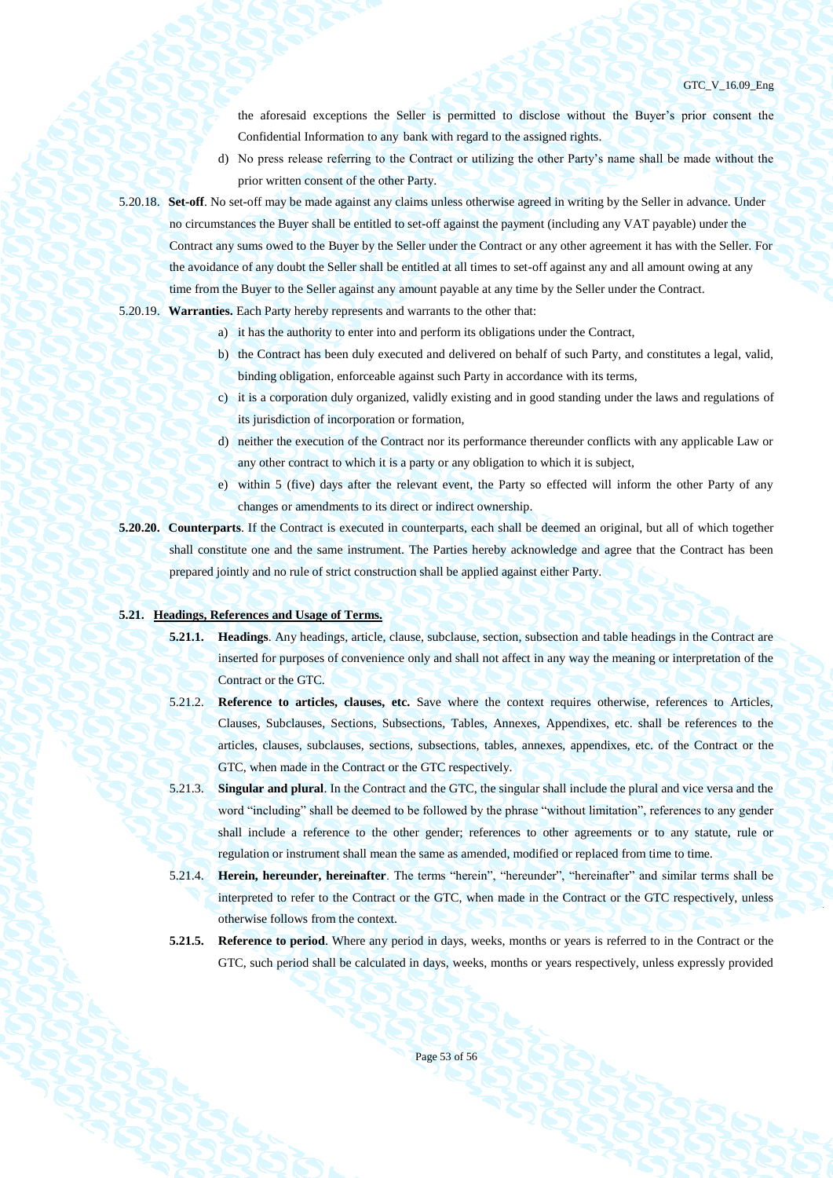the aforesaid exceptions the Seller is permitted to disclose without the Buyer's prior consent the Confidential Information to any bank with regard to the assigned rights.

d) No press release referring to the Contract or utilizing the other Party's name shall be made without the prior written consent of the other Party.

5.20.18. **Set-off**. No set-off may be made against any claims unless otherwise agreed in writing by the Seller in advance. Under no circumstances the Buyer shall be entitled to set-off against the payment (including any VAT payable) under the Contract any sums owed to the Buyer by the Seller under the Contract or any other agreement it has with the Seller. For the avoidance of any doubt the Seller shall be entitled at all times to set-off against any and all amount owing at any time from the Buyer to the Seller against any amount payable at any time by the Seller under the Contract.

5.20.19. **Warranties.** Each Party hereby represents and warrants to the other that:

a) it has the authority to enter into and perform its obligations under the Contract,

b) the Contract has been duly executed and delivered on behalf of such Party, and constitutes a legal, valid, binding obligation, enforceable against such Party in accordance with its terms,

c) it is a corporation duly organized, validly existing and in good standing under the laws and regulations of its jurisdiction of incorporation or formation,

d) neither the execution of the Contract nor its performance thereunder conflicts with any applicable Law or any other contract to which it is a party or any obligation to which it is subject,

e) within 5 (five) days after the relevant event, the Party so effected will inform the other Party of any changes or amendments to its direct or indirect ownership.

**5.20.20. Counterparts**. If the Contract is executed in counterparts, each shall be deemed an original, but all of which together shall constitute one and the same instrument. The Parties hereby acknowledge and agree that the Contract has been prepared jointly and no rule of strict construction shall be applied against either Party.

**5.21. Headings, References and Usage of Terms.**

**5.21.1. Headings**. Any headings, article, clause, subclause, section, subsection and table headings in the Contract are inserted for purposes of convenience only and shall not affect in any way the meaning or interpretation of the Contract or the GTC.

5.21.2. **Reference to articles, clauses, etc.** Save where the context requires otherwise, references to Articles, Clauses, Subclauses, Sections, Subsections, Tables, Annexes, Appendixes, etc. shall be references to the articles, clauses, subclauses, sections, subsections, tables, annexes, appendixes, etc. of the Contract or the GTC, when made in the Contract or the GTC respectively.

5.21.3. **Singular and plural**. In the Contract and the GTC, the singular shall include the plural and vice versa and the word "including" shall be deemed to be followed by the phrase "without limitation", references to any gender shall include a reference to the other gender; references to other agreements or to any statute, rule or regulation or instrument shall mean the same as amended, modified or replaced from time to time.

5.21.4. **Herein, hereunder, hereinafter**. The terms "herein", "hereunder", "hereinafter" and similar terms shall be interpreted to refer to the Contract or the GTC, when made in the Contract or the GTC respectively, unless otherwise follows from the context.

**5.21.5. Reference to period**. Where any period in days, weeks, months or years is referred to in the Contract or the GTC, such period shall be calculated in days, weeks, months or years respectively, unless expressly provided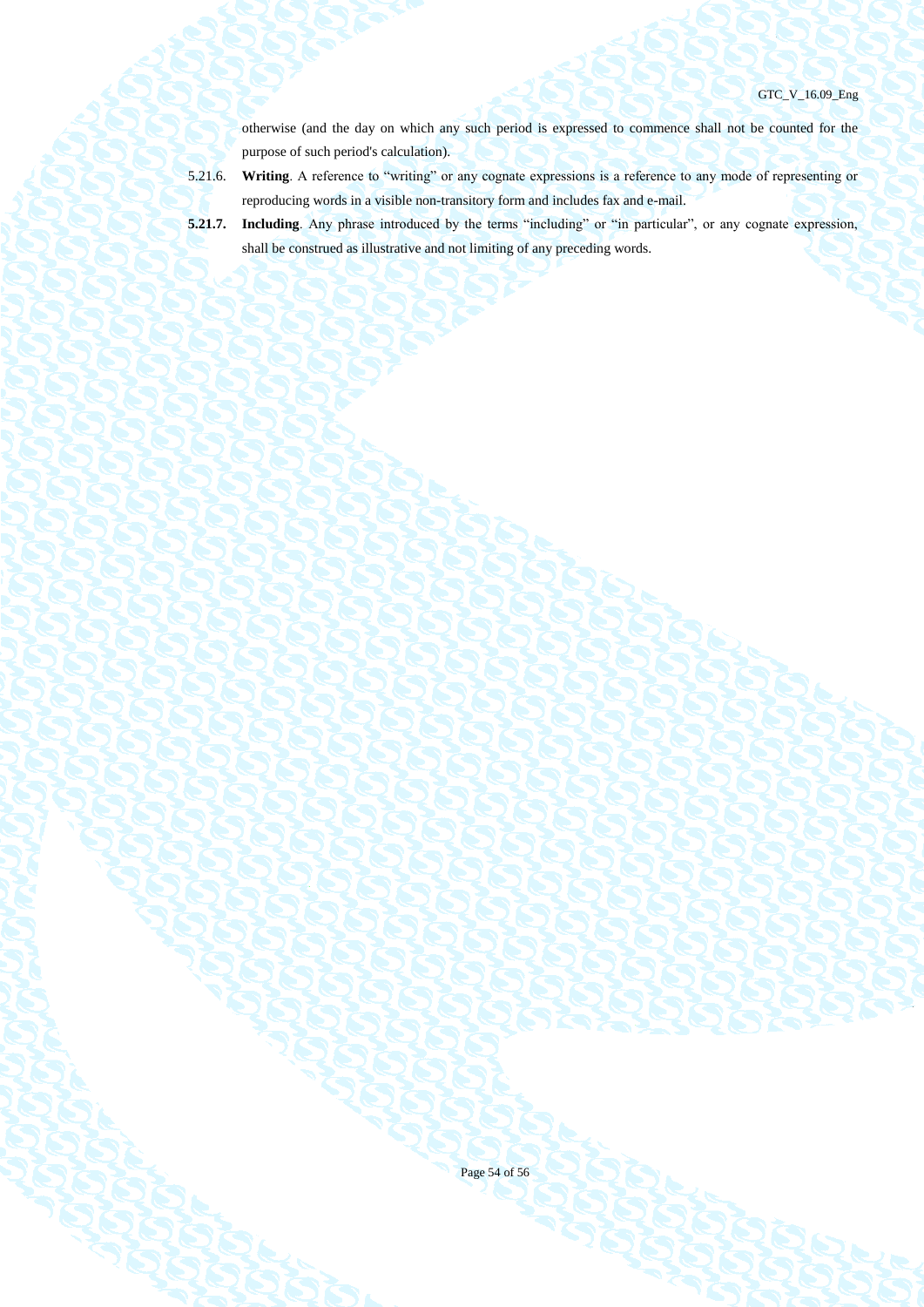otherwise (and the day on which any such period is expressed to commence shall not be counted for the purpose of such period's calculation).

5.21.6. **Writing**. A reference to "writing" or any cognate expressions is a reference to any mode of representing or reproducing words in a visible non-transitory form and includes fax and e-mail.

**5.21.7.** **Including**. Any phrase introduced by the terms "including" or "in particular", or any cognate expression, shall be construed as illustrative and not limiting of any preceding words.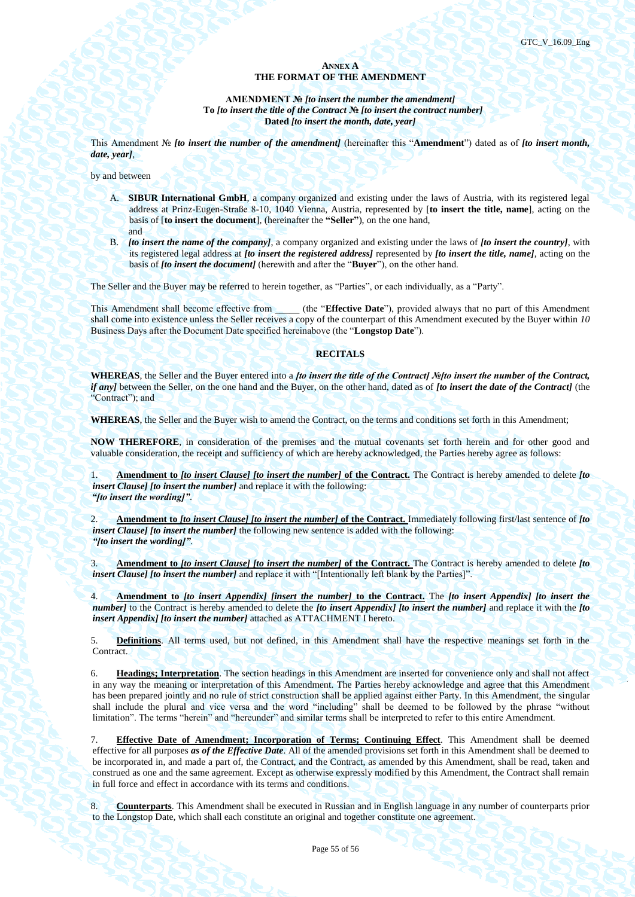## ANNEX A
## THE FORMAT OF THE AMENDMENT

**AMENDMENT № *[to insert the number the amendment]***
**To *[to insert the title of the Contract № [to insert the contract number]***
**Dated *[to insert the month, date, year]***

This Amendment № ***[to insert the number of the amendment]*** (hereinafter this "**Amendment**") dated as of ***[to insert month, date, year]***,

by and between

A. **SIBUR International GmbH**, a company organized and existing under the laws of Austria, with its registered legal address at Prinz-Eugen-Straße 8-10, 1040 Vienna, Austria, represented by [**to insert the title, name**], acting on the basis of [**to insert the document**], (hereinafter the **"Seller")**, on the one hand,
and

B. ***[to insert the name of the company]***, a company organized and existing under the laws of ***[to insert the country]***, with its registered legal address at ***[to insert the registered address]*** represented by ***[to insert the title, name]***, acting on the basis of ***[to insert the document]*** (herewith and after the "**Buyer**"), on the other hand.

The Seller and the Buyer may be referred to herein together, as "Parties", or each individually, as a "Party".

This Amendment shall become effective from _____ (the "**Effective Date**"), provided always that no part of this Amendment shall come into existence unless the Seller receives a copy of the counterpart of this Amendment executed by the Buyer within *10* Business Days after the Document Date specified hereinabove (the "**Longstop Date**").

**RECITALS**

**WHEREAS**, the Seller and the Buyer entered into a ***[to insert the title of the Contract] №[to insert the number of the Contract, if any]*** between the Seller, on the one hand and the Buyer, on the other hand, dated as of ***[to insert the date of the Contract]*** (the "Contract"); and

**WHEREAS**, the Seller and the Buyer wish to amend the Contract, on the terms and conditions set forth in this Amendment;

**NOW THEREFORE**, in consideration of the premises and the mutual covenants set forth herein and for other good and valuable consideration, the receipt and sufficiency of which are hereby acknowledged, the Parties hereby agree as follows:

1. **Amendment to *[to insert Clause] [to insert the number]* of the Contract.** The Contract is hereby amended to delete ***[to insert Clause] [to insert the number]*** and replace it with the following:
***"[to insert the wording]".***

2. **Amendment to *[to insert Clause] [to insert the number]* of the Contract.** Immediately following first/last sentence of ***[to insert Clause] [to insert the number]*** the following new sentence is added with the following:
***"[to insert the wording]".***

3. **Amendment to *[to insert Clause] [to insert the number]* of the Contract.** The Contract is hereby amended to delete ***[to insert Clause] [to insert the number]*** and replace it with "[Intentionally left blank by the Parties]".

4. **Amendment to *[to insert Appendix] [insert the number]* to the Contract.** The ***[to insert Appendix] [to insert the number]*** to the Contract is hereby amended to delete the ***[to insert Appendix] [to insert the number]*** and replace it with the ***[to insert Appendix] [to insert the number]*** attached as ATTACHMENT I hereto.

5. **Definitions**. All terms used, but not defined, in this Amendment shall have the respective meanings set forth in the Contract.

6. **Headings; Interpretation**. The section headings in this Amendment are inserted for convenience only and shall not affect in any way the meaning or interpretation of this Amendment. The Parties hereby acknowledge and agree that this Amendment has been prepared jointly and no rule of strict construction shall be applied against either Party. In this Amendment, the singular shall include the plural and vice versa and the word "including" shall be deemed to be followed by the phrase "without limitation". The terms "herein" and "hereunder" and similar terms shall be interpreted to refer to this entire Amendment.

7. **Effective Date of Amendment; Incorporation of Terms; Continuing Effect**. This Amendment shall be deemed effective for all purposes ***as of the Effective Date***. All of the amended provisions set forth in this Amendment shall be deemed to be incorporated in, and made a part of, the Contract, and the Contract, as amended by this Amendment, shall be read, taken and construed as one and the same agreement. Except as otherwise expressly modified by this Amendment, the Contract shall remain in full force and effect in accordance with its terms and conditions.

8. **Counterparts**. This Amendment shall be executed in Russian and in English language in any number of counterparts prior to the Longstop Date, which shall each constitute an original and together constitute one agreement.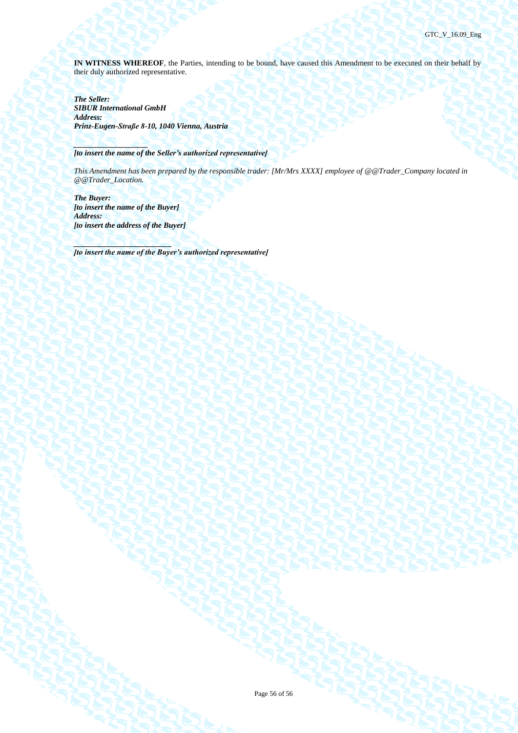**IN WITNESS WHEREOF**, the Parties, intending to be bound, have caused this Amendment to be executed on their behalf by their duly authorized representative.

***The Seller:***
***SIBUR International GmbH***
***Address:***
***Prinz-Eugen-Straße 8-10, 1040 Vienna, Austria***

_________________
***[to insert the name of the Seller's authorized representative]***

*This Amendment has been prepared by the responsible trader: [Mr/Mrs XXXX] employee of @@Trader_Company located in @@Trader_Location.*

***The Buyer:***
***[to insert the name of the Buyer]***
***Address:***
***[to insert the address of the Buyer]***

______________________
***[to insert the name of the Buyer's authorized representative]***